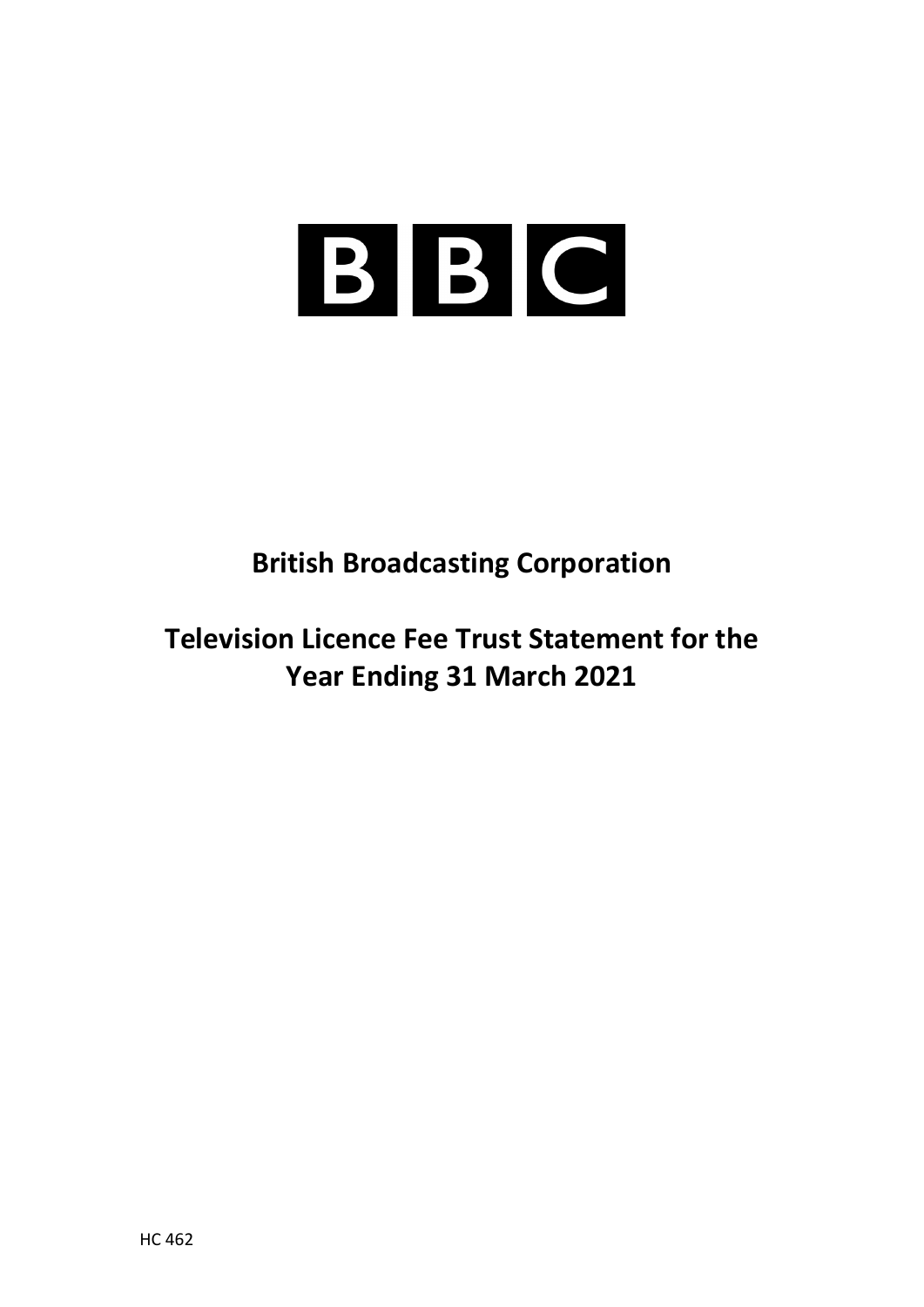BBC

# British Broadcasting Corporation

# Television Licence Fee Trust Statement for the Year Ending 31 March 2021

HC 462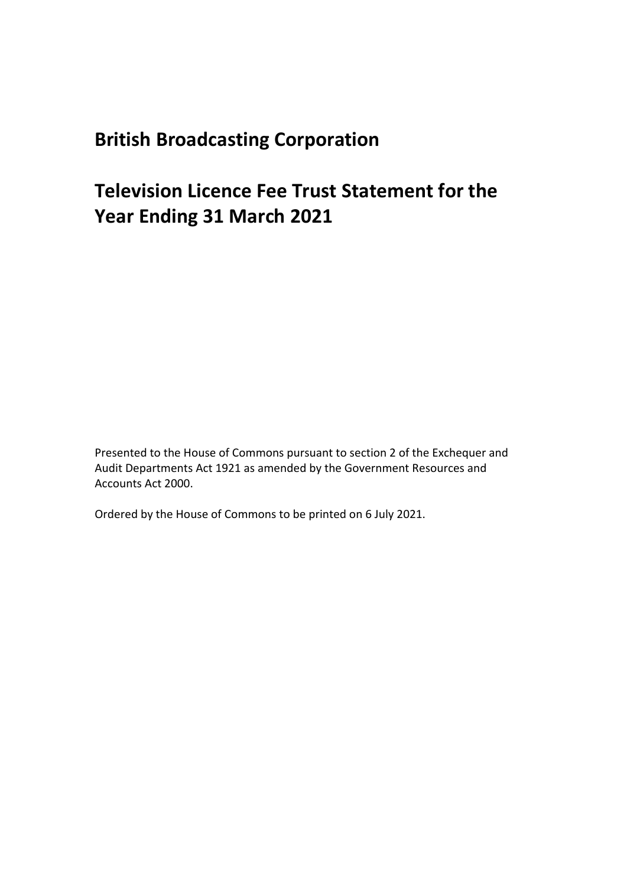# British Broadcasting Corporation

# Television Licence Fee Trust Statement for the Year Ending 31 March 2021

Presented to the House of Commons pursuant to section 2 of the Exchequer and Audit Departments Act 1921 as amended by the Government Resources and Accounts Act 2000.

Ordered by the House of Commons to be printed on 6 July 2021.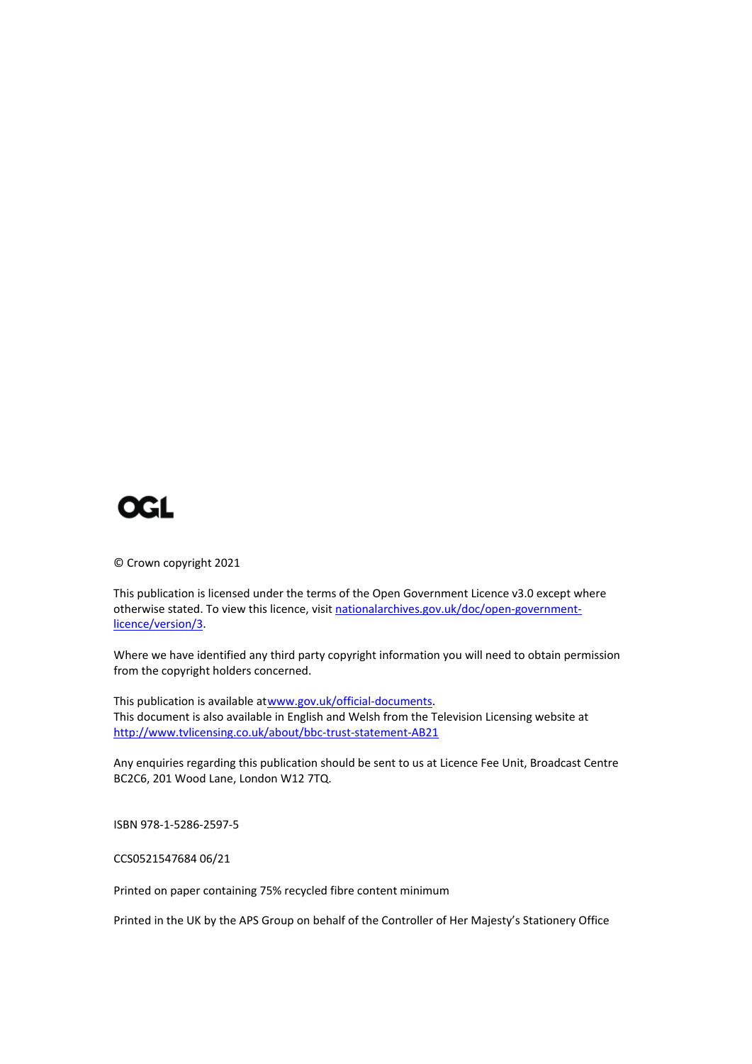OGL

© Crown copyright 2021

This publication is licensed under the terms of the Open Government Licence v3.0 except where otherwise stated. To view this licence, visit [nationalarchives.gov.uk/doc/open-government-licence/version/3](nationalarchives.gov.uk/doc/open-government-licence/version/3).

Where we have identified any third party copyright information you will need to obtain permission from the copyright holders concerned.

This publication is available at [www.gov.uk/official-documents](www.gov.uk/official-documents).
This document is also available in English and Welsh from the Television Licensing website at [http://www.tvlicensing.co.uk/about/bbc-trust-statement-AB21](http://www.tvlicensing.co.uk/about/bbc-trust-statement-AB21)

Any enquiries regarding this publication should be sent to us at Licence Fee Unit, Broadcast Centre BC2C6, 201 Wood Lane, London W12 7TQ.

ISBN 978-1-5286-2597-5

CCS0521547684 06/21

Printed on paper containing 75% recycled fibre content minimum

Printed in the UK by the APS Group on behalf of the Controller of Her Majesty's Stationery Office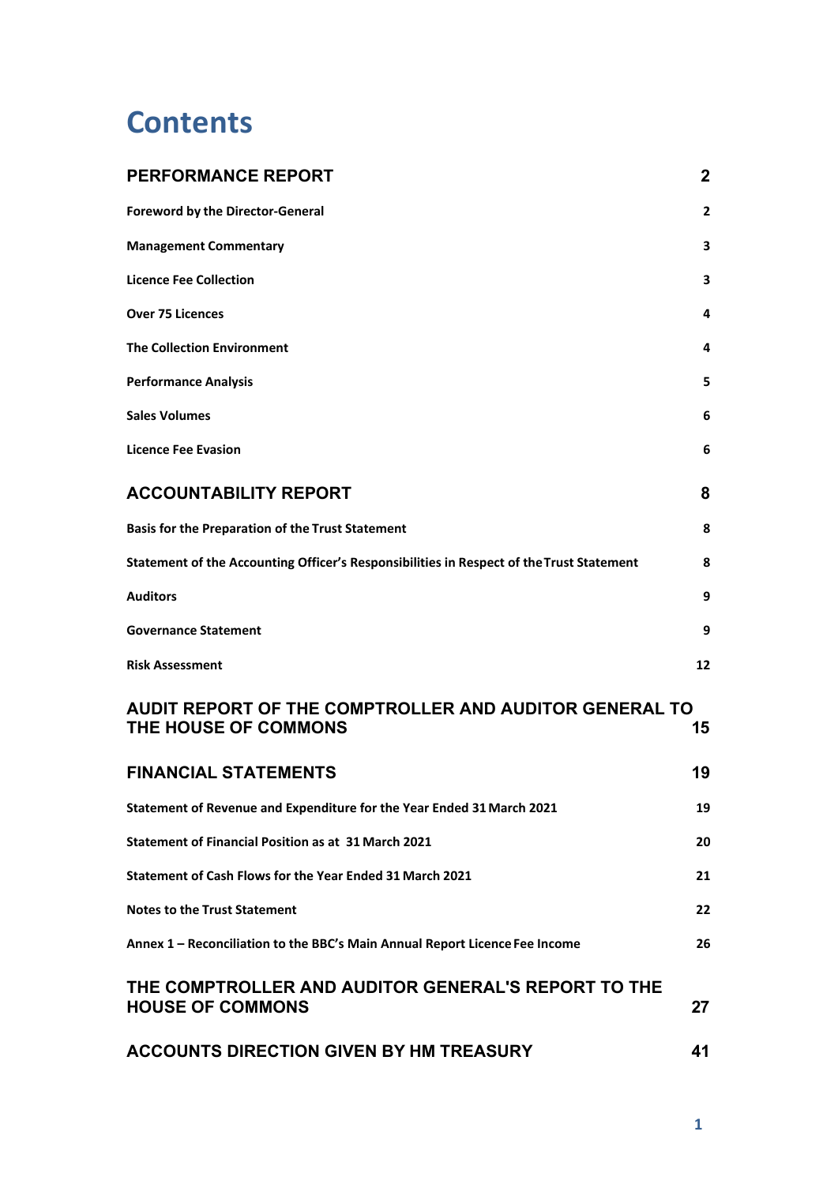# Contents

| | |
|---|---|
| **PERFORMANCE REPORT** | **2** |
| **Foreword by the Director-General** | **2** |
| **Management Commentary** | **3** |
| **Licence Fee Collection** | **3** |
| **Over 75 Licences** | **4** |
| **The Collection Environment** | **4** |
| **Performance Analysis** | **5** |
| **Sales Volumes** | **6** |
| **Licence Fee Evasion** | **6** |
| **ACCOUNTABILITY REPORT** | **8** |
| **Basis for the Preparation of the Trust Statement** | **8** |
| **Statement of the Accounting Officer's Responsibilities in Respect of the Trust Statement** | **8** |
| **Auditors** | **9** |
| **Governance Statement** | **9** |
| **Risk Assessment** | **12** |
| **AUDIT REPORT OF THE COMPTROLLER AND AUDITOR GENERAL TO THE HOUSE OF COMMONS** | **15** |
| **FINANCIAL STATEMENTS** | **19** |
| **Statement of Revenue and Expenditure for the Year Ended 31 March 2021** | **19** |
| **Statement of Financial Position as at 31 March 2021** | **20** |
| **Statement of Cash Flows for the Year Ended 31 March 2021** | **21** |
| **Notes to the Trust Statement** | **22** |
| **Annex 1 – Reconciliation to the BBC's Main Annual Report Licence Fee Income** | **26** |
| **THE COMPTROLLER AND AUDITOR GENERAL'S REPORT TO THE HOUSE OF COMMONS** | **27** |
| **ACCOUNTS DIRECTION GIVEN BY HM TREASURY** | **41** |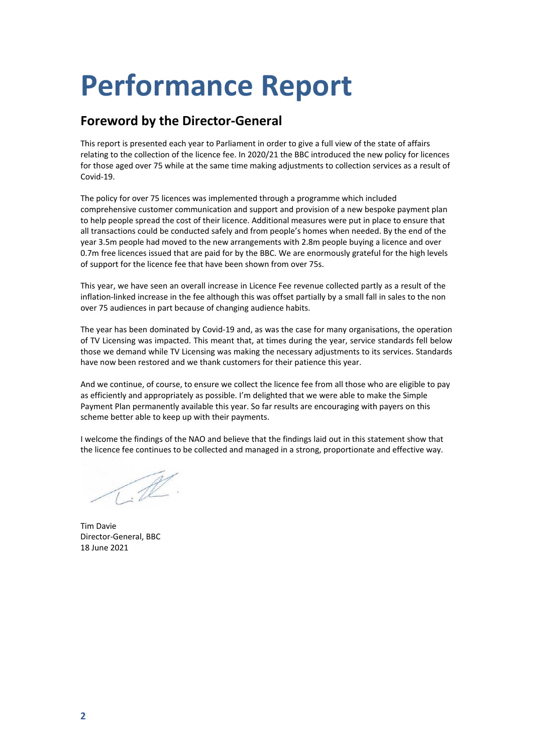# Performance Report

## Foreword by the Director-General

This report is presented each year to Parliament in order to give a full view of the state of affairs relating to the collection of the licence fee. In 2020/21 the BBC introduced the new policy for licences for those aged over 75 while at the same time making adjustments to collection services as a result of Covid-19.

The policy for over 75 licences was implemented through a programme which included comprehensive customer communication and support and provision of a new bespoke payment plan to help people spread the cost of their licence. Additional measures were put in place to ensure that all transactions could be conducted safely and from people's homes when needed. By the end of the year 3.5m people had moved to the new arrangements with 2.8m people buying a licence and over 0.7m free licences issued that are paid for by the BBC. We are enormously grateful for the high levels of support for the licence fee that have been shown from over 75s.

This year, we have seen an overall increase in Licence Fee revenue collected partly as a result of the inflation-linked increase in the fee although this was offset partially by a small fall in sales to the non over 75 audiences in part because of changing audience habits.

The year has been dominated by Covid-19 and, as was the case for many organisations, the operation of TV Licensing was impacted. This meant that, at times during the year, service standards fell below those we demand while TV Licensing was making the necessary adjustments to its services. Standards have now been restored and we thank customers for their patience this year.

And we continue, of course, to ensure we collect the licence fee from all those who are eligible to pay as efficiently and appropriately as possible. I'm delighted that we were able to make the Simple Payment Plan permanently available this year. So far results are encouraging with payers on this scheme better able to keep up with their payments.

I welcome the findings of the NAO and believe that the findings laid out in this statement show that the licence fee continues to be collected and managed in a strong, proportionate and effective way.

Tim Davie
Director-General, BBC
18 June 2021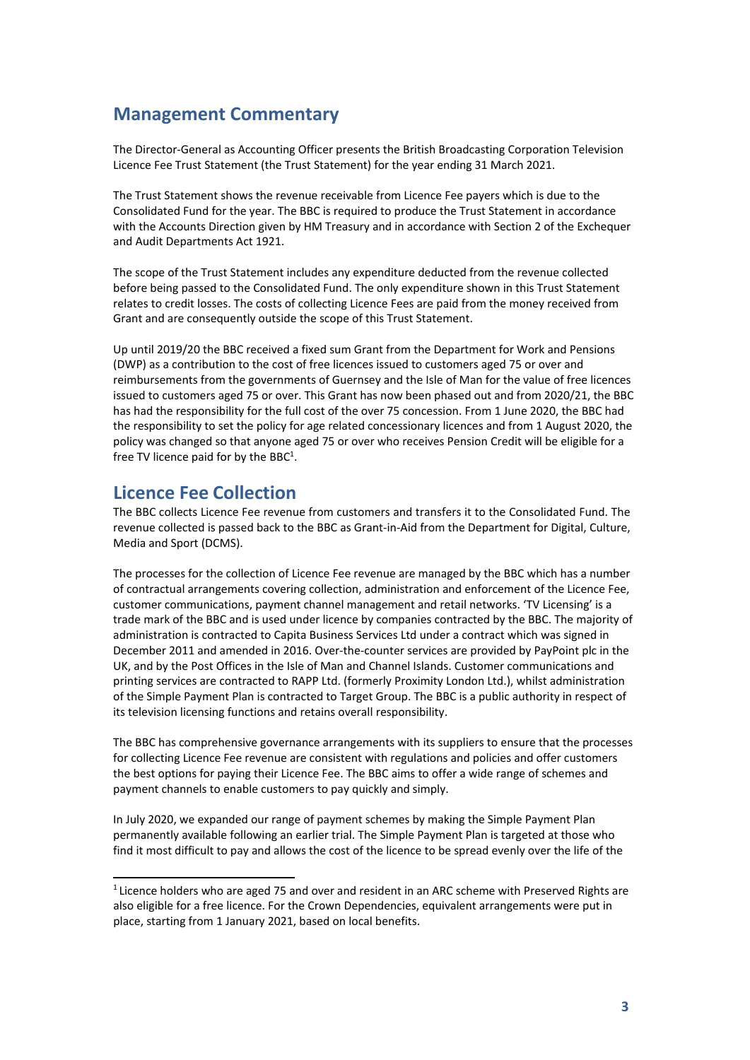## Management Commentary

The Director-General as Accounting Officer presents the British Broadcasting Corporation Television Licence Fee Trust Statement (the Trust Statement) for the year ending 31 March 2021.

The Trust Statement shows the revenue receivable from Licence Fee payers which is due to the Consolidated Fund for the year. The BBC is required to produce the Trust Statement in accordance with the Accounts Direction given by HM Treasury and in accordance with Section 2 of the Exchequer and Audit Departments Act 1921.

The scope of the Trust Statement includes any expenditure deducted from the revenue collected before being passed to the Consolidated Fund. The only expenditure shown in this Trust Statement relates to credit losses. The costs of collecting Licence Fees are paid from the money received from Grant and are consequently outside the scope of this Trust Statement.

Up until 2019/20 the BBC received a fixed sum Grant from the Department for Work and Pensions (DWP) as a contribution to the cost of free licences issued to customers aged 75 or over and reimbursements from the governments of Guernsey and the Isle of Man for the value of free licences issued to customers aged 75 or over. This Grant has now been phased out and from 2020/21, the BBC has had the responsibility for the full cost of the over 75 concession. From 1 June 2020, the BBC had the responsibility to set the policy for age related concessionary licences and from 1 August 2020, the policy was changed so that anyone aged 75 or over who receives Pension Credit will be eligible for a free TV licence paid for by the BBC[1].

## Licence Fee Collection

The BBC collects Licence Fee revenue from customers and transfers it to the Consolidated Fund. The revenue collected is passed back to the BBC as Grant-in-Aid from the Department for Digital, Culture, Media and Sport (DCMS).

The processes for the collection of Licence Fee revenue are managed by the BBC which has a number of contractual arrangements covering collection, administration and enforcement of the Licence Fee, customer communications, payment channel management and retail networks. 'TV Licensing' is a trade mark of the BBC and is used under licence by companies contracted by the BBC. The majority of administration is contracted to Capita Business Services Ltd under a contract which was signed in December 2011 and amended in 2016. Over-the-counter services are provided by PayPoint plc in the UK, and by the Post Offices in the Isle of Man and Channel Islands. Customer communications and printing services are contracted to RAPP Ltd. (formerly Proximity London Ltd.), whilst administration of the Simple Payment Plan is contracted to Target Group. The BBC is a public authority in respect of its television licensing functions and retains overall responsibility.

The BBC has comprehensive governance arrangements with its suppliers to ensure that the processes for collecting Licence Fee revenue are consistent with regulations and policies and offer customers the best options for paying their Licence Fee. The BBC aims to offer a wide range of schemes and payment channels to enable customers to pay quickly and simply.

In July 2020, we expanded our range of payment schemes by making the Simple Payment Plan permanently available following an earlier trial. The Simple Payment Plan is targeted at those who find it most difficult to pay and allows the cost of the licence to be spread evenly over the life of the

[1] Licence holders who are aged 75 and over and resident in an ARC scheme with Preserved Rights are also eligible for a free licence. For the Crown Dependencies, equivalent arrangements were put in place, starting from 1 January 2021, based on local benefits.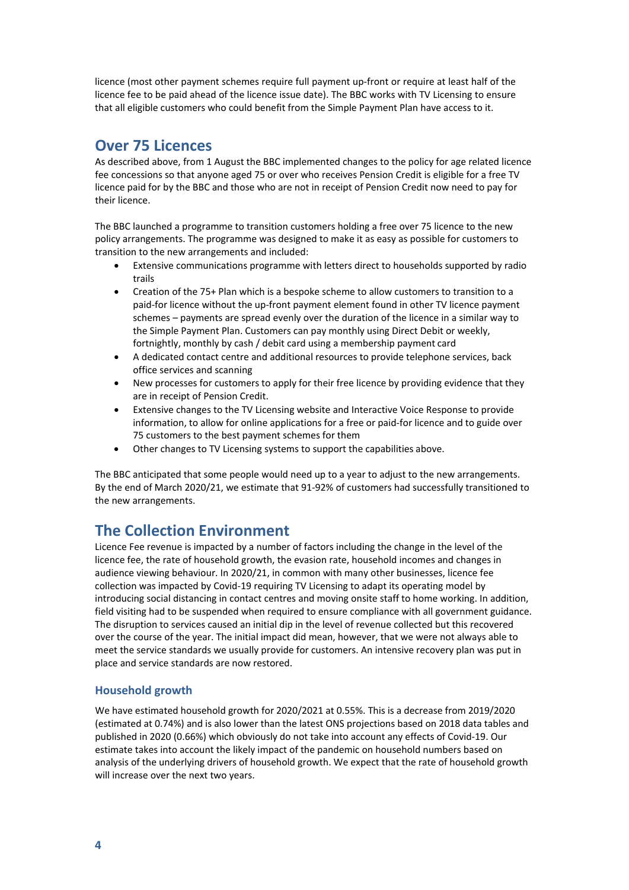licence (most other payment schemes require full payment up-front or require at least half of the licence fee to be paid ahead of the licence issue date). The BBC works with TV Licensing to ensure that all eligible customers who could benefit from the Simple Payment Plan have access to it.

## Over 75 Licences

As described above, from 1 August the BBC implemented changes to the policy for age related licence fee concessions so that anyone aged 75 or over who receives Pension Credit is eligible for a free TV licence paid for by the BBC and those who are not in receipt of Pension Credit now need to pay for their licence.

The BBC launched a programme to transition customers holding a free over 75 licence to the new policy arrangements. The programme was designed to make it as easy as possible for customers to transition to the new arrangements and included:

- Extensive communications programme with letters direct to households supported by radio trails
- Creation of the 75+ Plan which is a bespoke scheme to allow customers to transition to a paid-for licence without the up-front payment element found in other TV licence payment schemes – payments are spread evenly over the duration of the licence in a similar way to the Simple Payment Plan. Customers can pay monthly using Direct Debit or weekly, fortnightly, monthly by cash / debit card using a membership payment card
- A dedicated contact centre and additional resources to provide telephone services, back office services and scanning
- New processes for customers to apply for their free licence by providing evidence that they are in receipt of Pension Credit.
- Extensive changes to the TV Licensing website and Interactive Voice Response to provide information, to allow for online applications for a free or paid-for licence and to guide over 75 customers to the best payment schemes for them
- Other changes to TV Licensing systems to support the capabilities above.

The BBC anticipated that some people would need up to a year to adjust to the new arrangements. By the end of March 2020/21, we estimate that 91-92% of customers had successfully transitioned to the new arrangements.

## The Collection Environment

Licence Fee revenue is impacted by a number of factors including the change in the level of the licence fee, the rate of household growth, the evasion rate, household incomes and changes in audience viewing behaviour. In 2020/21, in common with many other businesses, licence fee collection was impacted by Covid-19 requiring TV Licensing to adapt its operating model by introducing social distancing in contact centres and moving onsite staff to home working. In addition, field visiting had to be suspended when required to ensure compliance with all government guidance. The disruption to services caused an initial dip in the level of revenue collected but this recovered over the course of the year. The initial impact did mean, however, that we were not always able to meet the service standards we usually provide for customers. An intensive recovery plan was put in place and service standards are now restored.

### Household growth

We have estimated household growth for 2020/2021 at 0.55%. This is a decrease from 2019/2020 (estimated at 0.74%) and is also lower than the latest ONS projections based on 2018 data tables and published in 2020 (0.66%) which obviously do not take into account any effects of Covid-19. Our estimate takes into account the likely impact of the pandemic on household numbers based on analysis of the underlying drivers of household growth. We expect that the rate of household growth will increase over the next two years.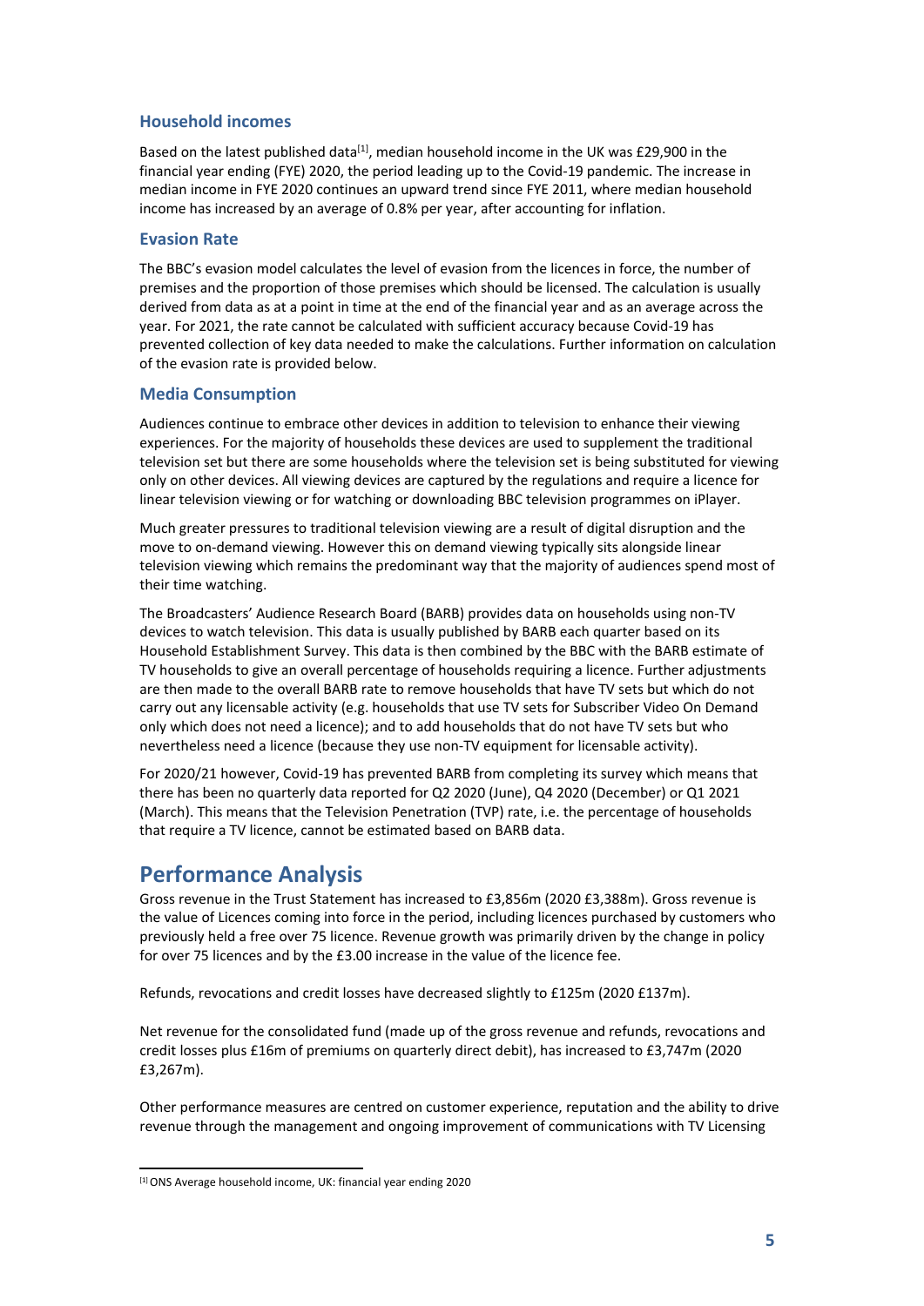### Household incomes

Based on the latest published data[1], median household income in the UK was £29,900 in the financial year ending (FYE) 2020, the period leading up to the Covid-19 pandemic. The increase in median income in FYE 2020 continues an upward trend since FYE 2011, where median household income has increased by an average of 0.8% per year, after accounting for inflation.

### Evasion Rate

The BBC's evasion model calculates the level of evasion from the licences in force, the number of premises and the proportion of those premises which should be licensed. The calculation is usually derived from data as at a point in time at the end of the financial year and as an average across the year. For 2021, the rate cannot be calculated with sufficient accuracy because Covid-19 has prevented collection of key data needed to make the calculations. Further information on calculation of the evasion rate is provided below.

### Media Consumption

Audiences continue to embrace other devices in addition to television to enhance their viewing experiences. For the majority of households these devices are used to supplement the traditional television set but there are some households where the television set is being substituted for viewing only on other devices. All viewing devices are captured by the regulations and require a licence for linear television viewing or for watching or downloading BBC television programmes on iPlayer.

Much greater pressures to traditional television viewing are a result of digital disruption and the move to on-demand viewing. However this on demand viewing typically sits alongside linear television viewing which remains the predominant way that the majority of audiences spend most of their time watching.

The Broadcasters' Audience Research Board (BARB) provides data on households using non-TV devices to watch television. This data is usually published by BARB each quarter based on its Household Establishment Survey. This data is then combined by the BBC with the BARB estimate of TV households to give an overall percentage of households requiring a licence. Further adjustments are then made to the overall BARB rate to remove households that have TV sets but which do not carry out any licensable activity (e.g. households that use TV sets for Subscriber Video On Demand only which does not need a licence); and to add households that do not have TV sets but who nevertheless need a licence (because they use non-TV equipment for licensable activity).

For 2020/21 however, Covid-19 has prevented BARB from completing its survey which means that there has been no quarterly data reported for Q2 2020 (June), Q4 2020 (December) or Q1 2021 (March). This means that the Television Penetration (TVP) rate, i.e. the percentage of households that require a TV licence, cannot be estimated based on BARB data.

## Performance Analysis

Gross revenue in the Trust Statement has increased to £3,856m (2020 £3,388m). Gross revenue is the value of Licences coming into force in the period, including licences purchased by customers who previously held a free over 75 licence. Revenue growth was primarily driven by the change in policy for over 75 licences and by the £3.00 increase in the value of the licence fee.

Refunds, revocations and credit losses have decreased slightly to £125m (2020 £137m).

Net revenue for the consolidated fund (made up of the gross revenue and refunds, revocations and credit losses plus £16m of premiums on quarterly direct debit), has increased to £3,747m (2020 £3,267m).

Other performance measures are centred on customer experience, reputation and the ability to drive revenue through the management and ongoing improvement of communications with TV Licensing

[1] ONS Average household income, UK: financial year ending 2020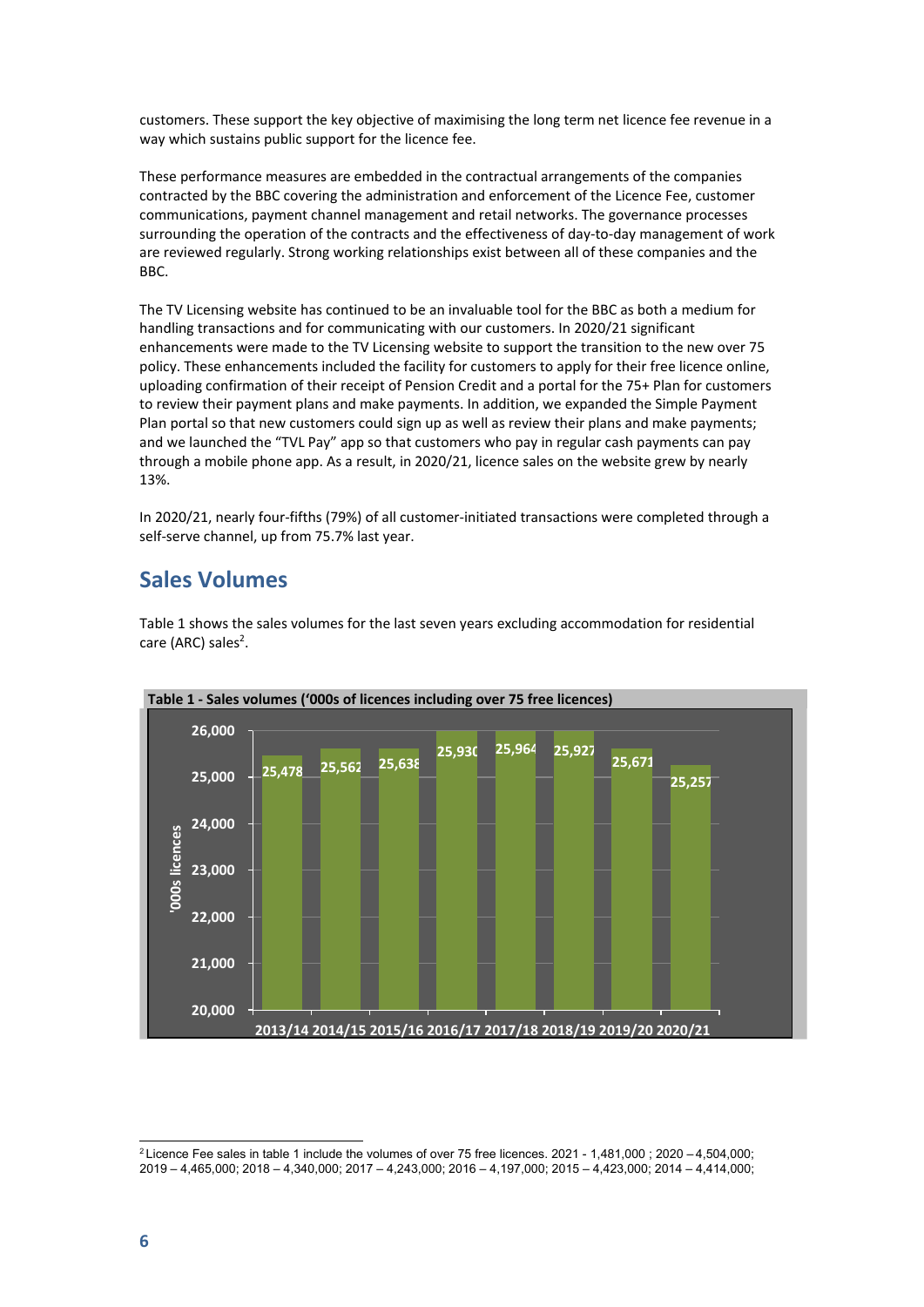customers. These support the key objective of maximising the long term net licence fee revenue in a way which sustains public support for the licence fee.

These performance measures are embedded in the contractual arrangements of the companies contracted by the BBC covering the administration and enforcement of the Licence Fee, customer communications, payment channel management and retail networks. The governance processes surrounding the operation of the contracts and the effectiveness of day-to-day management of work are reviewed regularly. Strong working relationships exist between all of these companies and the BBC.

The TV Licensing website has continued to be an invaluable tool for the BBC as both a medium for handling transactions and for communicating with our customers. In 2020/21 significant enhancements were made to the TV Licensing website to support the transition to the new over 75 policy. These enhancements included the facility for customers to apply for their free licence online, uploading confirmation of their receipt of Pension Credit and a portal for the 75+ Plan for customers to review their payment plans and make payments. In addition, we expanded the Simple Payment Plan portal so that new customers could sign up as well as review their plans and make payments; and we launched the "TVL Pay" app so that customers who pay in regular cash payments can pay through a mobile phone app. As a result, in 2020/21, licence sales on the website grew by nearly 13%.

In 2020/21, nearly four-fifths (79%) of all customer-initiated transactions were completed through a self-serve channel, up from 75.7% last year.

## Sales Volumes

Table 1 shows the sales volumes for the last seven years excluding accommodation for residential care (ARC) sales[2].

**Table 1 - Sales volumes ('000s of licences including over 75 free licences)**

| Year | '000s licences |
|---|---|
| 2013/14 | 25,478 |
| 2014/15 | 25,562 |
| 2015/16 | 25,638 |
| 2016/17 | 25,930 |
| 2017/18 | 25,964 |
| 2018/19 | 25,927 |
| 2019/20 | 25,671 |
| 2020/21 | 25,257 |

[2] Licence Fee sales in table 1 include the volumes of over 75 free licences. 2021 - 1,481,000 ; 2020 – 4,504,000; 2019 – 4,465,000; 2018 – 4,340,000; 2017 – 4,243,000; 2016 – 4,197,000; 2015 – 4,423,000; 2014 – 4,414,000;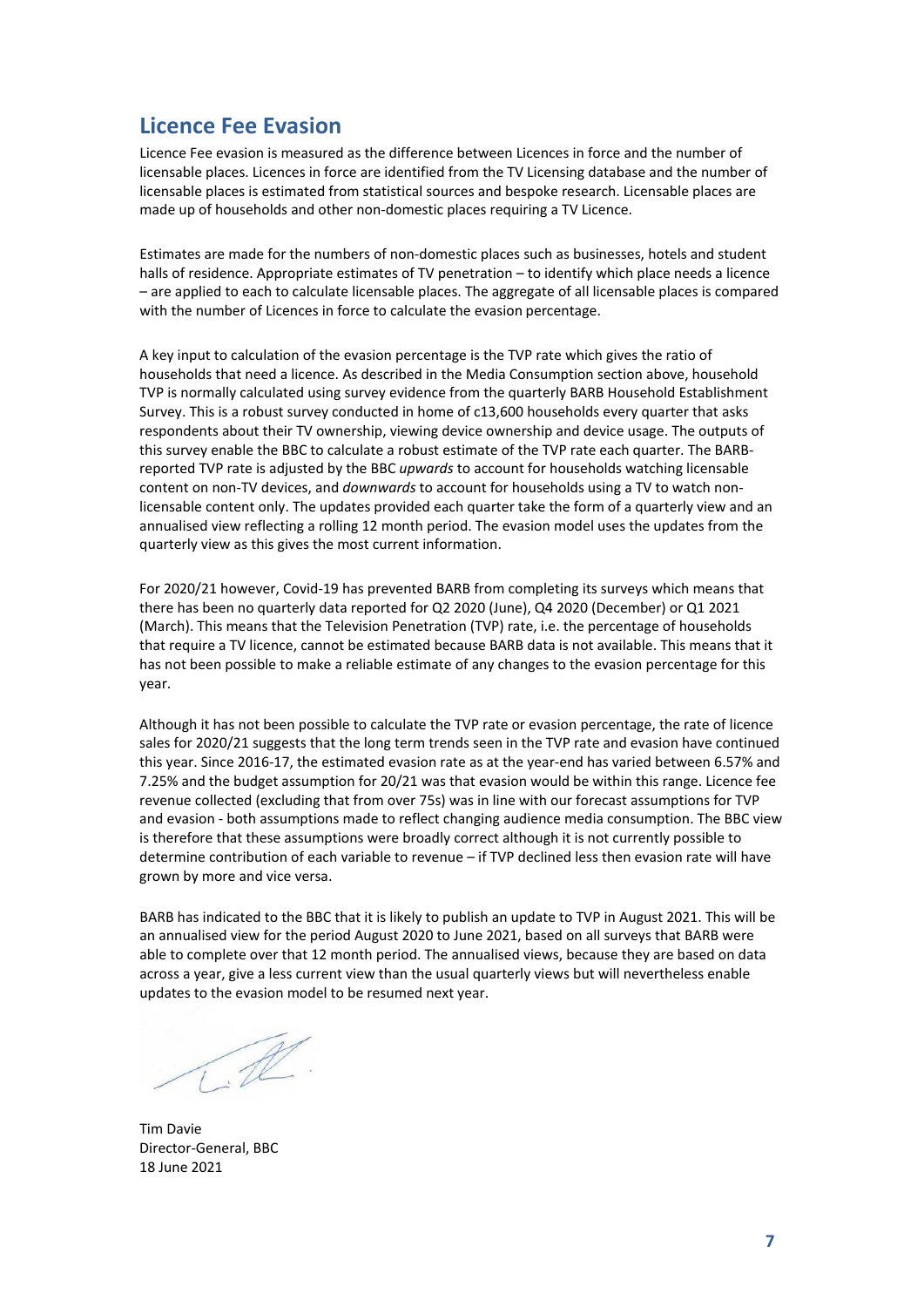## Licence Fee Evasion

Licence Fee evasion is measured as the difference between Licences in force and the number of licensable places. Licences in force are identified from the TV Licensing database and the number of licensable places is estimated from statistical sources and bespoke research. Licensable places are made up of households and other non-domestic places requiring a TV Licence.

Estimates are made for the numbers of non-domestic places such as businesses, hotels and student halls of residence. Appropriate estimates of TV penetration – to identify which place needs a licence – are applied to each to calculate licensable places. The aggregate of all licensable places is compared with the number of Licences in force to calculate the evasion percentage.

A key input to calculation of the evasion percentage is the TVP rate which gives the ratio of households that need a licence. As described in the Media Consumption section above, household TVP is normally calculated using survey evidence from the quarterly BARB Household Establishment Survey. This is a robust survey conducted in home of c13,600 households every quarter that asks respondents about their TV ownership, viewing device ownership and device usage. The outputs of this survey enable the BBC to calculate a robust estimate of the TVP rate each quarter. The BARB-reported TVP rate is adjusted by the BBC *upwards* to account for households watching licensable content on non-TV devices, and *downwards* to account for households using a TV to watch non-licensable content only. The updates provided each quarter take the form of a quarterly view and an annualised view reflecting a rolling 12 month period. The evasion model uses the updates from the quarterly view as this gives the most current information.

For 2020/21 however, Covid-19 has prevented BARB from completing its surveys which means that there has been no quarterly data reported for Q2 2020 (June), Q4 2020 (December) or Q1 2021 (March). This means that the Television Penetration (TVP) rate, i.e. the percentage of households that require a TV licence, cannot be estimated because BARB data is not available. This means that it has not been possible to make a reliable estimate of any changes to the evasion percentage for this year.

Although it has not been possible to calculate the TVP rate or evasion percentage, the rate of licence sales for 2020/21 suggests that the long term trends seen in the TVP rate and evasion have continued this year. Since 2016-17, the estimated evasion rate as at the year-end has varied between 6.57% and 7.25% and the budget assumption for 20/21 was that evasion would be within this range. Licence fee revenue collected (excluding that from over 75s) was in line with our forecast assumptions for TVP and evasion - both assumptions made to reflect changing audience media consumption. The BBC view is therefore that these assumptions were broadly correct although it is not currently possible to determine contribution of each variable to revenue – if TVP declined less then evasion rate will have grown by more and vice versa.

BARB has indicated to the BBC that it is likely to publish an update to TVP in August 2021. This will be an annualised view for the period August 2020 to June 2021, based on all surveys that BARB were able to complete over that 12 month period. The annualised views, because they are based on data across a year, give a less current view than the usual quarterly views but will nevertheless enable updates to the evasion model to be resumed next year.

Tim Davie
Director-General, BBC
18 June 2021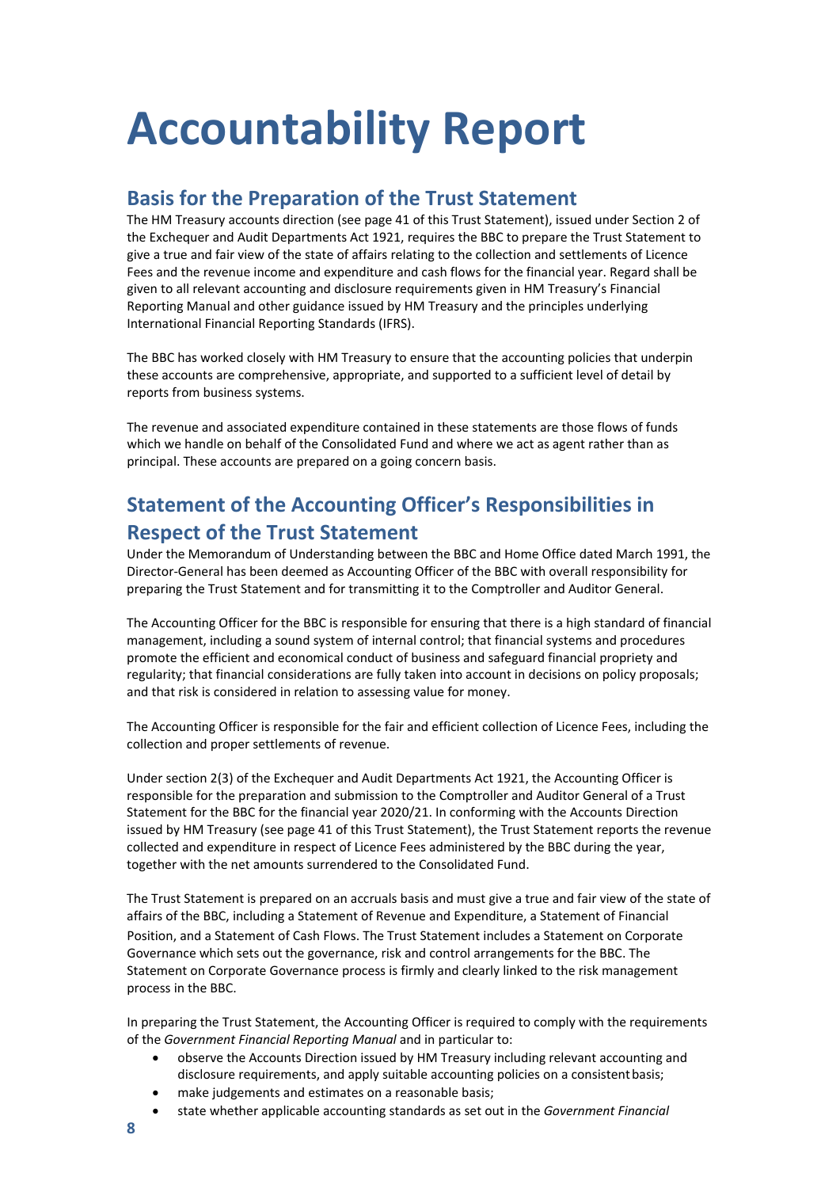# Accountability Report

## Basis for the Preparation of the Trust Statement

The HM Treasury accounts direction (see page 41 of this Trust Statement), issued under Section 2 of the Exchequer and Audit Departments Act 1921, requires the BBC to prepare the Trust Statement to give a true and fair view of the state of affairs relating to the collection and settlements of Licence Fees and the revenue income and expenditure and cash flows for the financial year. Regard shall be given to all relevant accounting and disclosure requirements given in HM Treasury's Financial Reporting Manual and other guidance issued by HM Treasury and the principles underlying International Financial Reporting Standards (IFRS).

The BBC has worked closely with HM Treasury to ensure that the accounting policies that underpin these accounts are comprehensive, appropriate, and supported to a sufficient level of detail by reports from business systems.

The revenue and associated expenditure contained in these statements are those flows of funds which we handle on behalf of the Consolidated Fund and where we act as agent rather than as principal. These accounts are prepared on a going concern basis.

## Statement of the Accounting Officer's Responsibilities in Respect of the Trust Statement

Under the Memorandum of Understanding between the BBC and Home Office dated March 1991, the Director-General has been deemed as Accounting Officer of the BBC with overall responsibility for preparing the Trust Statement and for transmitting it to the Comptroller and Auditor General.

The Accounting Officer for the BBC is responsible for ensuring that there is a high standard of financial management, including a sound system of internal control; that financial systems and procedures promote the efficient and economical conduct of business and safeguard financial propriety and regularity; that financial considerations are fully taken into account in decisions on policy proposals; and that risk is considered in relation to assessing value for money.

The Accounting Officer is responsible for the fair and efficient collection of Licence Fees, including the collection and proper settlements of revenue.

Under section 2(3) of the Exchequer and Audit Departments Act 1921, the Accounting Officer is responsible for the preparation and submission to the Comptroller and Auditor General of a Trust Statement for the BBC for the financial year 2020/21. In conforming with the Accounts Direction issued by HM Treasury (see page 41 of this Trust Statement), the Trust Statement reports the revenue collected and expenditure in respect of Licence Fees administered by the BBC during the year, together with the net amounts surrendered to the Consolidated Fund.

The Trust Statement is prepared on an accruals basis and must give a true and fair view of the state of affairs of the BBC, including a Statement of Revenue and Expenditure, a Statement of Financial Position, and a Statement of Cash Flows. The Trust Statement includes a Statement on Corporate Governance which sets out the governance, risk and control arrangements for the BBC. The Statement on Corporate Governance process is firmly and clearly linked to the risk management process in the BBC.

In preparing the Trust Statement, the Accounting Officer is required to comply with the requirements of the *Government Financial Reporting Manual* and in particular to:

- observe the Accounts Direction issued by HM Treasury including relevant accounting and disclosure requirements, and apply suitable accounting policies on a consistent basis;
- make judgements and estimates on a reasonable basis;
- state whether applicable accounting standards as set out in the *Government Financial*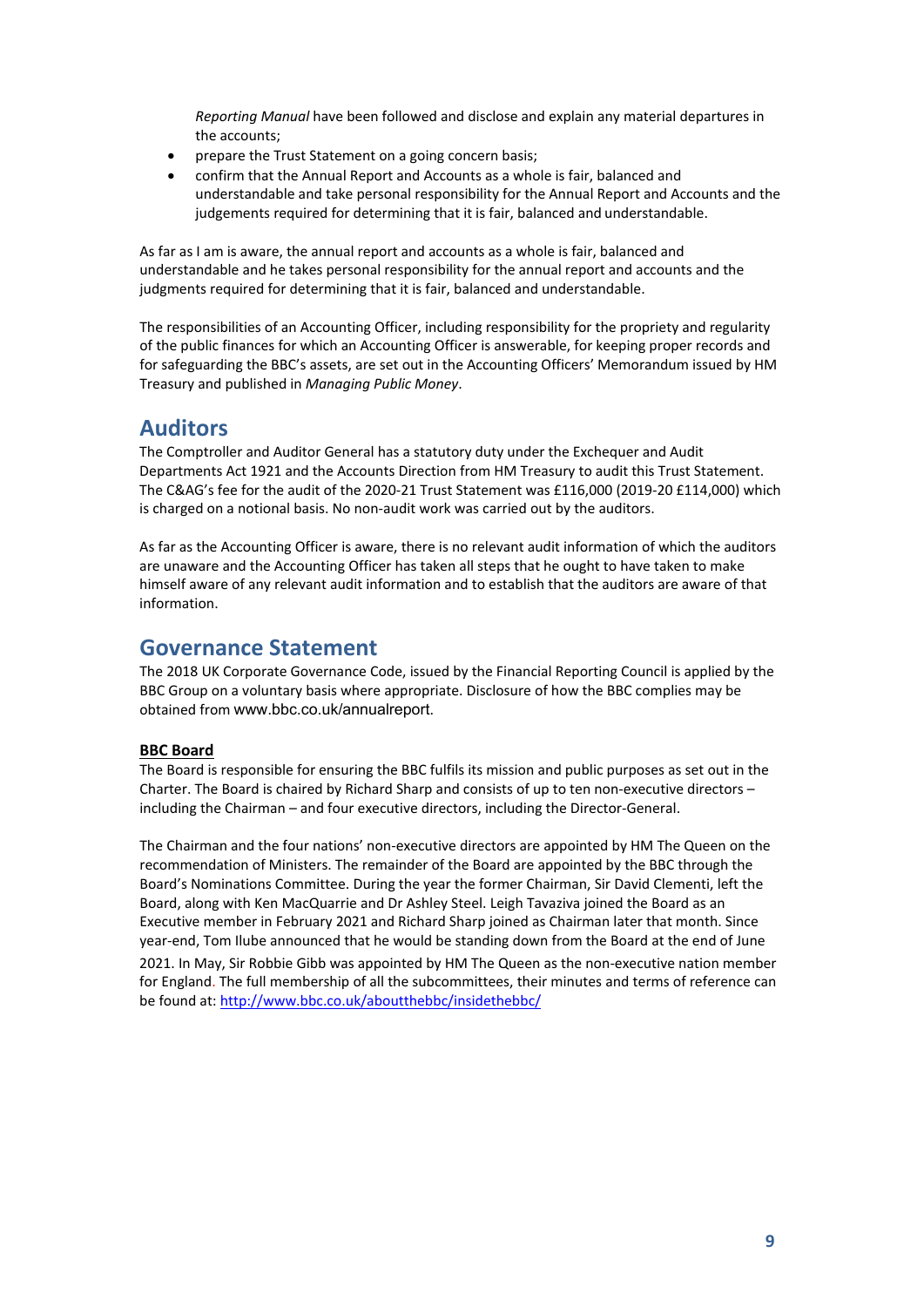*Reporting Manual* have been followed and disclose and explain any material departures in the accounts;

- prepare the Trust Statement on a going concern basis;
- confirm that the Annual Report and Accounts as a whole is fair, balanced and understandable and take personal responsibility for the Annual Report and Accounts and the judgements required for determining that it is fair, balanced and understandable.

As far as I am is aware, the annual report and accounts as a whole is fair, balanced and understandable and he takes personal responsibility for the annual report and accounts and the judgments required for determining that it is fair, balanced and understandable.

The responsibilities of an Accounting Officer, including responsibility for the propriety and regularity of the public finances for which an Accounting Officer is answerable, for keeping proper records and for safeguarding the BBC's assets, are set out in the Accounting Officers' Memorandum issued by HM Treasury and published in *Managing Public Money*.

## Auditors

The Comptroller and Auditor General has a statutory duty under the Exchequer and Audit Departments Act 1921 and the Accounts Direction from HM Treasury to audit this Trust Statement. The C&AG's fee for the audit of the 2020-21 Trust Statement was £116,000 (2019-20 £114,000) which is charged on a notional basis. No non-audit work was carried out by the auditors.

As far as the Accounting Officer is aware, there is no relevant audit information of which the auditors are unaware and the Accounting Officer has taken all steps that he ought to have taken to make himself aware of any relevant audit information and to establish that the auditors are aware of that information.

## Governance Statement

The 2018 UK Corporate Governance Code, issued by the Financial Reporting Council is applied by the BBC Group on a voluntary basis where appropriate. Disclosure of how the BBC complies may be obtained from www.bbc.co.uk/annualreport.

**BBC Board**

The Board is responsible for ensuring the BBC fulfils its mission and public purposes as set out in the Charter. The Board is chaired by Richard Sharp and consists of up to ten non-executive directors – including the Chairman – and four executive directors, including the Director-General.

The Chairman and the four nations' non-executive directors are appointed by HM The Queen on the recommendation of Ministers. The remainder of the Board are appointed by the BBC through the Board's Nominations Committee. During the year the former Chairman, Sir David Clementi, left the Board, along with Ken MacQuarrie and Dr Ashley Steel. Leigh Tavaziva joined the Board as an Executive member in February 2021 and Richard Sharp joined as Chairman later that month. Since year-end, Tom Ilube announced that he would be standing down from the Board at the end of June 2021. In May, Sir Robbie Gibb was appointed by HM The Queen as the non-executive nation member for England. The full membership of all the subcommittees, their minutes and terms of reference can be found at: http://www.bbc.co.uk/aboutthebbc/insidethebbc/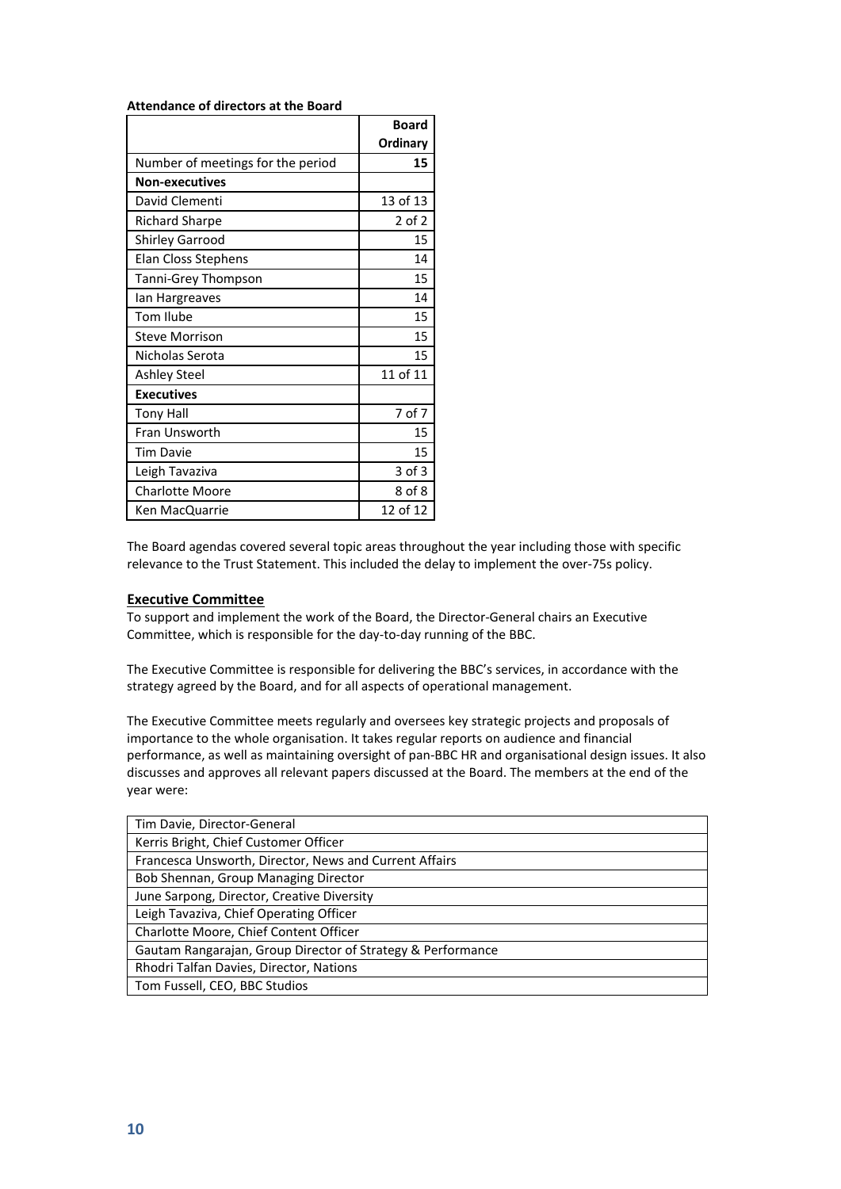**Attendance of directors at the Board**

| | Board Ordinary |
|---|---|
| Number of meetings for the period | **15** |
| **Non-executives** | |
| David Clementi | 13 of 13 |
| Richard Sharpe | 2 of 2 |
| Shirley Garrood | 15 |
| Elan Closs Stephens | 14 |
| Tanni-Grey Thompson | 15 |
| Ian Hargreaves | 14 |
| Tom Ilube | 15 |
| Steve Morrison | 15 |
| Nicholas Serota | 15 |
| Ashley Steel | 11 of 11 |
| **Executives** | |
| Tony Hall | 7 of 7 |
| Fran Unsworth | 15 |
| Tim Davie | 15 |
| Leigh Tavaziva | 3 of 3 |
| Charlotte Moore | 8 of 8 |
| Ken MacQuarrie | 12 of 12 |

The Board agendas covered several topic areas throughout the year including those with specific relevance to the Trust Statement. This included the delay to implement the over-75s policy.

## Executive Committee

To support and implement the work of the Board, the Director-General chairs an Executive Committee, which is responsible for the day-to-day running of the BBC.

The Executive Committee is responsible for delivering the BBC's services, in accordance with the strategy agreed by the Board, and for all aspects of operational management.

The Executive Committee meets regularly and oversees key strategic projects and proposals of importance to the whole organisation. It takes regular reports on audience and financial performance, as well as maintaining oversight of pan-BBC HR and organisational design issues. It also discusses and approves all relevant papers discussed at the Board. The members at the end of the year were:

| |
|---|
| Tim Davie, Director-General |
| Kerris Bright, Chief Customer Officer |
| Francesca Unsworth, Director, News and Current Affairs |
| Bob Shennan, Group Managing Director |
| June Sarpong, Director, Creative Diversity |
| Leigh Tavaziva, Chief Operating Officer |
| Charlotte Moore, Chief Content Officer |
| Gautam Rangarajan, Group Director of Strategy & Performance |
| Rhodri Talfan Davies, Director, Nations |
| Tom Fussell, CEO, BBC Studios |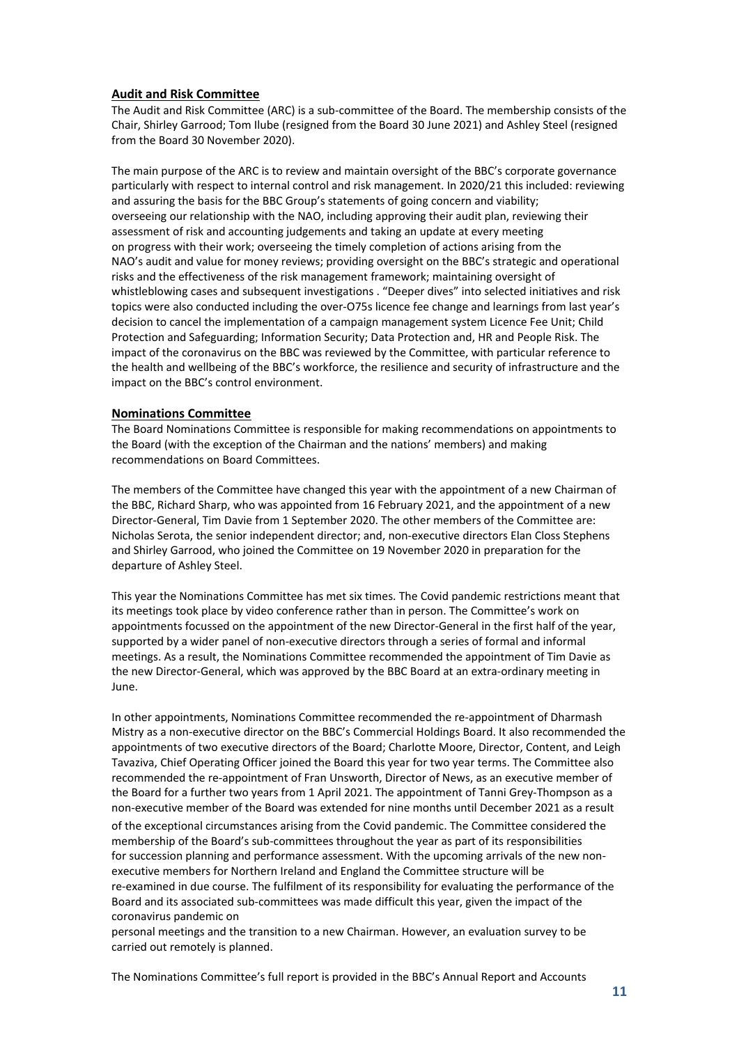## Audit and Risk Committee

The Audit and Risk Committee (ARC) is a sub-committee of the Board. The membership consists of the Chair, Shirley Garrood; Tom Ilube (resigned from the Board 30 June 2021) and Ashley Steel (resigned from the Board 30 November 2020).

The main purpose of the ARC is to review and maintain oversight of the BBC's corporate governance particularly with respect to internal control and risk management. In 2020/21 this included: reviewing and assuring the basis for the BBC Group's statements of going concern and viability; overseeing our relationship with the NAO, including approving their audit plan, reviewing their assessment of risk and accounting judgements and taking an update at every meeting on progress with their work; overseeing the timely completion of actions arising from the NAO's audit and value for money reviews; providing oversight on the BBC's strategic and operational risks and the effectiveness of the risk management framework; maintaining oversight of whistleblowing cases and subsequent investigations . "Deeper dives" into selected initiatives and risk topics were also conducted including the over-O75s licence fee change and learnings from last year's decision to cancel the implementation of a campaign management system Licence Fee Unit; Child Protection and Safeguarding; Information Security; Data Protection and, HR and People Risk. The impact of the coronavirus on the BBC was reviewed by the Committee, with particular reference to the health and wellbeing of the BBC's workforce, the resilience and security of infrastructure and the impact on the BBC's control environment.

## Nominations Committee

The Board Nominations Committee is responsible for making recommendations on appointments to the Board (with the exception of the Chairman and the nations' members) and making recommendations on Board Committees.

The members of the Committee have changed this year with the appointment of a new Chairman of the BBC, Richard Sharp, who was appointed from 16 February 2021, and the appointment of a new Director-General, Tim Davie from 1 September 2020. The other members of the Committee are: Nicholas Serota, the senior independent director; and, non-executive directors Elan Closs Stephens and Shirley Garrood, who joined the Committee on 19 November 2020 in preparation for the departure of Ashley Steel.

This year the Nominations Committee has met six times. The Covid pandemic restrictions meant that its meetings took place by video conference rather than in person. The Committee's work on appointments focussed on the appointment of the new Director-General in the first half of the year, supported by a wider panel of non-executive directors through a series of formal and informal meetings. As a result, the Nominations Committee recommended the appointment of Tim Davie as the new Director-General, which was approved by the BBC Board at an extra-ordinary meeting in June.

In other appointments, Nominations Committee recommended the re-appointment of Dharmash Mistry as a non-executive director on the BBC's Commercial Holdings Board. It also recommended the appointments of two executive directors of the Board; Charlotte Moore, Director, Content, and Leigh Tavaziva, Chief Operating Officer joined the Board this year for two year terms. The Committee also recommended the re-appointment of Fran Unsworth, Director of News, as an executive member of the Board for a further two years from 1 April 2021. The appointment of Tanni Grey-Thompson as a non-executive member of the Board was extended for nine months until December 2021 as a result of the exceptional circumstances arising from the Covid pandemic. The Committee considered the membership of the Board's sub-committees throughout the year as part of its responsibilities for succession planning and performance assessment. With the upcoming arrivals of the new non-executive members for Northern Ireland and England the Committee structure will be re-examined in due course. The fulfilment of its responsibility for evaluating the performance of the Board and its associated sub-committees was made difficult this year, given the impact of the coronavirus pandemic on personal meetings and the transition to a new Chairman. However, an evaluation survey to be carried out remotely is planned.

The Nominations Committee's full report is provided in the BBC's Annual Report and Accounts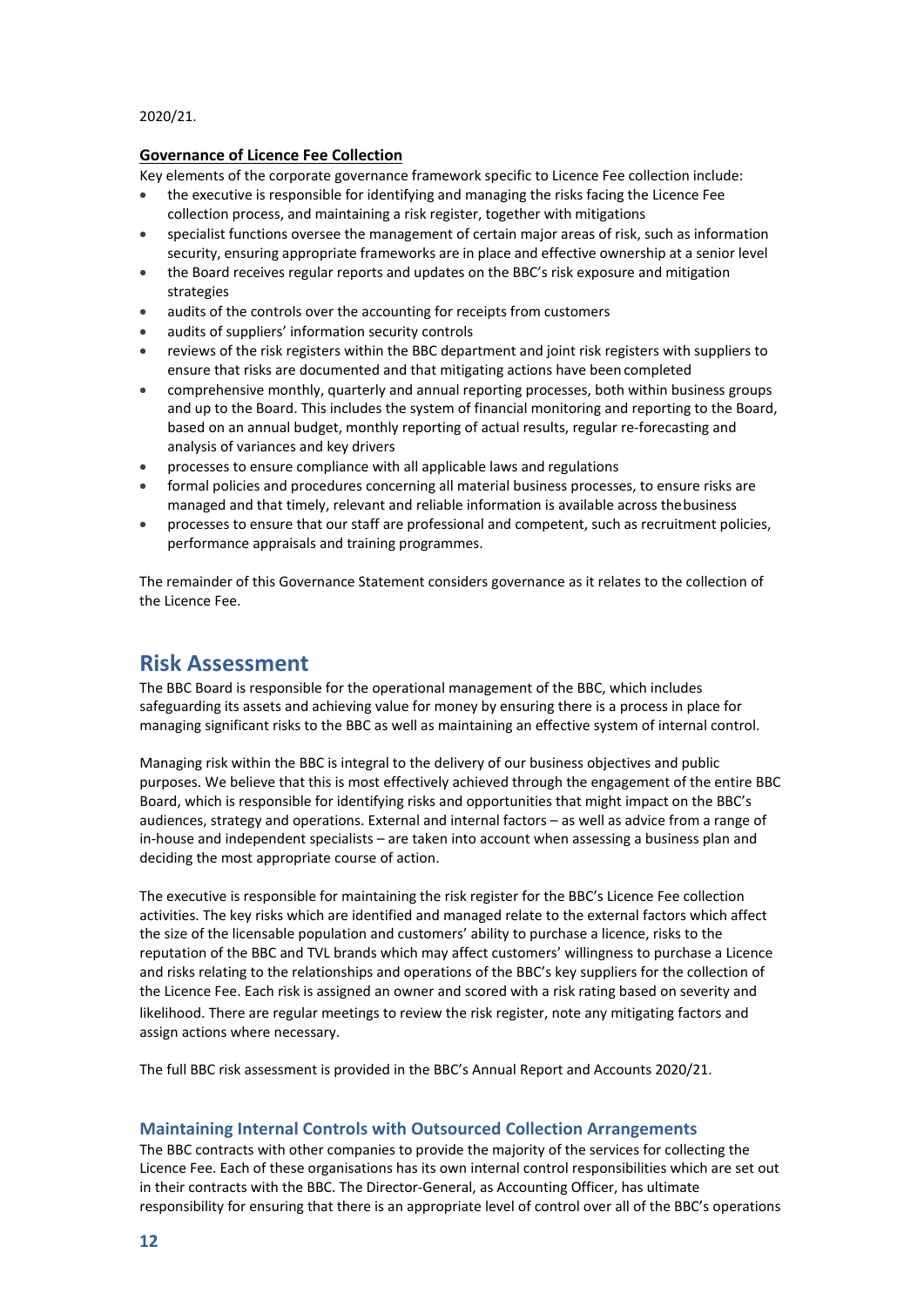2020/21.

**Governance of Licence Fee Collection**

Key elements of the corporate governance framework specific to Licence Fee collection include:

- the executive is responsible for identifying and managing the risks facing the Licence Fee collection process, and maintaining a risk register, together with mitigations
- specialist functions oversee the management of certain major areas of risk, such as information security, ensuring appropriate frameworks are in place and effective ownership at a senior level
- the Board receives regular reports and updates on the BBC's risk exposure and mitigation strategies
- audits of the controls over the accounting for receipts from customers
- audits of suppliers' information security controls
- reviews of the risk registers within the BBC department and joint risk registers with suppliers to ensure that risks are documented and that mitigating actions have been completed
- comprehensive monthly, quarterly and annual reporting processes, both within business groups and up to the Board. This includes the system of financial monitoring and reporting to the Board, based on an annual budget, monthly reporting of actual results, regular re-forecasting and analysis of variances and key drivers
- processes to ensure compliance with all applicable laws and regulations
- formal policies and procedures concerning all material business processes, to ensure risks are managed and that timely, relevant and reliable information is available across the business
- processes to ensure that our staff are professional and competent, such as recruitment policies, performance appraisals and training programmes.

The remainder of this Governance Statement considers governance as it relates to the collection of the Licence Fee.

# Risk Assessment

The BBC Board is responsible for the operational management of the BBC, which includes safeguarding its assets and achieving value for money by ensuring there is a process in place for managing significant risks to the BBC as well as maintaining an effective system of internal control.

Managing risk within the BBC is integral to the delivery of our business objectives and public purposes. We believe that this is most effectively achieved through the engagement of the entire BBC Board, which is responsible for identifying risks and opportunities that might impact on the BBC's audiences, strategy and operations. External and internal factors – as well as advice from a range of in-house and independent specialists – are taken into account when assessing a business plan and deciding the most appropriate course of action.

The executive is responsible for maintaining the risk register for the BBC's Licence Fee collection activities. The key risks which are identified and managed relate to the external factors which affect the size of the licensable population and customers' ability to purchase a licence, risks to the reputation of the BBC and TVL brands which may affect customers' willingness to purchase a Licence and risks relating to the relationships and operations of the BBC's key suppliers for the collection of the Licence Fee. Each risk is assigned an owner and scored with a risk rating based on severity and likelihood. There are regular meetings to review the risk register, note any mitigating factors and assign actions where necessary.

The full BBC risk assessment is provided in the BBC's Annual Report and Accounts 2020/21.

## Maintaining Internal Controls with Outsourced Collection Arrangements

The BBC contracts with other companies to provide the majority of the services for collecting the Licence Fee. Each of these organisations has its own internal control responsibilities which are set out in their contracts with the BBC. The Director-General, as Accounting Officer, has ultimate responsibility for ensuring that there is an appropriate level of control over all of the BBC's operations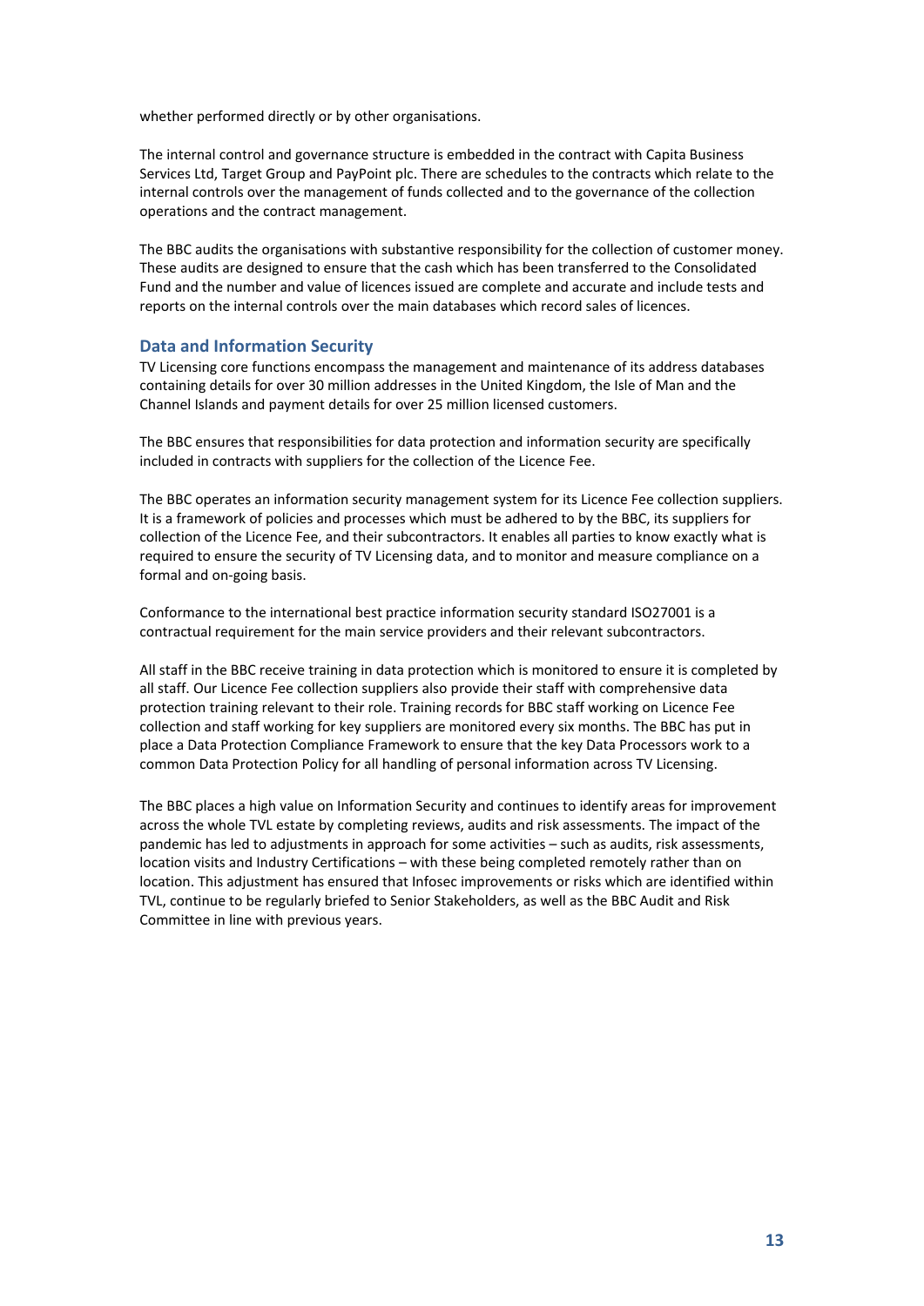whether performed directly or by other organisations.

The internal control and governance structure is embedded in the contract with Capita Business Services Ltd, Target Group and PayPoint plc. There are schedules to the contracts which relate to the internal controls over the management of funds collected and to the governance of the collection operations and the contract management.

The BBC audits the organisations with substantive responsibility for the collection of customer money. These audits are designed to ensure that the cash which has been transferred to the Consolidated Fund and the number and value of licences issued are complete and accurate and include tests and reports on the internal controls over the main databases which record sales of licences.

## Data and Information Security

TV Licensing core functions encompass the management and maintenance of its address databases containing details for over 30 million addresses in the United Kingdom, the Isle of Man and the Channel Islands and payment details for over 25 million licensed customers.

The BBC ensures that responsibilities for data protection and information security are specifically included in contracts with suppliers for the collection of the Licence Fee.

The BBC operates an information security management system for its Licence Fee collection suppliers. It is a framework of policies and processes which must be adhered to by the BBC, its suppliers for collection of the Licence Fee, and their subcontractors. It enables all parties to know exactly what is required to ensure the security of TV Licensing data, and to monitor and measure compliance on a formal and on-going basis.

Conformance to the international best practice information security standard ISO27001 is a contractual requirement for the main service providers and their relevant subcontractors.

All staff in the BBC receive training in data protection which is monitored to ensure it is completed by all staff. Our Licence Fee collection suppliers also provide their staff with comprehensive data protection training relevant to their role. Training records for BBC staff working on Licence Fee collection and staff working for key suppliers are monitored every six months. The BBC has put in place a Data Protection Compliance Framework to ensure that the key Data Processors work to a common Data Protection Policy for all handling of personal information across TV Licensing.

The BBC places a high value on Information Security and continues to identify areas for improvement across the whole TVL estate by completing reviews, audits and risk assessments. The impact of the pandemic has led to adjustments in approach for some activities – such as audits, risk assessments, location visits and Industry Certifications – with these being completed remotely rather than on location. This adjustment has ensured that Infosec improvements or risks which are identified within TVL, continue to be regularly briefed to Senior Stakeholders, as well as the BBC Audit and Risk Committee in line with previous years.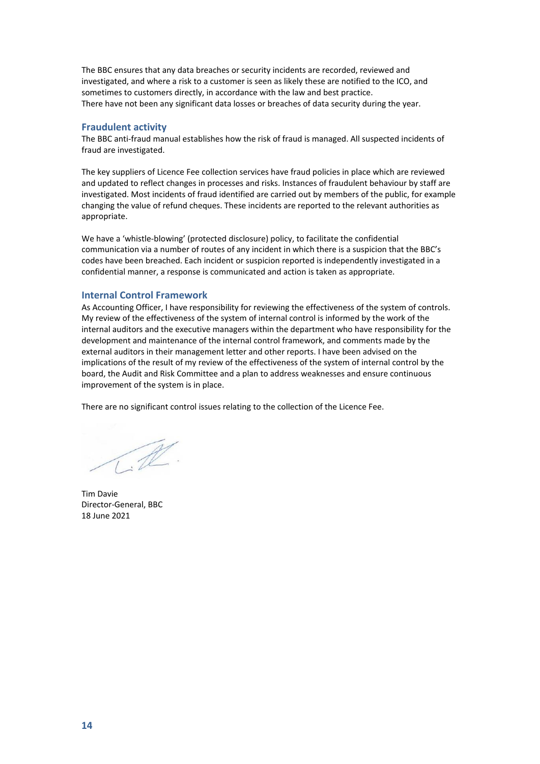The BBC ensures that any data breaches or security incidents are recorded, reviewed and investigated, and where a risk to a customer is seen as likely these are notified to the ICO, and sometimes to customers directly, in accordance with the law and best practice.
There have not been any significant data losses or breaches of data security during the year.

## Fraudulent activity

The BBC anti-fraud manual establishes how the risk of fraud is managed. All suspected incidents of fraud are investigated.

The key suppliers of Licence Fee collection services have fraud policies in place which are reviewed and updated to reflect changes in processes and risks. Instances of fraudulent behaviour by staff are investigated. Most incidents of fraud identified are carried out by members of the public, for example changing the value of refund cheques. These incidents are reported to the relevant authorities as appropriate.

We have a 'whistle-blowing' (protected disclosure) policy, to facilitate the confidential communication via a number of routes of any incident in which there is a suspicion that the BBC's codes have been breached. Each incident or suspicion reported is independently investigated in a confidential manner, a response is communicated and action is taken as appropriate.

## Internal Control Framework

As Accounting Officer, I have responsibility for reviewing the effectiveness of the system of controls. My review of the effectiveness of the system of internal control is informed by the work of the internal auditors and the executive managers within the department who have responsibility for the development and maintenance of the internal control framework, and comments made by the external auditors in their management letter and other reports. I have been advised on the implications of the result of my review of the effectiveness of the system of internal control by the board, the Audit and Risk Committee and a plan to address weaknesses and ensure continuous improvement of the system is in place.

There are no significant control issues relating to the collection of the Licence Fee.

Tim Davie
Director-General, BBC
18 June 2021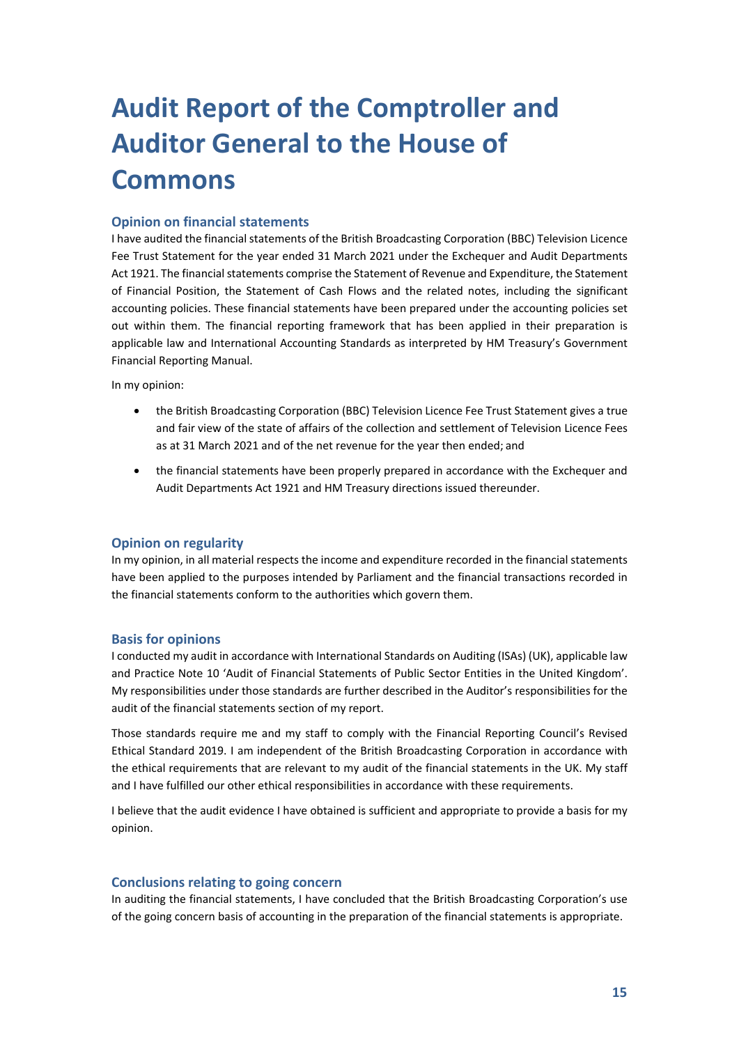# Audit Report of the Comptroller and Auditor General to the House of Commons

## Opinion on financial statements

I have audited the financial statements of the British Broadcasting Corporation (BBC) Television Licence Fee Trust Statement for the year ended 31 March 2021 under the Exchequer and Audit Departments Act 1921. The financial statements comprise the Statement of Revenue and Expenditure, the Statement of Financial Position, the Statement of Cash Flows and the related notes, including the significant accounting policies. These financial statements have been prepared under the accounting policies set out within them. The financial reporting framework that has been applied in their preparation is applicable law and International Accounting Standards as interpreted by HM Treasury's Government Financial Reporting Manual.

In my opinion:

- the British Broadcasting Corporation (BBC) Television Licence Fee Trust Statement gives a true and fair view of the state of affairs of the collection and settlement of Television Licence Fees as at 31 March 2021 and of the net revenue for the year then ended; and
- the financial statements have been properly prepared in accordance with the Exchequer and Audit Departments Act 1921 and HM Treasury directions issued thereunder.

## Opinion on regularity

In my opinion, in all material respects the income and expenditure recorded in the financial statements have been applied to the purposes intended by Parliament and the financial transactions recorded in the financial statements conform to the authorities which govern them.

## Basis for opinions

I conducted my audit in accordance with International Standards on Auditing (ISAs) (UK), applicable law and Practice Note 10 'Audit of Financial Statements of Public Sector Entities in the United Kingdom'. My responsibilities under those standards are further described in the Auditor's responsibilities for the audit of the financial statements section of my report.

Those standards require me and my staff to comply with the Financial Reporting Council's Revised Ethical Standard 2019. I am independent of the British Broadcasting Corporation in accordance with the ethical requirements that are relevant to my audit of the financial statements in the UK. My staff and I have fulfilled our other ethical responsibilities in accordance with these requirements.

I believe that the audit evidence I have obtained is sufficient and appropriate to provide a basis for my opinion.

## Conclusions relating to going concern

In auditing the financial statements, I have concluded that the British Broadcasting Corporation's use of the going concern basis of accounting in the preparation of the financial statements is appropriate.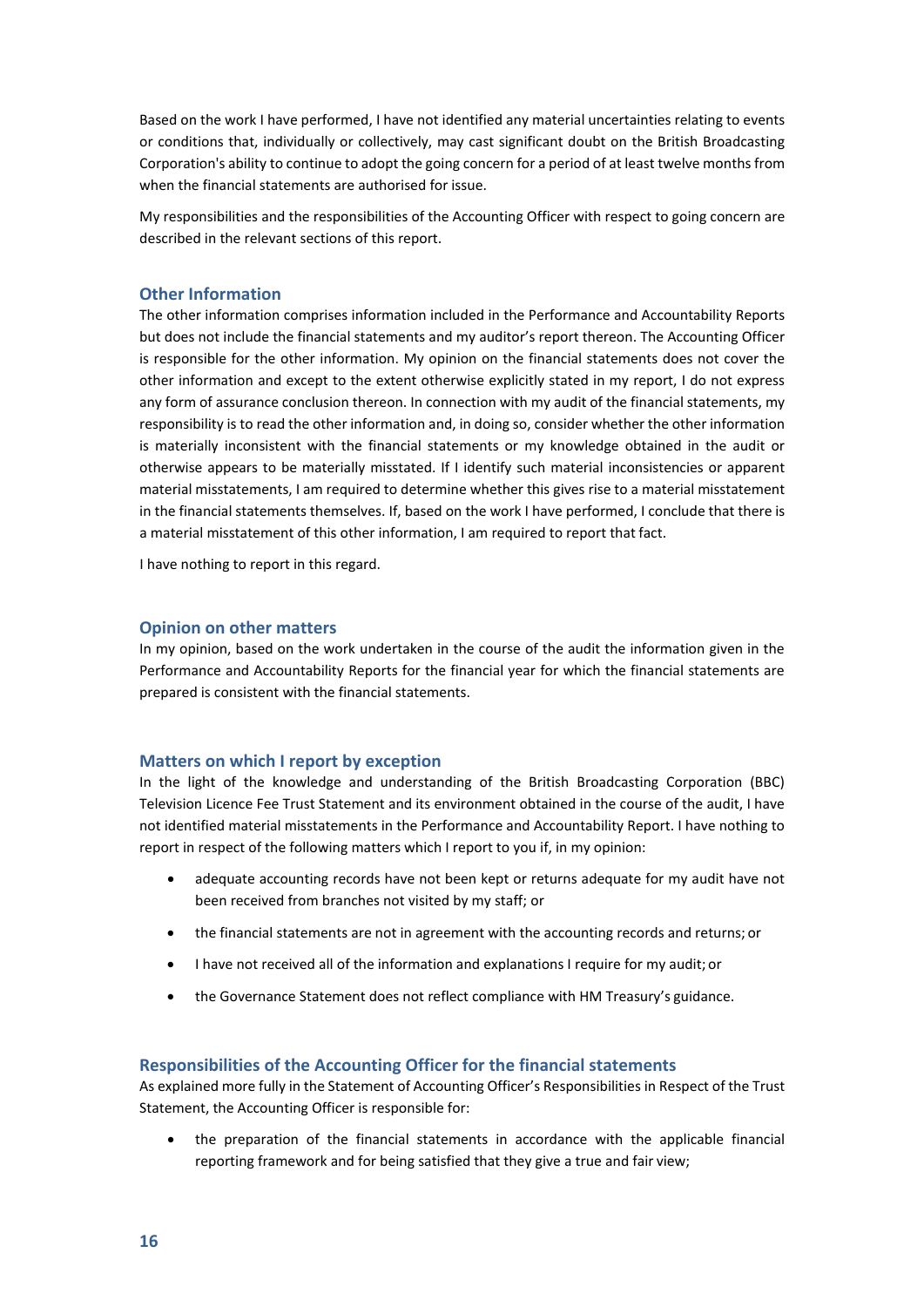Based on the work I have performed, I have not identified any material uncertainties relating to events or conditions that, individually or collectively, may cast significant doubt on the British Broadcasting Corporation's ability to continue to adopt the going concern for a period of at least twelve months from when the financial statements are authorised for issue.

My responsibilities and the responsibilities of the Accounting Officer with respect to going concern are described in the relevant sections of this report.

## Other Information

The other information comprises information included in the Performance and Accountability Reports but does not include the financial statements and my auditor's report thereon. The Accounting Officer is responsible for the other information. My opinion on the financial statements does not cover the other information and except to the extent otherwise explicitly stated in my report, I do not express any form of assurance conclusion thereon. In connection with my audit of the financial statements, my responsibility is to read the other information and, in doing so, consider whether the other information is materially inconsistent with the financial statements or my knowledge obtained in the audit or otherwise appears to be materially misstated. If I identify such material inconsistencies or apparent material misstatements, I am required to determine whether this gives rise to a material misstatement in the financial statements themselves. If, based on the work I have performed, I conclude that there is a material misstatement of this other information, I am required to report that fact.

I have nothing to report in this regard.

## Opinion on other matters

In my opinion, based on the work undertaken in the course of the audit the information given in the Performance and Accountability Reports for the financial year for which the financial statements are prepared is consistent with the financial statements.

## Matters on which I report by exception

In the light of the knowledge and understanding of the British Broadcasting Corporation (BBC) Television Licence Fee Trust Statement and its environment obtained in the course of the audit, I have not identified material misstatements in the Performance and Accountability Report. I have nothing to report in respect of the following matters which I report to you if, in my opinion:

- adequate accounting records have not been kept or returns adequate for my audit have not been received from branches not visited by my staff; or
- the financial statements are not in agreement with the accounting records and returns; or
- I have not received all of the information and explanations I require for my audit; or
- the Governance Statement does not reflect compliance with HM Treasury's guidance.

## Responsibilities of the Accounting Officer for the financial statements

As explained more fully in the Statement of Accounting Officer's Responsibilities in Respect of the Trust Statement, the Accounting Officer is responsible for:

- the preparation of the financial statements in accordance with the applicable financial reporting framework and for being satisfied that they give a true and fair view;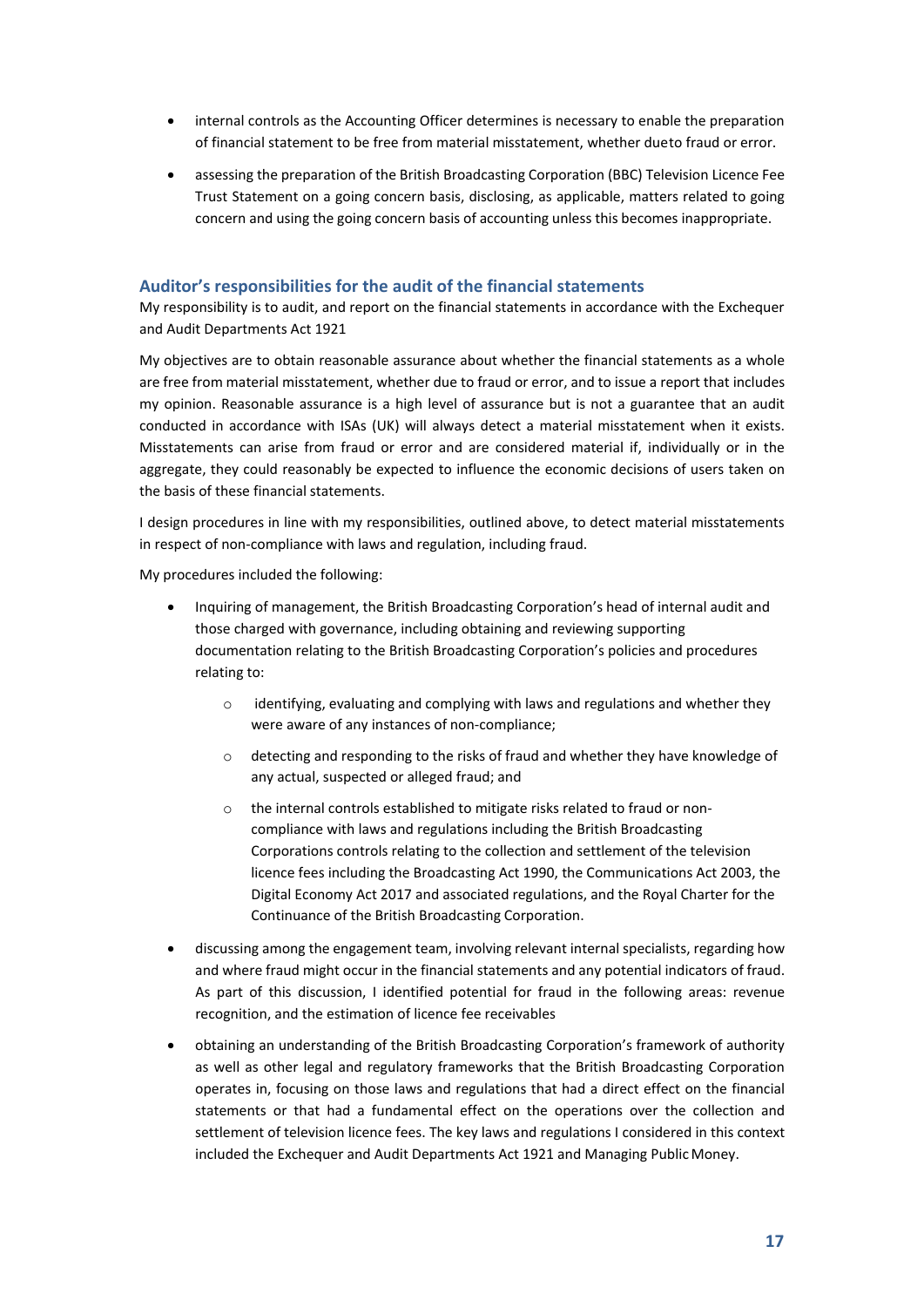- internal controls as the Accounting Officer determines is necessary to enable the preparation of financial statement to be free from material misstatement, whether dueto fraud or error.
- assessing the preparation of the British Broadcasting Corporation (BBC) Television Licence Fee Trust Statement on a going concern basis, disclosing, as applicable, matters related to going concern and using the going concern basis of accounting unless this becomes inappropriate.

## Auditor's responsibilities for the audit of the financial statements

My responsibility is to audit, and report on the financial statements in accordance with the Exchequer and Audit Departments Act 1921

My objectives are to obtain reasonable assurance about whether the financial statements as a whole are free from material misstatement, whether due to fraud or error, and to issue a report that includes my opinion. Reasonable assurance is a high level of assurance but is not a guarantee that an audit conducted in accordance with ISAs (UK) will always detect a material misstatement when it exists. Misstatements can arise from fraud or error and are considered material if, individually or in the aggregate, they could reasonably be expected to influence the economic decisions of users taken on the basis of these financial statements.

I design procedures in line with my responsibilities, outlined above, to detect material misstatements in respect of non-compliance with laws and regulation, including fraud.

My procedures included the following:

- Inquiring of management, the British Broadcasting Corporation's head of internal audit and those charged with governance, including obtaining and reviewing supporting documentation relating to the British Broadcasting Corporation's policies and procedures relating to:
  - identifying, evaluating and complying with laws and regulations and whether they were aware of any instances of non-compliance;
  - detecting and responding to the risks of fraud and whether they have knowledge of any actual, suspected or alleged fraud; and
  - the internal controls established to mitigate risks related to fraud or non-compliance with laws and regulations including the British Broadcasting Corporations controls relating to the collection and settlement of the television licence fees including the Broadcasting Act 1990, the Communications Act 2003, the Digital Economy Act 2017 and associated regulations, and the Royal Charter for the Continuance of the British Broadcasting Corporation.
- discussing among the engagement team, involving relevant internal specialists, regarding how and where fraud might occur in the financial statements and any potential indicators of fraud. As part of this discussion, I identified potential for fraud in the following areas: revenue recognition, and the estimation of licence fee receivables
- obtaining an understanding of the British Broadcasting Corporation's framework of authority as well as other legal and regulatory frameworks that the British Broadcasting Corporation operates in, focusing on those laws and regulations that had a direct effect on the financial statements or that had a fundamental effect on the operations over the collection and settlement of television licence fees. The key laws and regulations I considered in this context included the Exchequer and Audit Departments Act 1921 and Managing Public Money.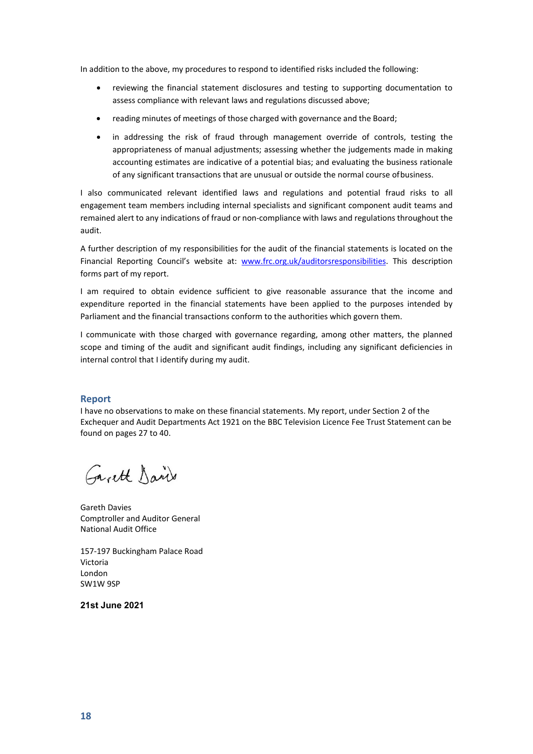In addition to the above, my procedures to respond to identified risks included the following:

- reviewing the financial statement disclosures and testing to supporting documentation to assess compliance with relevant laws and regulations discussed above;
- reading minutes of meetings of those charged with governance and the Board;
- in addressing the risk of fraud through management override of controls, testing the appropriateness of manual adjustments; assessing whether the judgements made in making accounting estimates are indicative of a potential bias; and evaluating the business rationale of any significant transactions that are unusual or outside the normal course of business.

I also communicated relevant identified laws and regulations and potential fraud risks to all engagement team members including internal specialists and significant component audit teams and remained alert to any indications of fraud or non-compliance with laws and regulations throughout the audit.

A further description of my responsibilities for the audit of the financial statements is located on the Financial Reporting Council's website at: [www.frc.org.uk/auditorsresponsibilities](www.frc.org.uk/auditorsresponsibilities). This description forms part of my report.

I am required to obtain evidence sufficient to give reasonable assurance that the income and expenditure reported in the financial statements have been applied to the purposes intended by Parliament and the financial transactions conform to the authorities which govern them.

I communicate with those charged with governance regarding, among other matters, the planned scope and timing of the audit and significant audit findings, including any significant deficiencies in internal control that I identify during my audit.

## Report

I have no observations to make on these financial statements. My report, under Section 2 of the Exchequer and Audit Departments Act 1921 on the BBC Television Licence Fee Trust Statement can be found on pages 27 to 40.

Gareth Davies
Comptroller and Auditor General
National Audit Office

157-197 Buckingham Palace Road
Victoria
London
SW1W 9SP

**21st June 2021**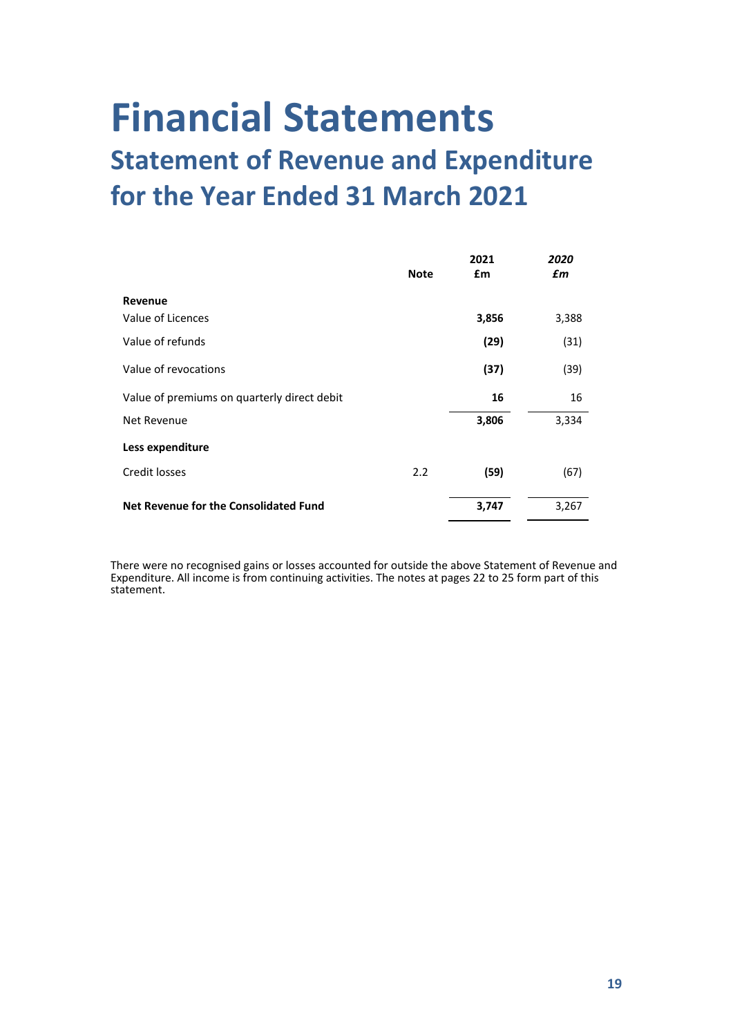# Financial Statements

## Statement of Revenue and Expenditure for the Year Ended 31 March 2021

| | Note | 2021 £m | *2020 £m* |
|---|---|---|---|
| **Revenue** | | | |
| Value of Licences | | **3,856** | 3,388 |
| Value of refunds | | **(29)** | (31) |
| Value of revocations | | **(37)** | (39) |
| Value of premiums on quarterly direct debit | | **16** | 16 |
| Net Revenue | | **3,806** | 3,334 |
| **Less expenditure** | | | |
| Credit losses | 2.2 | **(59)** | (67) |
| **Net Revenue for the Consolidated Fund** | | **3,747** | 3,267 |

There were no recognised gains or losses accounted for outside the above Statement of Revenue and Expenditure. All income is from continuing activities. The notes at pages 22 to 25 form part of this statement.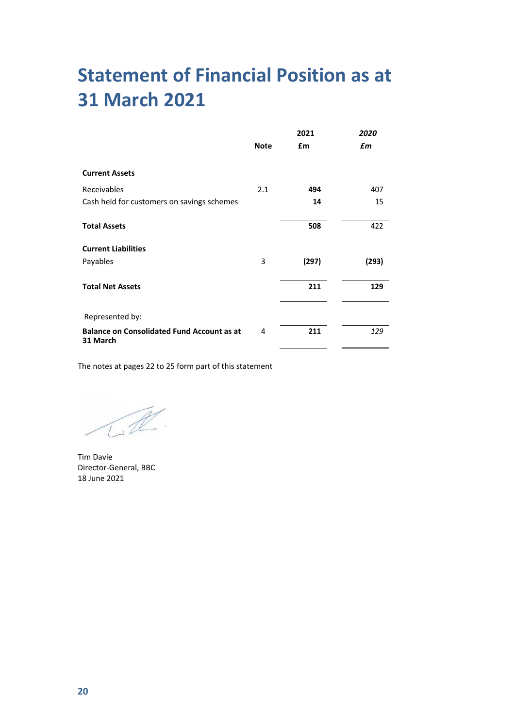# Statement of Financial Position as at 31 March 2021

| | Note | 2021<br>£m | *2020*<br>*£m* |
|---|---|---|---|
| **Current Assets** | | | |
| Receivables | 2.1 | **494** | 407 |
| Cash held for customers on savings schemes | | **14** | 15 |
| **Total Assets** | | **508** | 422 |
| **Current Liabilities** | | | |
| Payables | 3 | **(297)** | **(293)** |
| **Total Net Assets** | | **211** | **129** |
| Represented by: | | | |
| **Balance on Consolidated Fund Account as at 31 March** | 4 | **211** | *129* |

The notes at pages 22 to 25 form part of this statement

Tim Davie
Director-General, BBC
18 June 2021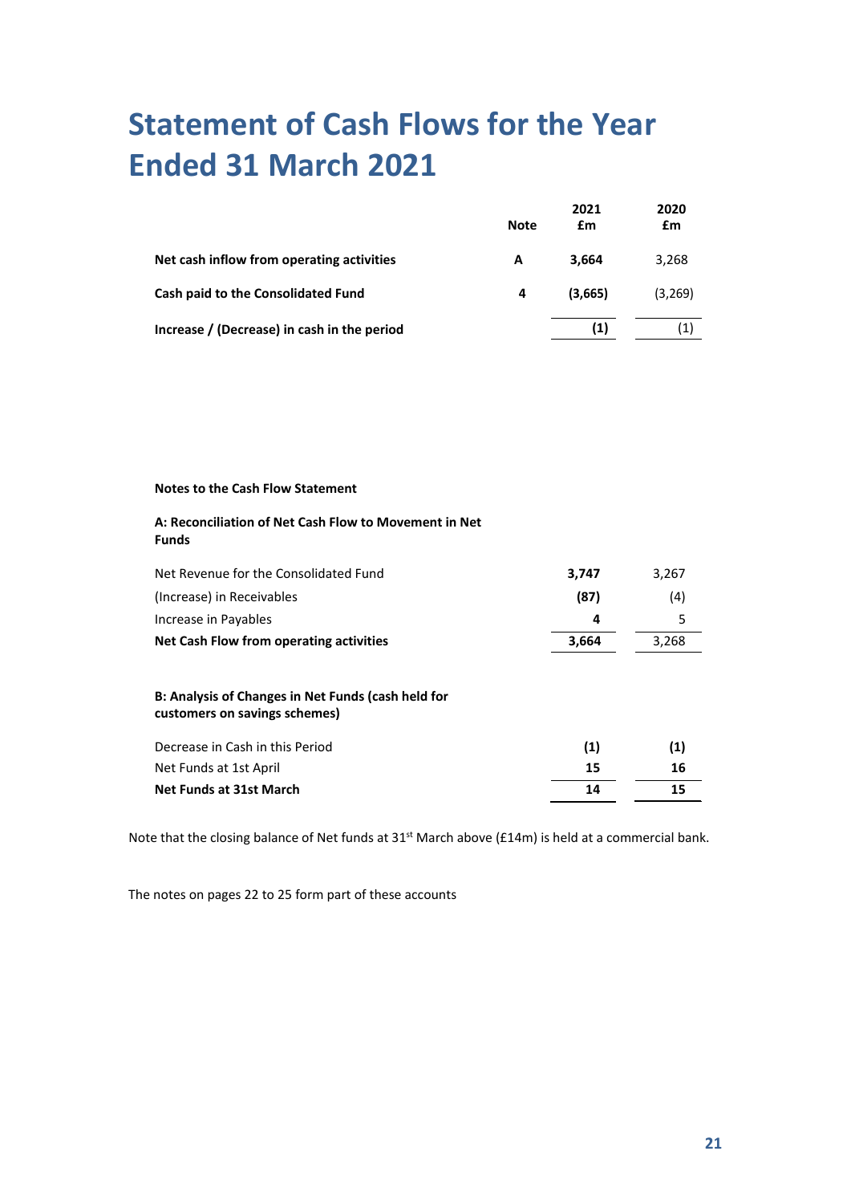# Statement of Cash Flows for the Year Ended 31 March 2021

| | Note | 2021 £m | 2020 £m |
|---|---|---|---|
| **Net cash inflow from operating activities** | **A** | **3,664** | 3,268 |
| **Cash paid to the Consolidated Fund** | **4** | **(3,665)** | (3,269) |
| **Increase / (Decrease) in cash in the period** | | **(1)** | (1) |

**Notes to the Cash Flow Statement**

**A: Reconciliation of Net Cash Flow to Movement in Net Funds**

| | 2021 £m | 2020 £m |
|---|---|---|
| Net Revenue for the Consolidated Fund | **3,747** | 3,267 |
| (Increase) in Receivables | **(87)** | (4) |
| Increase in Payables | **4** | 5 |
| **Net Cash Flow from operating activities** | **3,664** | 3,268 |

**B: Analysis of Changes in Net Funds (cash held for customers on savings schemes)**

| | 2021 £m | 2020 £m |
|---|---|---|
| Decrease in Cash in this Period | **(1)** | **(1)** |
| Net Funds at 1st April | **15** | **16** |
| **Net Funds at 31st March** | **14** | **15** |

Note that the closing balance of Net funds at 31st March above (£14m) is held at a commercial bank.

The notes on pages 22 to 25 form part of these accounts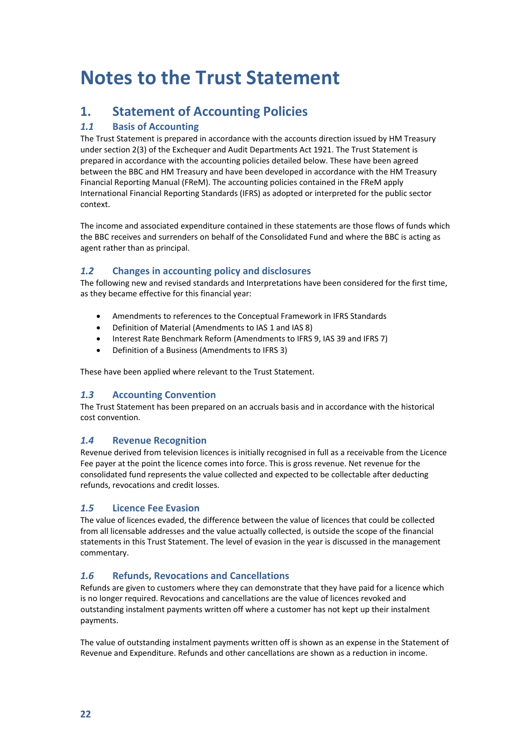# Notes to the Trust Statement

## 1. Statement of Accounting Policies

### *1.1* Basis of Accounting

The Trust Statement is prepared in accordance with the accounts direction issued by HM Treasury under section 2(3) of the Exchequer and Audit Departments Act 1921. The Trust Statement is prepared in accordance with the accounting policies detailed below. These have been agreed between the BBC and HM Treasury and have been developed in accordance with the HM Treasury Financial Reporting Manual (FReM). The accounting policies contained in the FReM apply International Financial Reporting Standards (IFRS) as adopted or interpreted for the public sector context.

The income and associated expenditure contained in these statements are those flows of funds which the BBC receives and surrenders on behalf of the Consolidated Fund and where the BBC is acting as agent rather than as principal.

### *1.2* Changes in accounting policy and disclosures

The following new and revised standards and Interpretations have been considered for the first time, as they became effective for this financial year:

- Amendments to references to the Conceptual Framework in IFRS Standards
- Definition of Material (Amendments to IAS 1 and IAS 8)
- Interest Rate Benchmark Reform (Amendments to IFRS 9, IAS 39 and IFRS 7)
- Definition of a Business (Amendments to IFRS 3)

These have been applied where relevant to the Trust Statement.

### *1.3* Accounting Convention

The Trust Statement has been prepared on an accruals basis and in accordance with the historical cost convention.

### *1.4* Revenue Recognition

Revenue derived from television licences is initially recognised in full as a receivable from the Licence Fee payer at the point the licence comes into force. This is gross revenue. Net revenue for the consolidated fund represents the value collected and expected to be collectable after deducting refunds, revocations and credit losses.

### *1.5* Licence Fee Evasion

The value of licences evaded, the difference between the value of licences that could be collected from all licensable addresses and the value actually collected, is outside the scope of the financial statements in this Trust Statement. The level of evasion in the year is discussed in the management commentary.

### *1.6* Refunds, Revocations and Cancellations

Refunds are given to customers where they can demonstrate that they have paid for a licence which is no longer required. Revocations and cancellations are the value of licences revoked and outstanding instalment payments written off where a customer has not kept up their instalment payments.

The value of outstanding instalment payments written off is shown as an expense in the Statement of Revenue and Expenditure. Refunds and other cancellations are shown as a reduction in income.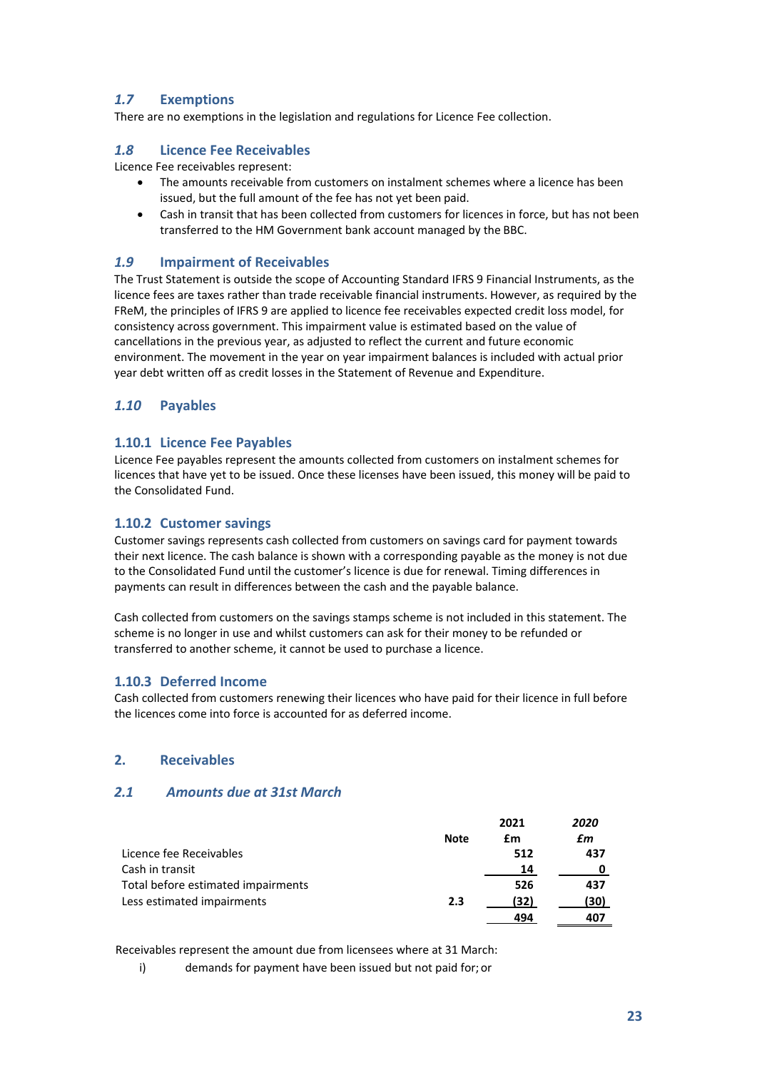### *1.7* Exemptions

There are no exemptions in the legislation and regulations for Licence Fee collection.

### *1.8* Licence Fee Receivables

Licence Fee receivables represent:

- The amounts receivable from customers on instalment schemes where a licence has been issued, but the full amount of the fee has not yet been paid.
- Cash in transit that has been collected from customers for licences in force, but has not been transferred to the HM Government bank account managed by the BBC.

### *1.9* Impairment of Receivables

The Trust Statement is outside the scope of Accounting Standard IFRS 9 Financial Instruments, as the licence fees are taxes rather than trade receivable financial instruments. However, as required by the FReM, the principles of IFRS 9 are applied to licence fee receivables expected credit loss model, for consistency across government. This impairment value is estimated based on the value of cancellations in the previous year, as adjusted to reflect the current and future economic environment. The movement in the year on year impairment balances is included with actual prior year debt written off as credit losses in the Statement of Revenue and Expenditure.

### *1.10* Payables

#### 1.10.1 Licence Fee Payables

Licence Fee payables represent the amounts collected from customers on instalment schemes for licences that have yet to be issued. Once these licenses have been issued, this money will be paid to the Consolidated Fund.

#### 1.10.2 Customer savings

Customer savings represents cash collected from customers on savings card for payment towards their next licence. The cash balance is shown with a corresponding payable as the money is not due to the Consolidated Fund until the customer's licence is due for renewal. Timing differences in payments can result in differences between the cash and the payable balance.

Cash collected from customers on the savings stamps scheme is not included in this statement. The scheme is no longer in use and whilst customers can ask for their money to be refunded or transferred to another scheme, it cannot be used to purchase a licence.

#### 1.10.3 Deferred Income

Cash collected from customers renewing their licences who have paid for their licence in full before the licences come into force is accounted for as deferred income.

## 2. Receivables

### *2.1 Amounts due at 31st March*

| | Note | 2021 £m | *2020 £m* |
|---|---|---|---|
| Licence fee Receivables | | 512 | 437 |
| Cash in transit | | 14 | 0 |
| Total before estimated impairments | | 526 | 437 |
| Less estimated impairments | 2.3 | (32) | (30) |
| | | 494 | 407 |

Receivables represent the amount due from licensees where at 31 March:

i) demands for payment have been issued but not paid for; or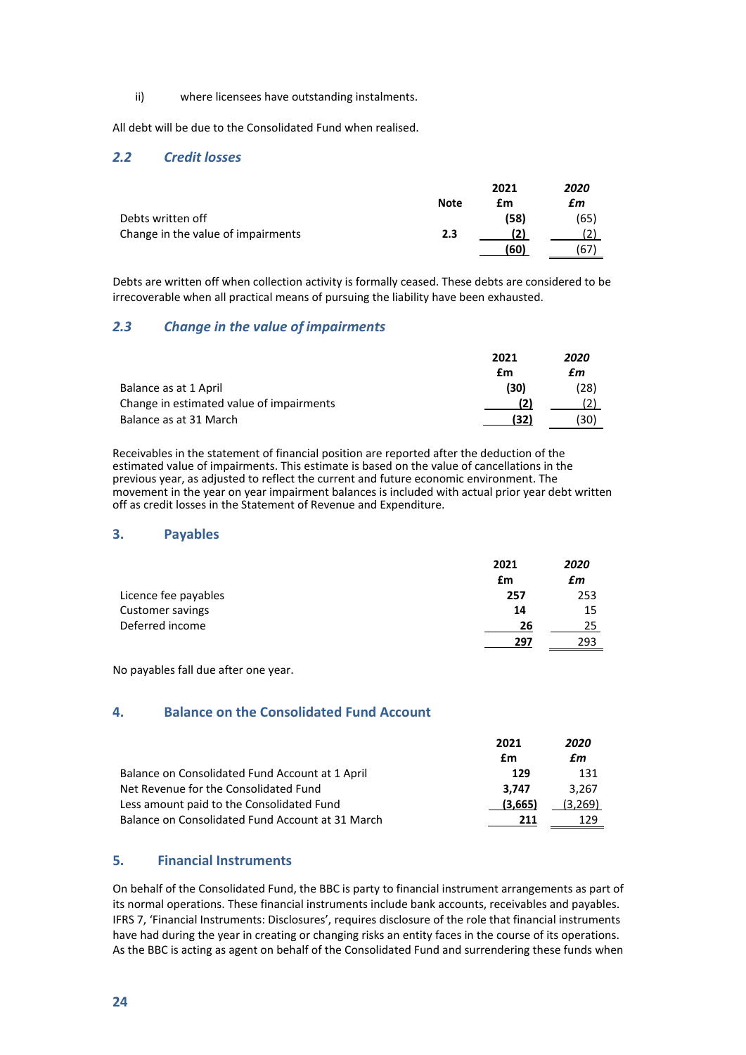ii) where licensees have outstanding instalments.

All debt will be due to the Consolidated Fund when realised.

### *2.2 Credit losses*

| | Note | 2021 £m | *2020 £m* |
|---|---|---|---|
| Debts written off | | **(58)** | (65) |
| Change in the value of impairments | 2.3 | **(2)** | (2) |
| | | **(60)** | (67) |

Debts are written off when collection activity is formally ceased. These debts are considered to be irrecoverable when all practical means of pursuing the liability have been exhausted.

### *2.3 Change in the value of impairments*

| | 2021 £m | *2020 £m* |
|---|---|---|
| Balance as at 1 April | **(30)** | (28) |
| Change in estimated value of impairments | **(2)** | (2) |
| Balance as at 31 March | **(32)** | (30) |

Receivables in the statement of financial position are reported after the deduction of the estimated value of impairments. This estimate is based on the value of cancellations in the previous year, as adjusted to reflect the current and future economic environment. The movement in the year on year impairment balances is included with actual prior year debt written off as credit losses in the Statement of Revenue and Expenditure.

## 3. Payables

| | 2021 £m | *2020 £m* |
|---|---|---|
| Licence fee payables | **257** | 253 |
| Customer savings | **14** | 15 |
| Deferred income | **26** | 25 |
| | **297** | 293 |

No payables fall due after one year.

## 4. Balance on the Consolidated Fund Account

| | 2021 £m | *2020 £m* |
|---|---|---|
| Balance on Consolidated Fund Account at 1 April | **129** | 131 |
| Net Revenue for the Consolidated Fund | **3,747** | 3,267 |
| Less amount paid to the Consolidated Fund | **(3,665)** | (3,269) |
| Balance on Consolidated Fund Account at 31 March | **211** | 129 |

## 5. Financial Instruments

On behalf of the Consolidated Fund, the BBC is party to financial instrument arrangements as part of its normal operations. These financial instruments include bank accounts, receivables and payables. IFRS 7, 'Financial Instruments: Disclosures', requires disclosure of the role that financial instruments have had during the year in creating or changing risks an entity faces in the course of its operations. As the BBC is acting as agent on behalf of the Consolidated Fund and surrendering these funds when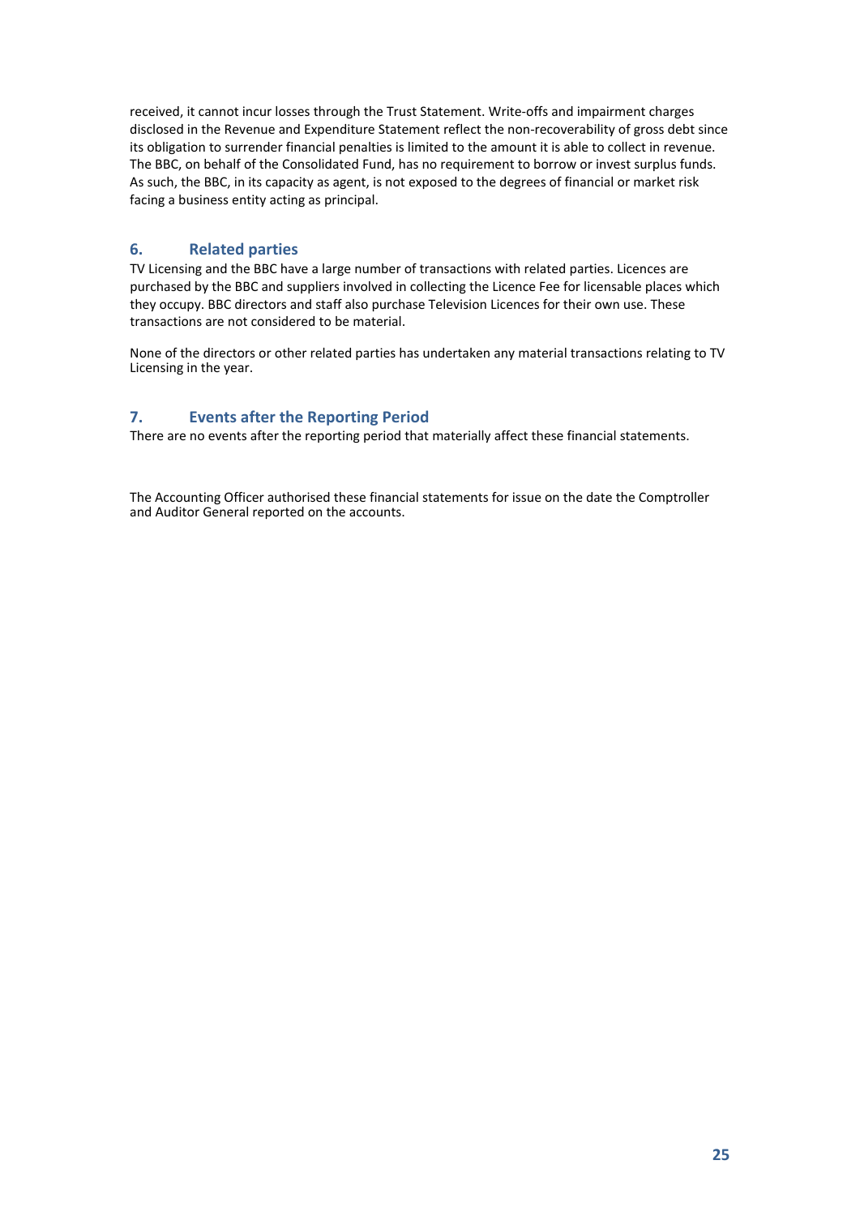received, it cannot incur losses through the Trust Statement. Write-offs and impairment charges disclosed in the Revenue and Expenditure Statement reflect the non-recoverability of gross debt since its obligation to surrender financial penalties is limited to the amount it is able to collect in revenue. The BBC, on behalf of the Consolidated Fund, has no requirement to borrow or invest surplus funds. As such, the BBC, in its capacity as agent, is not exposed to the degrees of financial or market risk facing a business entity acting as principal.

## 6. Related parties

TV Licensing and the BBC have a large number of transactions with related parties. Licences are purchased by the BBC and suppliers involved in collecting the Licence Fee for licensable places which they occupy. BBC directors and staff also purchase Television Licences for their own use. These transactions are not considered to be material.

None of the directors or other related parties has undertaken any material transactions relating to TV Licensing in the year.

## 7. Events after the Reporting Period

There are no events after the reporting period that materially affect these financial statements.

The Accounting Officer authorised these financial statements for issue on the date the Comptroller and Auditor General reported on the accounts.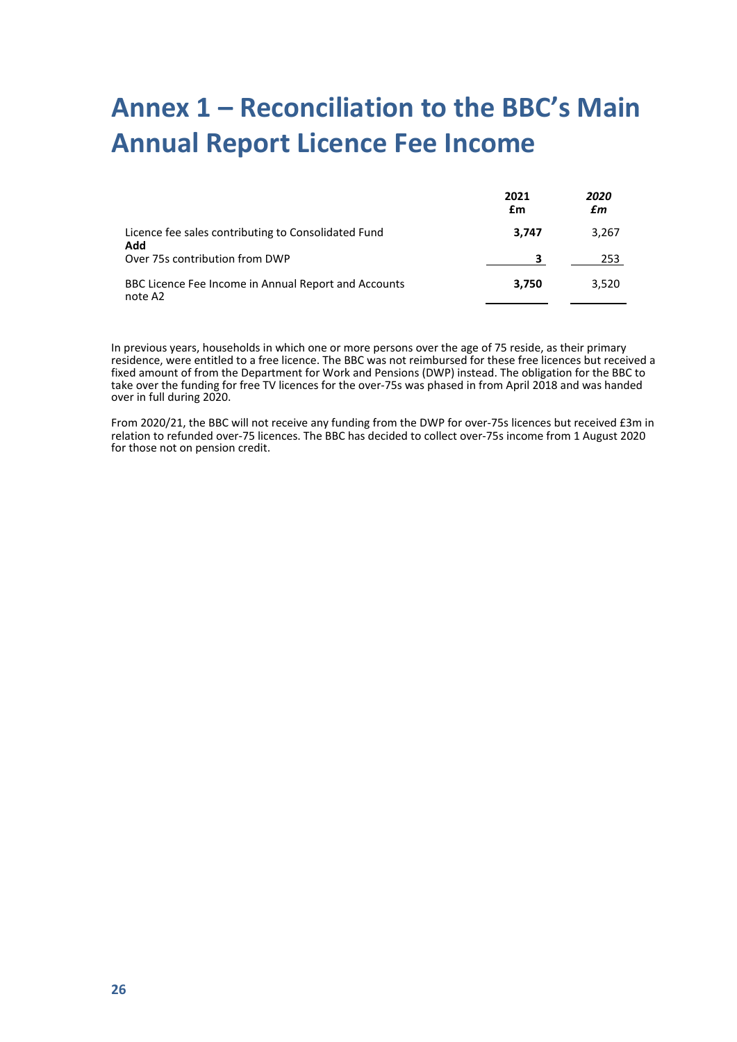# Annex 1 – Reconciliation to the BBC's Main Annual Report Licence Fee Income

| | **2021** **£m** | ***2020*** ***£m*** |
|---|---|---|
| Licence fee sales contributing to Consolidated Fund | **3,747** | 3,267 |
| **Add** | | |
| Over 75s contribution from DWP | **3** | 253 |
| BBC Licence Fee Income in Annual Report and Accounts note A2 | **3,750** | 3,520 |

In previous years, households in which one or more persons over the age of 75 reside, as their primary residence, were entitled to a free licence. The BBC was not reimbursed for these free licences but received a fixed amount of from the Department for Work and Pensions (DWP) instead. The obligation for the BBC to take over the funding for free TV licences for the over-75s was phased in from April 2018 and was handed over in full during 2020.

From 2020/21, the BBC will not receive any funding from the DWP for over-75s licences but received £3m in relation to refunded over-75 licences. The BBC has decided to collect over-75s income from 1 August 2020 for those not on pension credit.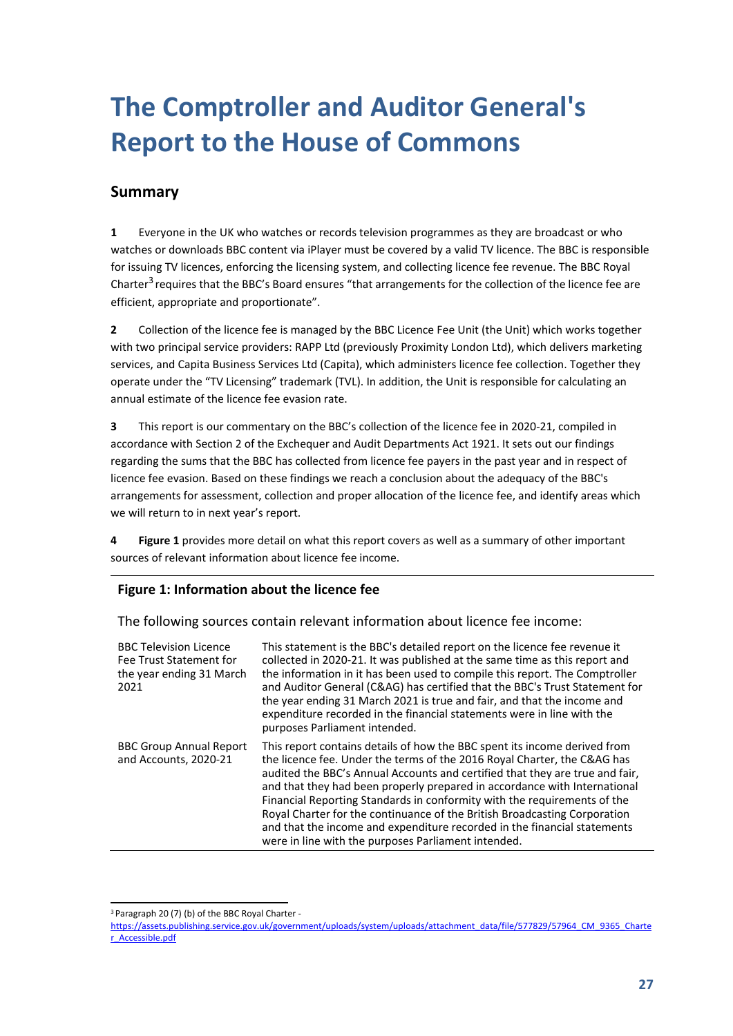# The Comptroller and Auditor General's Report to the House of Commons

## Summary

**1** Everyone in the UK who watches or records television programmes as they are broadcast or who watches or downloads BBC content via iPlayer must be covered by a valid TV licence. The BBC is responsible for issuing TV licences, enforcing the licensing system, and collecting licence fee revenue. The BBC Royal Charter[3] requires that the BBC's Board ensures "that arrangements for the collection of the licence fee are efficient, appropriate and proportionate".

**2** Collection of the licence fee is managed by the BBC Licence Fee Unit (the Unit) which works together with two principal service providers: RAPP Ltd (previously Proximity London Ltd), which delivers marketing services, and Capita Business Services Ltd (Capita), which administers licence fee collection. Together they operate under the "TV Licensing" trademark (TVL). In addition, the Unit is responsible for calculating an annual estimate of the licence fee evasion rate.

**3** This report is our commentary on the BBC's collection of the licence fee in 2020-21, compiled in accordance with Section 2 of the Exchequer and Audit Departments Act 1921. It sets out our findings regarding the sums that the BBC has collected from licence fee payers in the past year and in respect of licence fee evasion. Based on these findings we reach a conclusion about the adequacy of the BBC's arrangements for assessment, collection and proper allocation of the licence fee, and identify areas which we will return to in next year's report.

**4** **Figure 1** provides more detail on what this report covers as well as a summary of other important sources of relevant information about licence fee income.

**Figure 1: Information about the licence fee**

The following sources contain relevant information about licence fee income:

| | |
|---|---|
| BBC Television Licence Fee Trust Statement for the year ending 31 March 2021 | This statement is the BBC's detailed report on the licence fee revenue it collected in 2020-21. It was published at the same time as this report and the information in it has been used to compile this report. The Comptroller and Auditor General (C&AG) has certified that the BBC's Trust Statement for the year ending 31 March 2021 is true and fair, and that the income and expenditure recorded in the financial statements were in line with the purposes Parliament intended. |
| BBC Group Annual Report and Accounts, 2020-21 | This report contains details of how the BBC spent its income derived from the licence fee. Under the terms of the 2016 Royal Charter, the C&AG has audited the BBC's Annual Accounts and certified that they are true and fair, and that they had been properly prepared in accordance with International Financial Reporting Standards in conformity with the requirements of the Royal Charter for the continuance of the British Broadcasting Corporation and that the income and expenditure recorded in the financial statements were in line with the purposes Parliament intended. |

[3] Paragraph 20 (7) (b) of the BBC Royal Charter - https://assets.publishing.service.gov.uk/government/uploads/system/uploads/attachment_data/file/577829/57964_CM_9365_Charter_Accessible.pdf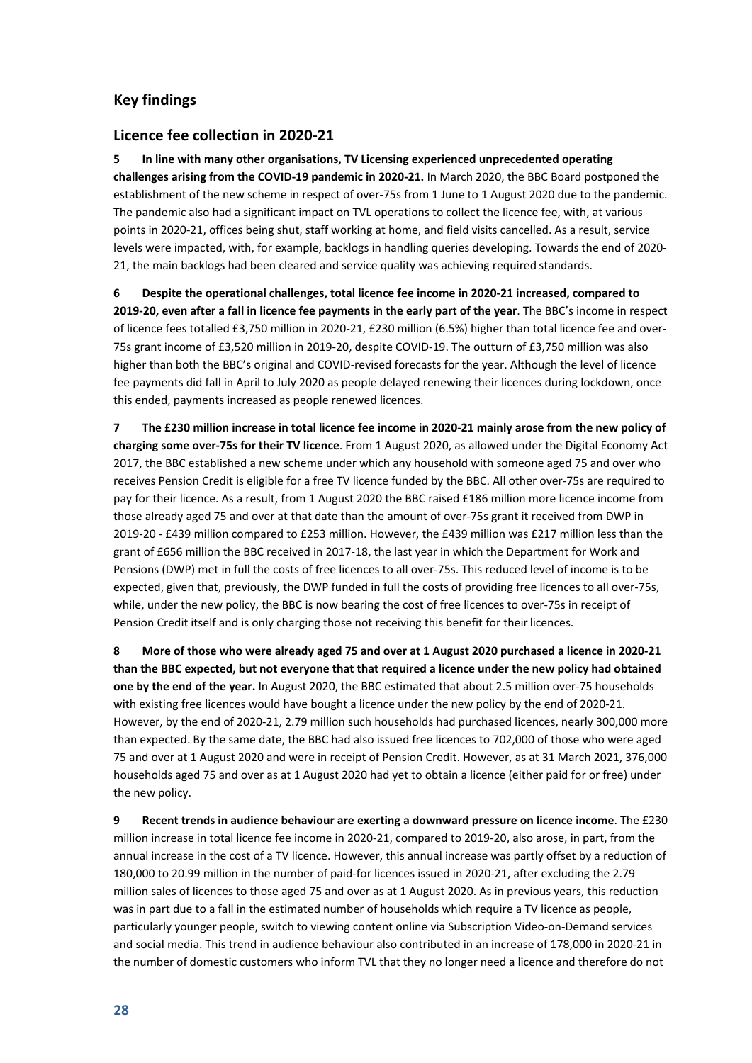## Key findings

### Licence fee collection in 2020-21

**5 In line with many other organisations, TV Licensing experienced unprecedented operating challenges arising from the COVID-19 pandemic in 2020-21.** In March 2020, the BBC Board postponed the establishment of the new scheme in respect of over-75s from 1 June to 1 August 2020 due to the pandemic. The pandemic also had a significant impact on TVL operations to collect the licence fee, with, at various points in 2020-21, offices being shut, staff working at home, and field visits cancelled. As a result, service levels were impacted, with, for example, backlogs in handling queries developing. Towards the end of 2020-21, the main backlogs had been cleared and service quality was achieving required standards.

**6 Despite the operational challenges, total licence fee income in 2020-21 increased, compared to 2019-20, even after a fall in licence fee payments in the early part of the year**. The BBC's income in respect of licence fees totalled £3,750 million in 2020-21, £230 million (6.5%) higher than total licence fee and over-75s grant income of £3,520 million in 2019-20, despite COVID-19. The outturn of £3,750 million was also higher than both the BBC's original and COVID-revised forecasts for the year. Although the level of licence fee payments did fall in April to July 2020 as people delayed renewing their licences during lockdown, once this ended, payments increased as people renewed licences.

**7 The £230 million increase in total licence fee income in 2020-21 mainly arose from the new policy of charging some over-75s for their TV licence**. From 1 August 2020, as allowed under the Digital Economy Act 2017, the BBC established a new scheme under which any household with someone aged 75 and over who receives Pension Credit is eligible for a free TV licence funded by the BBC. All other over-75s are required to pay for their licence. As a result, from 1 August 2020 the BBC raised £186 million more licence income from those already aged 75 and over at that date than the amount of over-75s grant it received from DWP in 2019-20 - £439 million compared to £253 million. However, the £439 million was £217 million less than the grant of £656 million the BBC received in 2017-18, the last year in which the Department for Work and Pensions (DWP) met in full the costs of free licences to all over-75s. This reduced level of income is to be expected, given that, previously, the DWP funded in full the costs of providing free licences to all over-75s, while, under the new policy, the BBC is now bearing the cost of free licences to over-75s in receipt of Pension Credit itself and is only charging those not receiving this benefit for their licences.

**8 More of those who were already aged 75 and over at 1 August 2020 purchased a licence in 2020-21 than the BBC expected, but not everyone that that required a licence under the new policy had obtained one by the end of the year.** In August 2020, the BBC estimated that about 2.5 million over-75 households with existing free licences would have bought a licence under the new policy by the end of 2020-21. However, by the end of 2020-21, 2.79 million such households had purchased licences, nearly 300,000 more than expected. By the same date, the BBC had also issued free licences to 702,000 of those who were aged 75 and over at 1 August 2020 and were in receipt of Pension Credit. However, as at 31 March 2021, 376,000 households aged 75 and over as at 1 August 2020 had yet to obtain a licence (either paid for or free) under the new policy.

**9 Recent trends in audience behaviour are exerting a downward pressure on licence income**. The £230 million increase in total licence fee income in 2020-21, compared to 2019-20, also arose, in part, from the annual increase in the cost of a TV licence. However, this annual increase was partly offset by a reduction of 180,000 to 20.99 million in the number of paid-for licences issued in 2020-21, after excluding the 2.79 million sales of licences to those aged 75 and over as at 1 August 2020. As in previous years, this reduction was in part due to a fall in the estimated number of households which require a TV licence as people, particularly younger people, switch to viewing content online via Subscription Video-on-Demand services and social media. This trend in audience behaviour also contributed in an increase of 178,000 in 2020-21 in the number of domestic customers who inform TVL that they no longer need a licence and therefore do not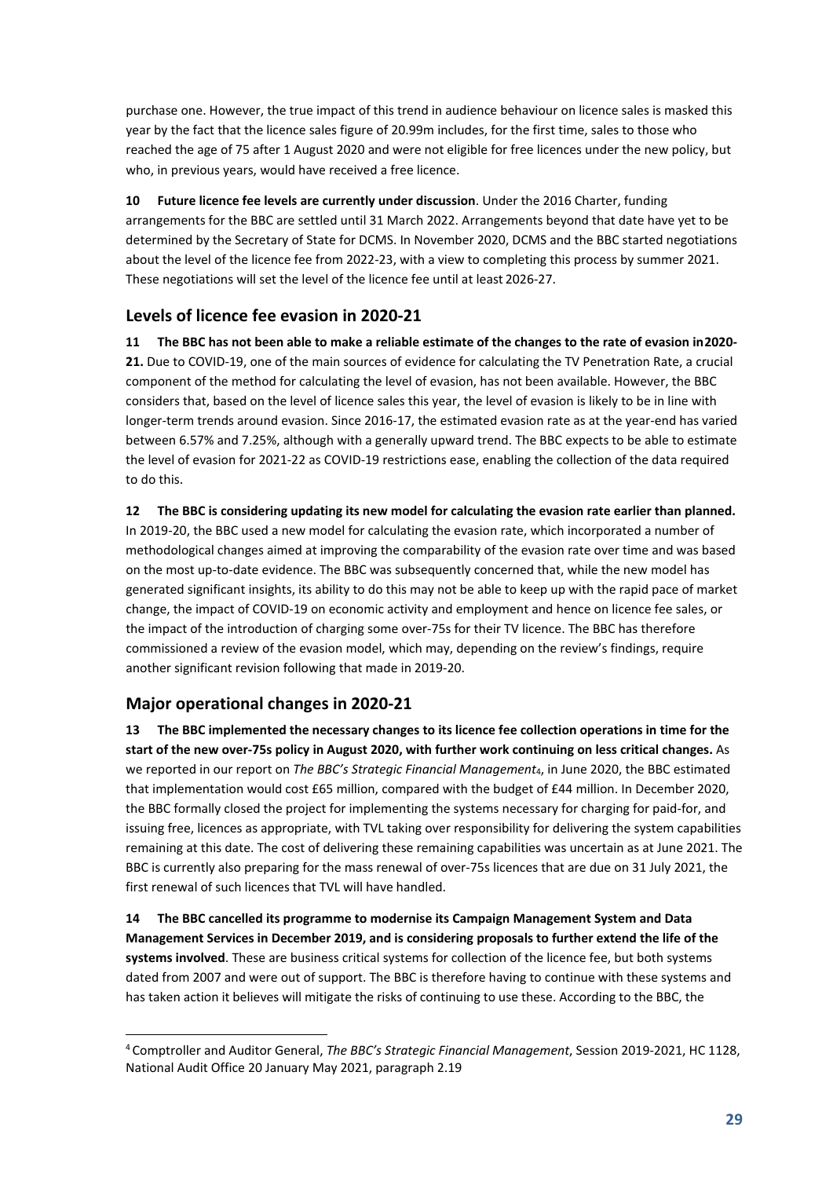purchase one. However, the true impact of this trend in audience behaviour on licence sales is masked this year by the fact that the licence sales figure of 20.99m includes, for the first time, sales to those who reached the age of 75 after 1 August 2020 and were not eligible for free licences under the new policy, but who, in previous years, would have received a free licence.

**10 Future licence fee levels are currently under discussion**. Under the 2016 Charter, funding arrangements for the BBC are settled until 31 March 2022. Arrangements beyond that date have yet to be determined by the Secretary of State for DCMS. In November 2020, DCMS and the BBC started negotiations about the level of the licence fee from 2022-23, with a view to completing this process by summer 2021. These negotiations will set the level of the licence fee until at least 2026-27.

## Levels of licence fee evasion in 2020-21

**11 The BBC has not been able to make a reliable estimate of the changes to the rate of evasion in2020-21.** Due to COVID-19, one of the main sources of evidence for calculating the TV Penetration Rate, a crucial component of the method for calculating the level of evasion, has not been available. However, the BBC considers that, based on the level of licence sales this year, the level of evasion is likely to be in line with longer-term trends around evasion. Since 2016-17, the estimated evasion rate as at the year-end has varied between 6.57% and 7.25%, although with a generally upward trend. The BBC expects to be able to estimate the level of evasion for 2021-22 as COVID-19 restrictions ease, enabling the collection of the data required to do this.

**12 The BBC is considering updating its new model for calculating the evasion rate earlier than planned.** In 2019-20, the BBC used a new model for calculating the evasion rate, which incorporated a number of methodological changes aimed at improving the comparability of the evasion rate over time and was based on the most up-to-date evidence. The BBC was subsequently concerned that, while the new model has generated significant insights, its ability to do this may not be able to keep up with the rapid pace of market change, the impact of COVID-19 on economic activity and employment and hence on licence fee sales, or the impact of the introduction of charging some over-75s for their TV licence. The BBC has therefore commissioned a review of the evasion model, which may, depending on the review's findings, require another significant revision following that made in 2019-20.

## Major operational changes in 2020-21

**13 The BBC implemented the necessary changes to its licence fee collection operations in time for the start of the new over-75s policy in August 2020, with further work continuing on less critical changes.** As we reported in our report on *The BBC's Strategic Financial Management*[4], in June 2020, the BBC estimated that implementation would cost £65 million, compared with the budget of £44 million. In December 2020, the BBC formally closed the project for implementing the systems necessary for charging for paid-for, and issuing free, licences as appropriate, with TVL taking over responsibility for delivering the system capabilities remaining at this date. The cost of delivering these remaining capabilities was uncertain as at June 2021. The BBC is currently also preparing for the mass renewal of over-75s licences that are due on 31 July 2021, the first renewal of such licences that TVL will have handled.

**14 The BBC cancelled its programme to modernise its Campaign Management System and Data Management Services in December 2019, and is considering proposals to further extend the life of the systems involved**. These are business critical systems for collection of the licence fee, but both systems dated from 2007 and were out of support. The BBC is therefore having to continue with these systems and has taken action it believes will mitigate the risks of continuing to use these. According to the BBC, the

[4] Comptroller and Auditor General, *The BBC's Strategic Financial Management*, Session 2019-2021, HC 1128, National Audit Office 20 January May 2021, paragraph 2.19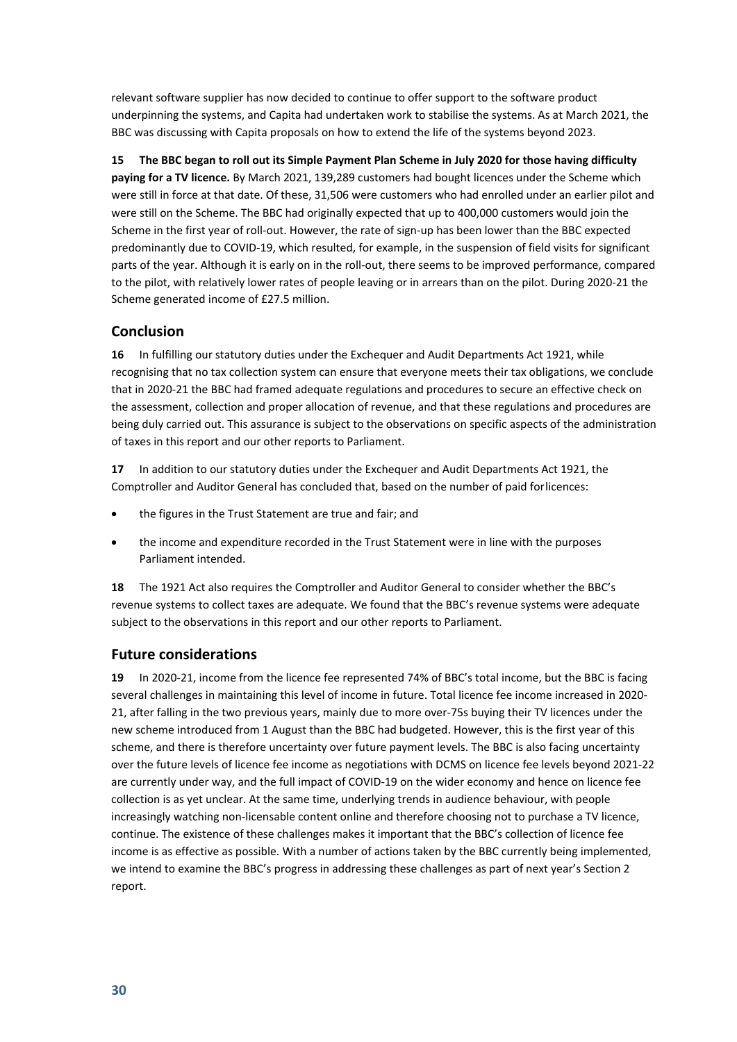relevant software supplier has now decided to continue to offer support to the software product underpinning the systems, and Capita had undertaken work to stabilise the systems. As at March 2021, the BBC was discussing with Capita proposals on how to extend the life of the systems beyond 2023.

**15 The BBC began to roll out its Simple Payment Plan Scheme in July 2020 for those having difficulty paying for a TV licence.** By March 2021, 139,289 customers had bought licences under the Scheme which were still in force at that date. Of these, 31,506 were customers who had enrolled under an earlier pilot and were still on the Scheme. The BBC had originally expected that up to 400,000 customers would join the Scheme in the first year of roll-out. However, the rate of sign-up has been lower than the BBC expected predominantly due to COVID-19, which resulted, for example, in the suspension of field visits for significant parts of the year. Although it is early on in the roll-out, there seems to be improved performance, compared to the pilot, with relatively lower rates of people leaving or in arrears than on the pilot. During 2020-21 the Scheme generated income of £27.5 million.

## Conclusion

**16** In fulfilling our statutory duties under the Exchequer and Audit Departments Act 1921, while recognising that no tax collection system can ensure that everyone meets their tax obligations, we conclude that in 2020-21 the BBC had framed adequate regulations and procedures to secure an effective check on the assessment, collection and proper allocation of revenue, and that these regulations and procedures are being duly carried out. This assurance is subject to the observations on specific aspects of the administration of taxes in this report and our other reports to Parliament.

**17** In addition to our statutory duties under the Exchequer and Audit Departments Act 1921, the Comptroller and Auditor General has concluded that, based on the number of paid forlicences:

- the figures in the Trust Statement are true and fair; and
- the income and expenditure recorded in the Trust Statement were in line with the purposes Parliament intended.

**18** The 1921 Act also requires the Comptroller and Auditor General to consider whether the BBC's revenue systems to collect taxes are adequate. We found that the BBC's revenue systems were adequate subject to the observations in this report and our other reports to Parliament.

## Future considerations

**19** In 2020-21, income from the licence fee represented 74% of BBC's total income, but the BBC is facing several challenges in maintaining this level of income in future. Total licence fee income increased in 2020-21, after falling in the two previous years, mainly due to more over-75s buying their TV licences under the new scheme introduced from 1 August than the BBC had budgeted. However, this is the first year of this scheme, and there is therefore uncertainty over future payment levels. The BBC is also facing uncertainty over the future levels of licence fee income as negotiations with DCMS on licence fee levels beyond 2021-22 are currently under way, and the full impact of COVID-19 on the wider economy and hence on licence fee collection is as yet unclear. At the same time, underlying trends in audience behaviour, with people increasingly watching non-licensable content online and therefore choosing not to purchase a TV licence, continue. The existence of these challenges makes it important that the BBC's collection of licence fee income is as effective as possible. With a number of actions taken by the BBC currently being implemented, we intend to examine the BBC's progress in addressing these challenges as part of next year's Section 2 report.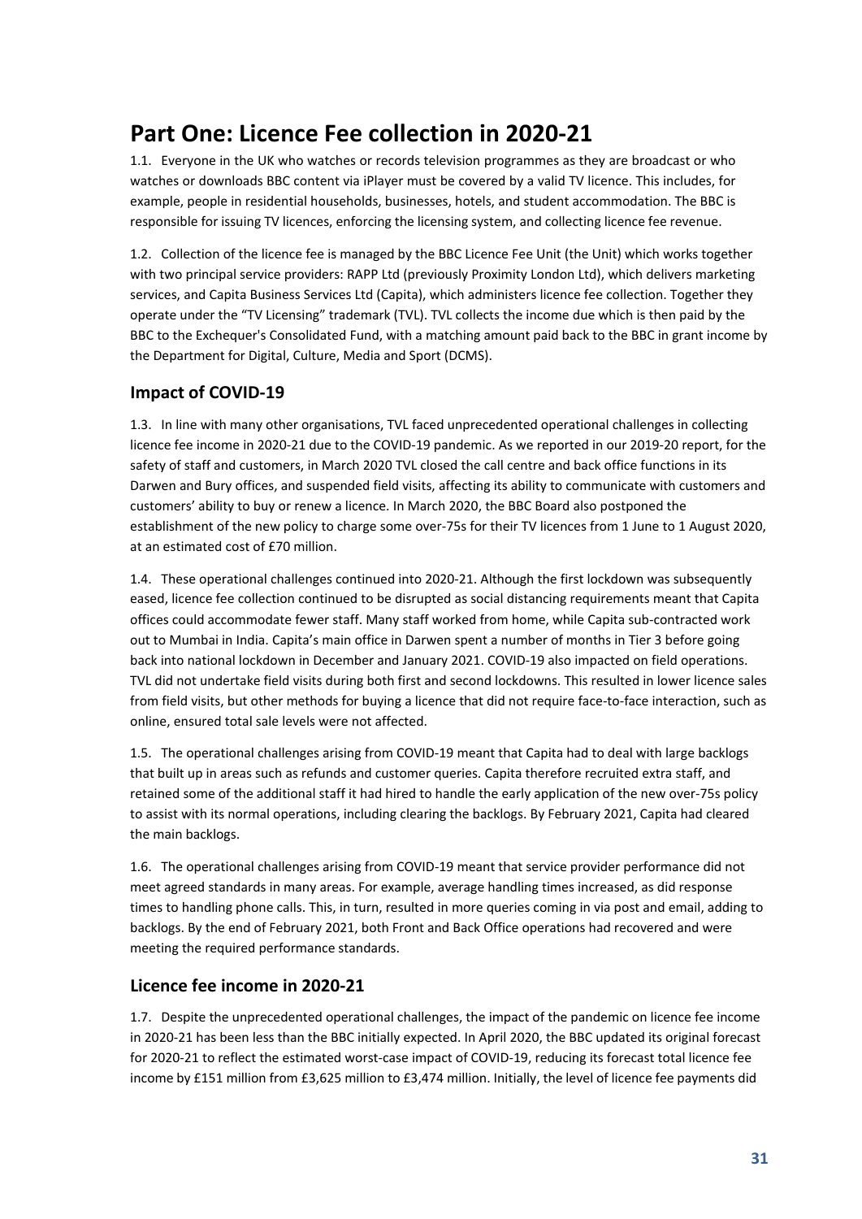# Part One: Licence Fee collection in 2020-21

1.1. Everyone in the UK who watches or records television programmes as they are broadcast or who watches or downloads BBC content via iPlayer must be covered by a valid TV licence. This includes, for example, people in residential households, businesses, hotels, and student accommodation. The BBC is responsible for issuing TV licences, enforcing the licensing system, and collecting licence fee revenue.

1.2. Collection of the licence fee is managed by the BBC Licence Fee Unit (the Unit) which works together with two principal service providers: RAPP Ltd (previously Proximity London Ltd), which delivers marketing services, and Capita Business Services Ltd (Capita), which administers licence fee collection. Together they operate under the "TV Licensing" trademark (TVL). TVL collects the income due which is then paid by the BBC to the Exchequer's Consolidated Fund, with a matching amount paid back to the BBC in grant income by the Department for Digital, Culture, Media and Sport (DCMS).

## Impact of COVID-19

1.3. In line with many other organisations, TVL faced unprecedented operational challenges in collecting licence fee income in 2020-21 due to the COVID-19 pandemic. As we reported in our 2019-20 report, for the safety of staff and customers, in March 2020 TVL closed the call centre and back office functions in its Darwen and Bury offices, and suspended field visits, affecting its ability to communicate with customers and customers' ability to buy or renew a licence. In March 2020, the BBC Board also postponed the establishment of the new policy to charge some over-75s for their TV licences from 1 June to 1 August 2020, at an estimated cost of £70 million.

1.4. These operational challenges continued into 2020-21. Although the first lockdown was subsequently eased, licence fee collection continued to be disrupted as social distancing requirements meant that Capita offices could accommodate fewer staff. Many staff worked from home, while Capita sub-contracted work out to Mumbai in India. Capita's main office in Darwen spent a number of months in Tier 3 before going back into national lockdown in December and January 2021. COVID-19 also impacted on field operations. TVL did not undertake field visits during both first and second lockdowns. This resulted in lower licence sales from field visits, but other methods for buying a licence that did not require face-to-face interaction, such as online, ensured total sale levels were not affected.

1.5. The operational challenges arising from COVID-19 meant that Capita had to deal with large backlogs that built up in areas such as refunds and customer queries. Capita therefore recruited extra staff, and retained some of the additional staff it had hired to handle the early application of the new over-75s policy to assist with its normal operations, including clearing the backlogs. By February 2021, Capita had cleared the main backlogs.

1.6. The operational challenges arising from COVID-19 meant that service provider performance did not meet agreed standards in many areas. For example, average handling times increased, as did response times to handling phone calls. This, in turn, resulted in more queries coming in via post and email, adding to backlogs. By the end of February 2021, both Front and Back Office operations had recovered and were meeting the required performance standards.

## Licence fee income in 2020-21

1.7. Despite the unprecedented operational challenges, the impact of the pandemic on licence fee income in 2020-21 has been less than the BBC initially expected. In April 2020, the BBC updated its original forecast for 2020-21 to reflect the estimated worst-case impact of COVID-19, reducing its forecast total licence fee income by £151 million from £3,625 million to £3,474 million. Initially, the level of licence fee payments did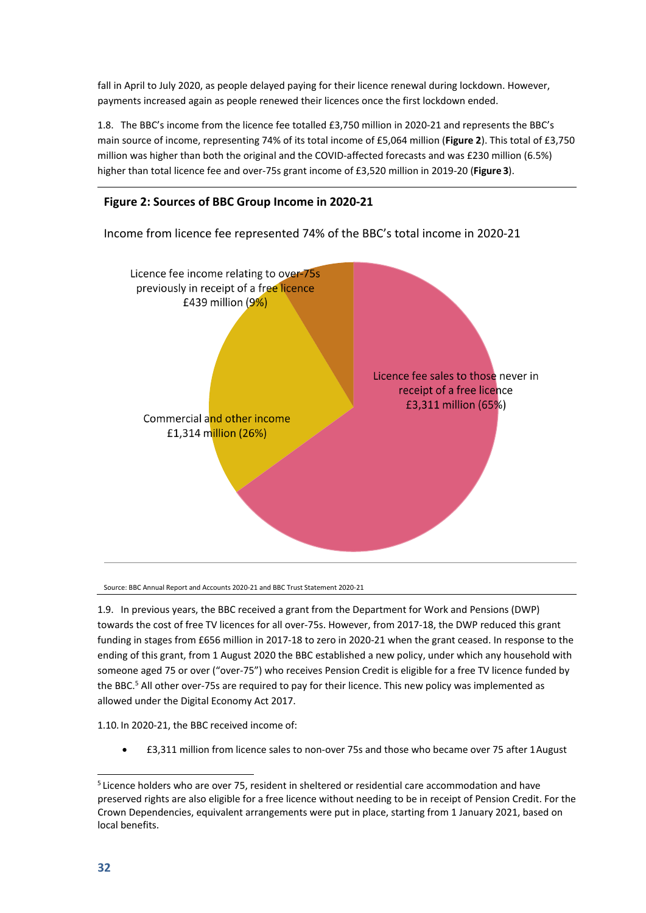fall in April to July 2020, as people delayed paying for their licence renewal during lockdown. However, payments increased again as people renewed their licences once the first lockdown ended.

1.8. The BBC's income from the licence fee totalled £3,750 million in 2020-21 and represents the BBC's main source of income, representing 74% of its total income of £5,064 million (**Figure 2**). This total of £3,750 million was higher than both the original and the COVID-affected forecasts and was £230 million (6.5%) higher than total licence fee and over-75s grant income of £3,520 million in 2019-20 (**Figure 3**).

**Figure 2: Sources of BBC Group Income in 2020-21**

Income from licence fee represented 74% of the BBC's total income in 2020-21

Licence fee income relating to over-75s previously in receipt of a free licence £439 million (9%)

Licence fee sales to those never in receipt of a free licence £3,311 million (65%)

Commercial and other income £1,314 million (26%)

Source: BBC Annual Report and Accounts 2020-21 and BBC Trust Statement 2020-21

1.9. In previous years, the BBC received a grant from the Department for Work and Pensions (DWP) towards the cost of free TV licences for all over-75s. However, from 2017-18, the DWP reduced this grant funding in stages from £656 million in 2017-18 to zero in 2020-21 when the grant ceased. In response to the ending of this grant, from 1 August 2020 the BBC established a new policy, under which any household with someone aged 75 or over ("over-75") who receives Pension Credit is eligible for a free TV licence funded by the BBC.[5] All other over-75s are required to pay for their licence. This new policy was implemented as allowed under the Digital Economy Act 2017.

1.10. In 2020-21, the BBC received income of:

- £3,311 million from licence sales to non-over 75s and those who became over 75 after 1 August

[5] Licence holders who are over 75, resident in sheltered or residential care accommodation and have preserved rights are also eligible for a free licence without needing to be in receipt of Pension Credit. For the Crown Dependencies, equivalent arrangements were put in place, starting from 1 January 2021, based on local benefits.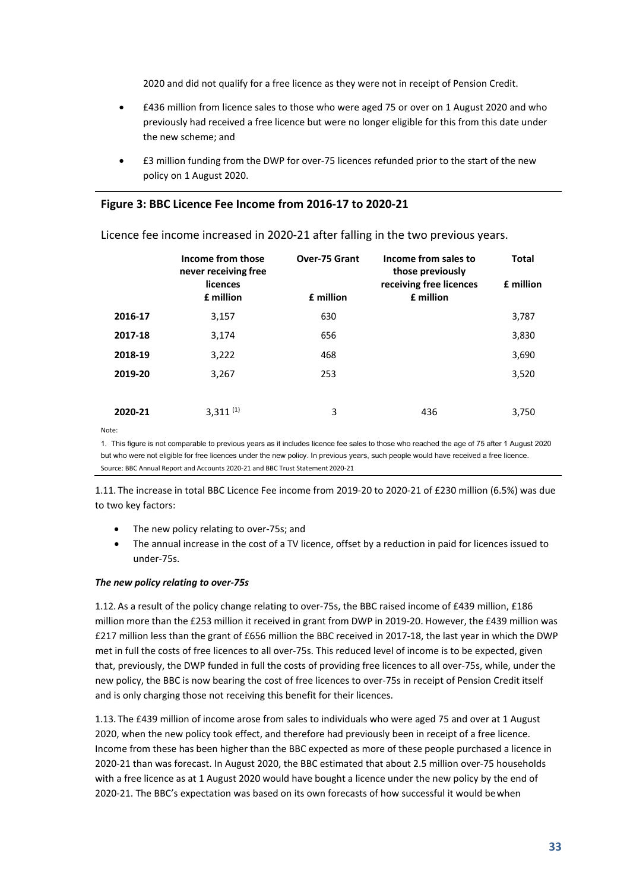2020 and did not qualify for a free licence as they were not in receipt of Pension Credit.

- £436 million from licence sales to those who were aged 75 or over on 1 August 2020 and who previously had received a free licence but were no longer eligible for this from this date under the new scheme; and
- £3 million funding from the DWP for over-75 licences refunded prior to the start of the new policy on 1 August 2020.

**Figure 3: BBC Licence Fee Income from 2016-17 to 2020-21**

Licence fee income increased in 2020-21 after falling in the two previous years.

| | Income from those never receiving free licences £ million | Over-75 Grant £ million | Income from sales to those previously receiving free licences £ million | Total £ million |
|---|---|---|---|---|
| **2016-17** | 3,157 | 630 | | 3,787 |
| **2017-18** | 3,174 | 656 | | 3,830 |
| **2018-19** | 3,222 | 468 | | 3,690 |
| **2019-20** | 3,267 | 253 | | 3,520 |
| **2020-21** | 3,311 (1) | 3 | 436 | 3,750 |

Note:

1. This figure is not comparable to previous years as it includes licence fee sales to those who reached the age of 75 after 1 August 2020 but who were not eligible for free licences under the new policy. In previous years, such people would have received a free licence.

Source: BBC Annual Report and Accounts 2020-21 and BBC Trust Statement 2020-21

1.11. The increase in total BBC Licence Fee income from 2019-20 to 2020-21 of £230 million (6.5%) was due to two key factors:

- The new policy relating to over-75s; and
- The annual increase in the cost of a TV licence, offset by a reduction in paid for licences issued to under-75s.

***The new policy relating to over-75s***

1.12. As a result of the policy change relating to over-75s, the BBC raised income of £439 million, £186 million more than the £253 million it received in grant from DWP in 2019-20. However, the £439 million was £217 million less than the grant of £656 million the BBC received in 2017-18, the last year in which the DWP met in full the costs of free licences to all over-75s. This reduced level of income is to be expected, given that, previously, the DWP funded in full the costs of providing free licences to all over-75s, while, under the new policy, the BBC is now bearing the cost of free licences to over-75s in receipt of Pension Credit itself and is only charging those not receiving this benefit for their licences.

1.13. The £439 million of income arose from sales to individuals who were aged 75 and over at 1 August 2020, when the new policy took effect, and therefore had previously been in receipt of a free licence. Income from these has been higher than the BBC expected as more of these people purchased a licence in 2020-21 than was forecast. In August 2020, the BBC estimated that about 2.5 million over-75 households with a free licence as at 1 August 2020 would have bought a licence under the new policy by the end of 2020-21. The BBC's expectation was based on its own forecasts of how successful it would be when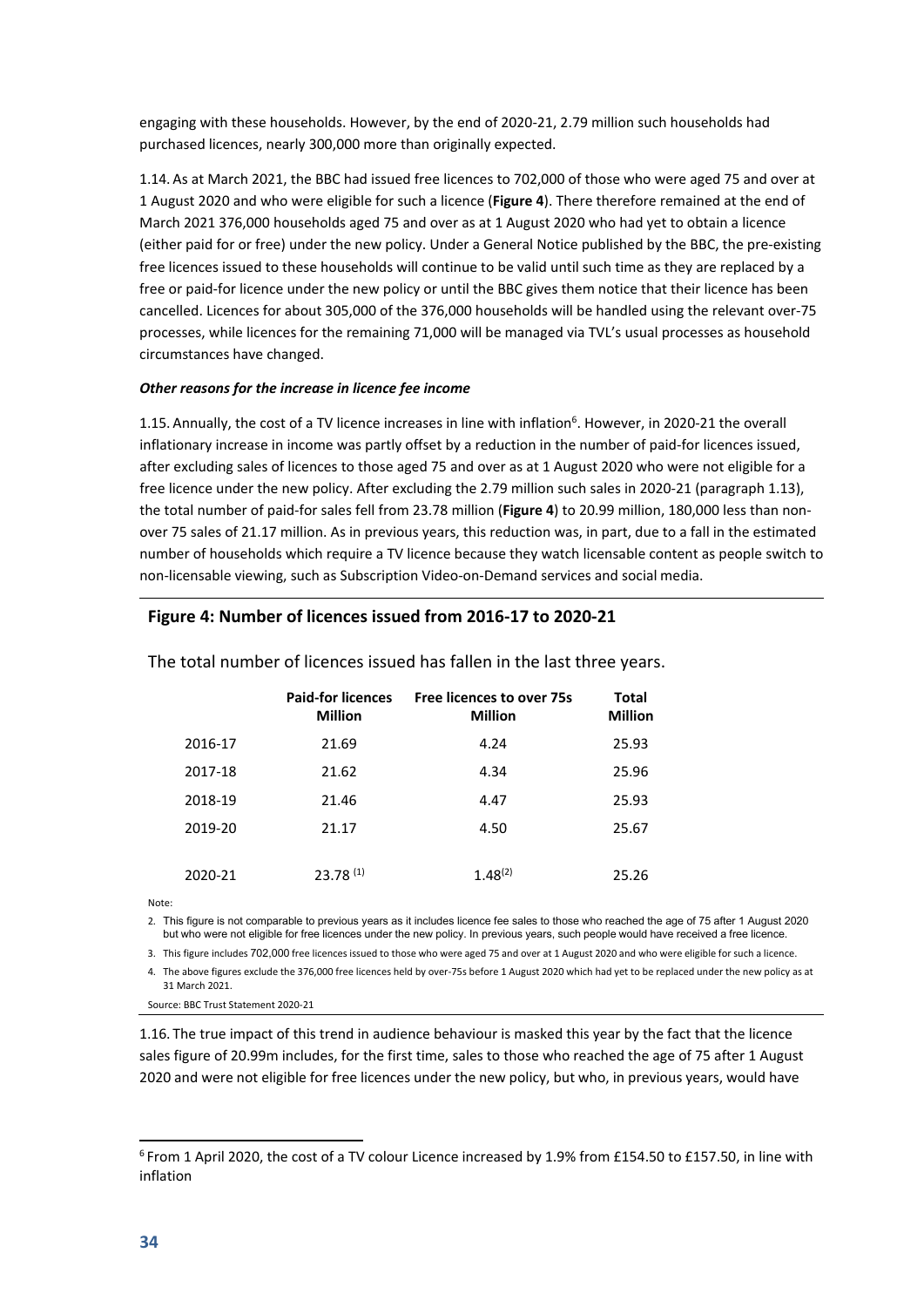engaging with these households. However, by the end of 2020-21, 2.79 million such households had purchased licences, nearly 300,000 more than originally expected.

1.14. As at March 2021, the BBC had issued free licences to 702,000 of those who were aged 75 and over at 1 August 2020 and who were eligible for such a licence (**Figure 4**). There therefore remained at the end of March 2021 376,000 households aged 75 and over as at 1 August 2020 who had yet to obtain a licence (either paid for or free) under the new policy. Under a General Notice published by the BBC, the pre-existing free licences issued to these households will continue to be valid until such time as they are replaced by a free or paid-for licence under the new policy or until the BBC gives them notice that their licence has been cancelled. Licences for about 305,000 of the 376,000 households will be handled using the relevant over-75 processes, while licences for the remaining 71,000 will be managed via TVL's usual processes as household circumstances have changed.

***Other reasons for the increase in licence fee income***

1.15. Annually, the cost of a TV licence increases in line with inflation[6]. However, in 2020-21 the overall inflationary increase in income was partly offset by a reduction in the number of paid-for licences issued, after excluding sales of licences to those aged 75 and over as at 1 August 2020 who were not eligible for a free licence under the new policy. After excluding the 2.79 million such sales in 2020-21 (paragraph 1.13), the total number of paid-for sales fell from 23.78 million (**Figure 4**) to 20.99 million, 180,000 less than non-over 75 sales of 21.17 million. As in previous years, this reduction was, in part, due to a fall in the estimated number of households which require a TV licence because they watch licensable content as people switch to non-licensable viewing, such as Subscription Video-on-Demand services and social media.

**Figure 4: Number of licences issued from 2016-17 to 2020-21**

The total number of licences issued has fallen in the last three years.

| | Paid-for licences Million | Free licences to over 75s Million | Total Million |
|---|---|---|---|
| 2016-17 | 21.69 | 4.24 | 25.93 |
| 2017-18 | 21.62 | 4.34 | 25.96 |
| 2018-19 | 21.46 | 4.47 | 25.93 |
| 2019-20 | 21.17 | 4.50 | 25.67 |
| 2020-21 | 23.78 (1) | 1.48(2) | 25.26 |

Note:

2. This figure is not comparable to previous years as it includes licence fee sales to those who reached the age of 75 after 1 August 2020 but who were not eligible for free licences under the new policy. In previous years, such people would have received a free licence.

3. This figure includes 702,000 free licences issued to those who were aged 75 and over at 1 August 2020 and who were eligible for such a licence.

4. The above figures exclude the 376,000 free licences held by over-75s before 1 August 2020 which had yet to be replaced under the new policy as at 31 March 2021.

Source: BBC Trust Statement 2020-21

1.16. The true impact of this trend in audience behaviour is masked this year by the fact that the licence sales figure of 20.99m includes, for the first time, sales to those who reached the age of 75 after 1 August 2020 and were not eligible for free licences under the new policy, but who, in previous years, would have

[6] From 1 April 2020, the cost of a TV colour Licence increased by 1.9% from £154.50 to £157.50, in line with inflation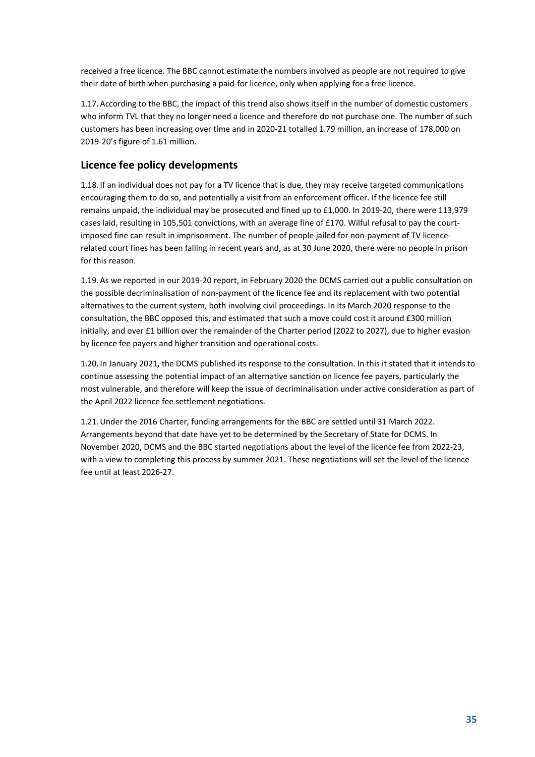received a free licence. The BBC cannot estimate the numbers involved as people are not required to give their date of birth when purchasing a paid-for licence, only when applying for a free licence.

1.17. According to the BBC, the impact of this trend also shows itself in the number of domestic customers who inform TVL that they no longer need a licence and therefore do not purchase one. The number of such customers has been increasing over time and in 2020-21 totalled 1.79 million, an increase of 178,000 on 2019-20's figure of 1.61 million.

## Licence fee policy developments

1.18. If an individual does not pay for a TV licence that is due, they may receive targeted communications encouraging them to do so, and potentially a visit from an enforcement officer. If the licence fee still remains unpaid, the individual may be prosecuted and fined up to £1,000. In 2019-20, there were 113,979 cases laid, resulting in 105,501 convictions, with an average fine of £170. Wilful refusal to pay the court-imposed fine can result in imprisonment. The number of people jailed for non-payment of TV licence-related court fines has been falling in recent years and, as at 30 June 2020, there were no people in prison for this reason.

1.19. As we reported in our 2019-20 report, in February 2020 the DCMS carried out a public consultation on the possible decriminalisation of non-payment of the licence fee and its replacement with two potential alternatives to the current system, both involving civil proceedings. In its March 2020 response to the consultation, the BBC opposed this, and estimated that such a move could cost it around £300 million initially, and over £1 billion over the remainder of the Charter period (2022 to 2027), due to higher evasion by licence fee payers and higher transition and operational costs.

1.20. In January 2021, the DCMS published its response to the consultation. In this it stated that it intends to continue assessing the potential impact of an alternative sanction on licence fee payers, particularly the most vulnerable, and therefore will keep the issue of decriminalisation under active consideration as part of the April 2022 licence fee settlement negotiations.

1.21. Under the 2016 Charter, funding arrangements for the BBC are settled until 31 March 2022. Arrangements beyond that date have yet to be determined by the Secretary of State for DCMS. In November 2020, DCMS and the BBC started negotiations about the level of the licence fee from 2022-23, with a view to completing this process by summer 2021. These negotiations will set the level of the licence fee until at least 2026-27.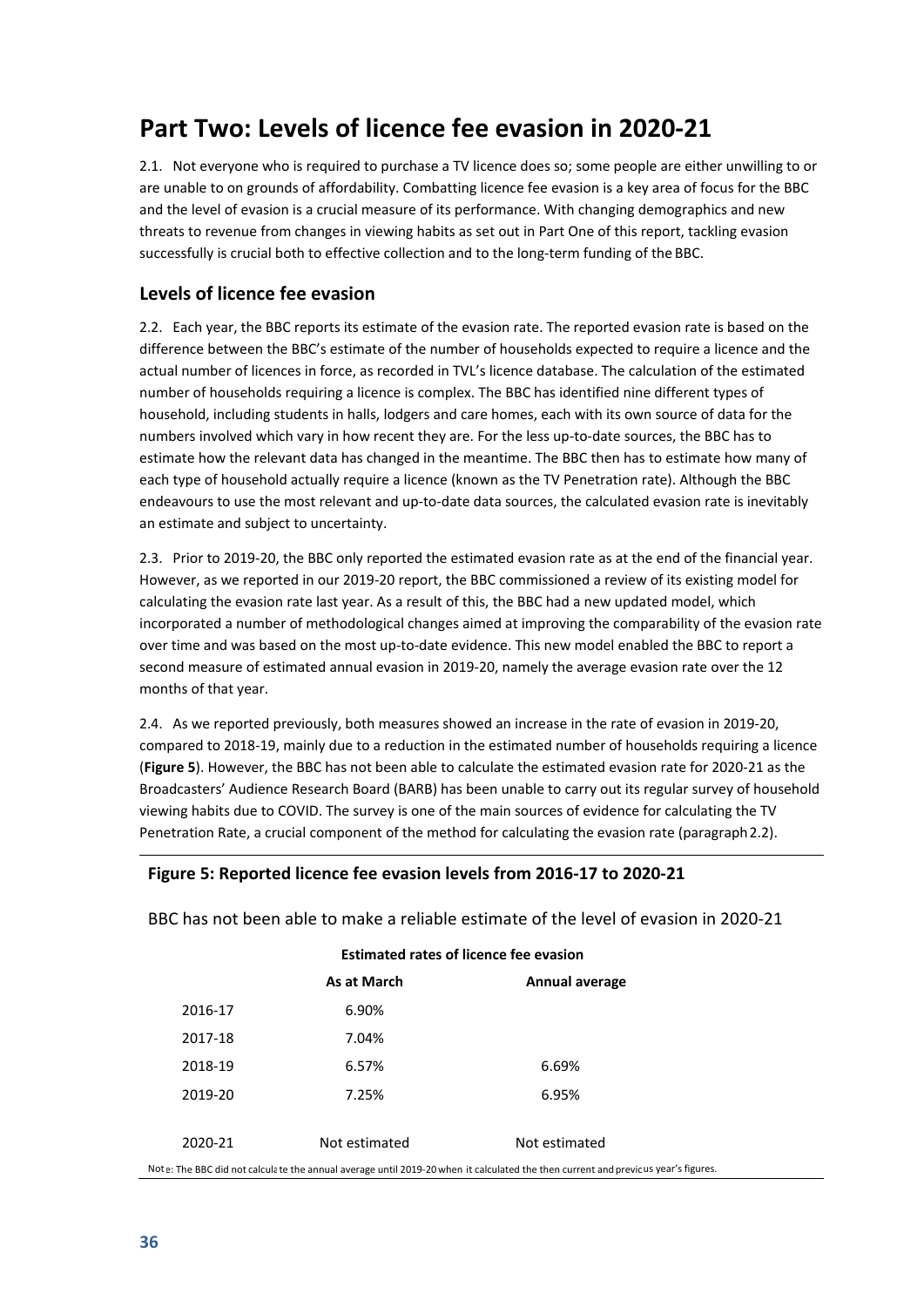# Part Two: Levels of licence fee evasion in 2020-21

2.1. Not everyone who is required to purchase a TV licence does so; some people are either unwilling to or are unable to on grounds of affordability. Combatting licence fee evasion is a key area of focus for the BBC and the level of evasion is a crucial measure of its performance. With changing demographics and new threats to revenue from changes in viewing habits as set out in Part One of this report, tackling evasion successfully is crucial both to effective collection and to the long-term funding of the BBC.

## Levels of licence fee evasion

2.2. Each year, the BBC reports its estimate of the evasion rate. The reported evasion rate is based on the difference between the BBC's estimate of the number of households expected to require a licence and the actual number of licences in force, as recorded in TVL's licence database. The calculation of the estimated number of households requiring a licence is complex. The BBC has identified nine different types of household, including students in halls, lodgers and care homes, each with its own source of data for the numbers involved which vary in how recent they are. For the less up-to-date sources, the BBC has to estimate how the relevant data has changed in the meantime. The BBC then has to estimate how many of each type of household actually require a licence (known as the TV Penetration rate). Although the BBC endeavours to use the most relevant and up-to-date data sources, the calculated evasion rate is inevitably an estimate and subject to uncertainty.

2.3. Prior to 2019-20, the BBC only reported the estimated evasion rate as at the end of the financial year. However, as we reported in our 2019-20 report, the BBC commissioned a review of its existing model for calculating the evasion rate last year. As a result of this, the BBC had a new updated model, which incorporated a number of methodological changes aimed at improving the comparability of the evasion rate over time and was based on the most up-to-date evidence. This new model enabled the BBC to report a second measure of estimated annual evasion in 2019-20, namely the average evasion rate over the 12 months of that year.

2.4. As we reported previously, both measures showed an increase in the rate of evasion in 2019-20, compared to 2018-19, mainly due to a reduction in the estimated number of households requiring a licence (**Figure 5**). However, the BBC has not been able to calculate the estimated evasion rate for 2020-21 as the Broadcasters' Audience Research Board (BARB) has been unable to carry out its regular survey of household viewing habits due to COVID. The survey is one of the main sources of evidence for calculating the TV Penetration Rate, a crucial component of the method for calculating the evasion rate (paragraph 2.2).

### Figure 5: Reported licence fee evasion levels from 2016-17 to 2020-21

BBC has not been able to make a reliable estimate of the level of evasion in 2020-21

| | Estimated rates of licence fee evasion | |
|---|---|---|
| | **As at March** | **Annual average** |
| 2016-17 | 6.90% | |
| 2017-18 | 7.04% | |
| 2018-19 | 6.57% | 6.69% |
| 2019-20 | 7.25% | 6.95% |
| 2020-21 | Not estimated | Not estimated |

Note: The BBC did not calculate the annual average until 2019-20 when it calculated the then current and previous year's figures.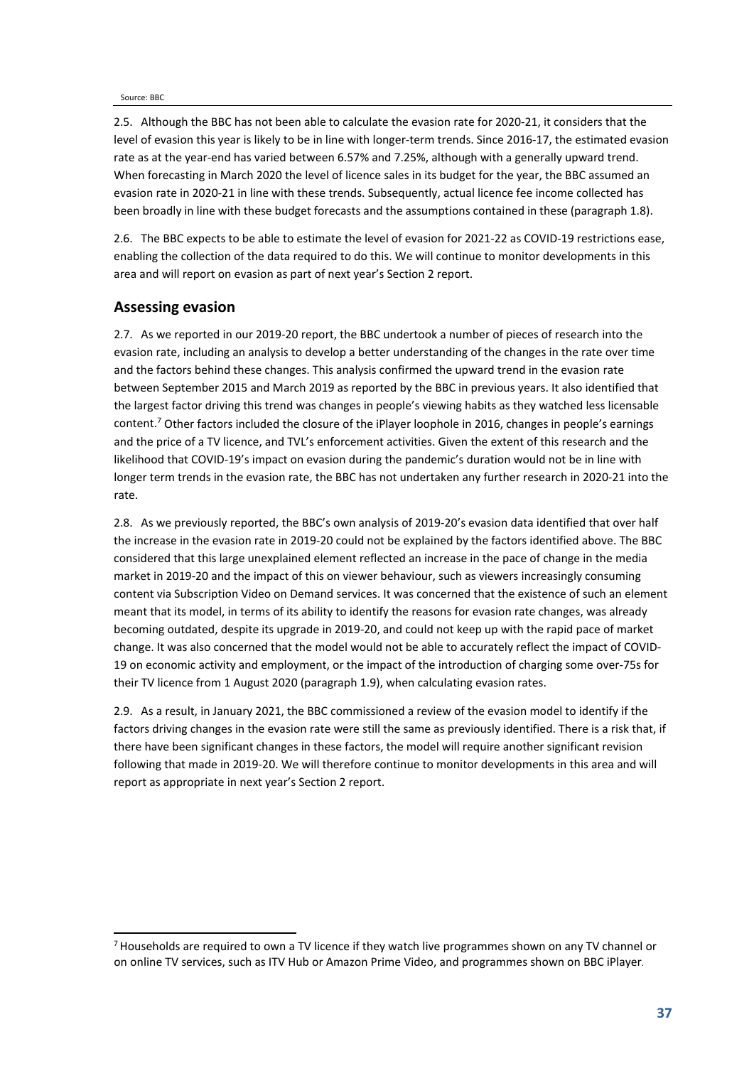Source: BBC

2.5. Although the BBC has not been able to calculate the evasion rate for 2020-21, it considers that the level of evasion this year is likely to be in line with longer-term trends. Since 2016-17, the estimated evasion rate as at the year-end has varied between 6.57% and 7.25%, although with a generally upward trend. When forecasting in March 2020 the level of licence sales in its budget for the year, the BBC assumed an evasion rate in 2020-21 in line with these trends. Subsequently, actual licence fee income collected has been broadly in line with these budget forecasts and the assumptions contained in these (paragraph 1.8).

2.6. The BBC expects to be able to estimate the level of evasion for 2021-22 as COVID-19 restrictions ease, enabling the collection of the data required to do this. We will continue to monitor developments in this area and will report on evasion as part of next year's Section 2 report.

## Assessing evasion

2.7. As we reported in our 2019-20 report, the BBC undertook a number of pieces of research into the evasion rate, including an analysis to develop a better understanding of the changes in the rate over time and the factors behind these changes. This analysis confirmed the upward trend in the evasion rate between September 2015 and March 2019 as reported by the BBC in previous years. It also identified that the largest factor driving this trend was changes in people's viewing habits as they watched less licensable content.[7] Other factors included the closure of the iPlayer loophole in 2016, changes in people's earnings and the price of a TV licence, and TVL's enforcement activities. Given the extent of this research and the likelihood that COVID-19's impact on evasion during the pandemic's duration would not be in line with longer term trends in the evasion rate, the BBC has not undertaken any further research in 2020-21 into the rate.

2.8. As we previously reported, the BBC's own analysis of 2019-20's evasion data identified that over half the increase in the evasion rate in 2019-20 could not be explained by the factors identified above. The BBC considered that this large unexplained element reflected an increase in the pace of change in the media market in 2019-20 and the impact of this on viewer behaviour, such as viewers increasingly consuming content via Subscription Video on Demand services. It was concerned that the existence of such an element meant that its model, in terms of its ability to identify the reasons for evasion rate changes, was already becoming outdated, despite its upgrade in 2019-20, and could not keep up with the rapid pace of market change. It was also concerned that the model would not be able to accurately reflect the impact of COVID-19 on economic activity and employment, or the impact of the introduction of charging some over-75s for their TV licence from 1 August 2020 (paragraph 1.9), when calculating evasion rates.

2.9. As a result, in January 2021, the BBC commissioned a review of the evasion model to identify if the factors driving changes in the evasion rate were still the same as previously identified. There is a risk that, if there have been significant changes in these factors, the model will require another significant revision following that made in 2019-20. We will therefore continue to monitor developments in this area and will report as appropriate in next year's Section 2 report.

---

[7] Households are required to own a TV licence if they watch live programmes shown on any TV channel or on online TV services, such as ITV Hub or Amazon Prime Video, and programmes shown on BBC iPlayer.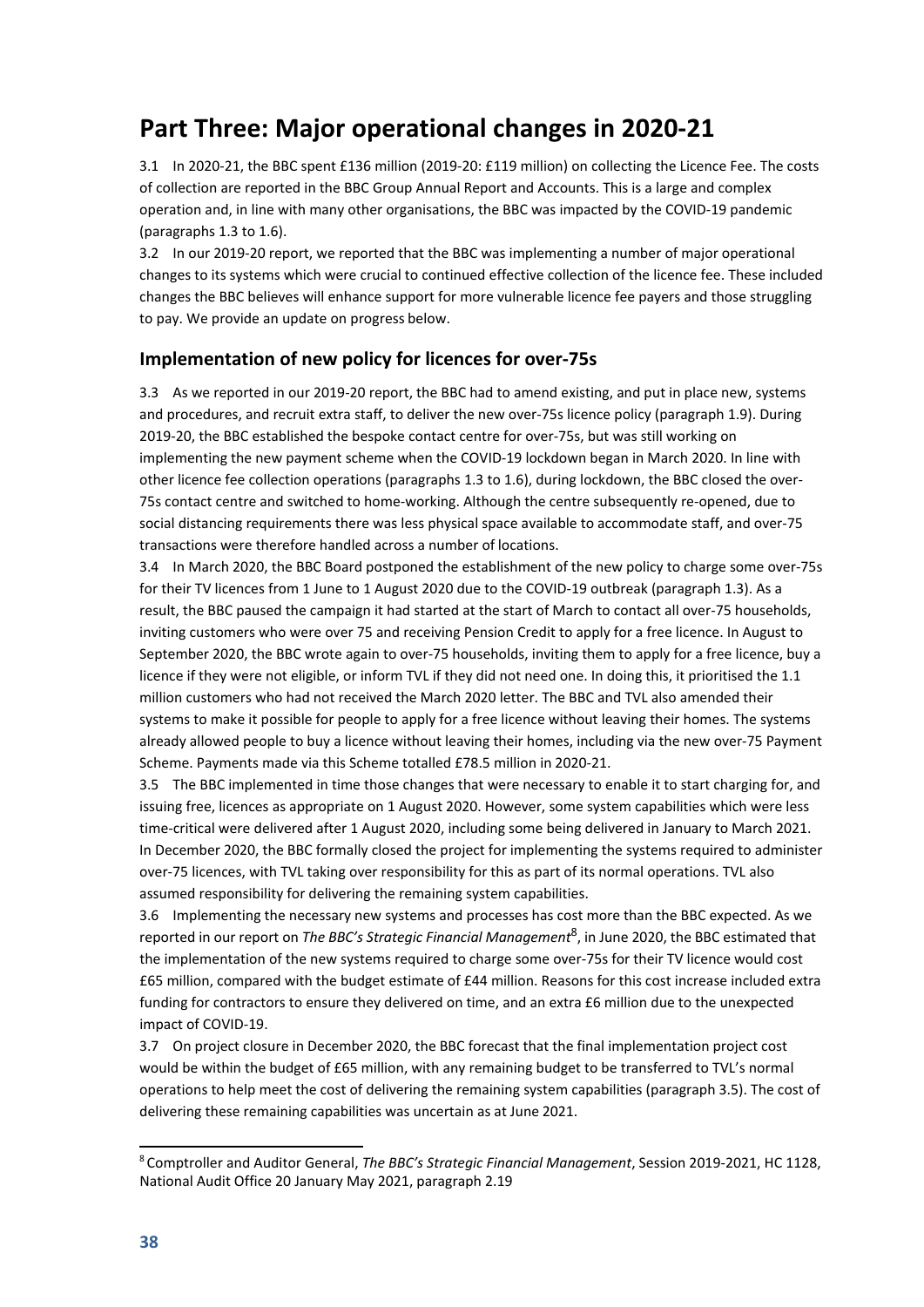# Part Three: Major operational changes in 2020-21

3.1 In 2020-21, the BBC spent £136 million (2019-20: £119 million) on collecting the Licence Fee. The costs of collection are reported in the BBC Group Annual Report and Accounts. This is a large and complex operation and, in line with many other organisations, the BBC was impacted by the COVID-19 pandemic (paragraphs 1.3 to 1.6).

3.2 In our 2019-20 report, we reported that the BBC was implementing a number of major operational changes to its systems which were crucial to continued effective collection of the licence fee. These included changes the BBC believes will enhance support for more vulnerable licence fee payers and those struggling to pay. We provide an update on progress below.

## Implementation of new policy for licences for over-75s

3.3 As we reported in our 2019-20 report, the BBC had to amend existing, and put in place new, systems and procedures, and recruit extra staff, to deliver the new over-75s licence policy (paragraph 1.9). During 2019-20, the BBC established the bespoke contact centre for over-75s, but was still working on implementing the new payment scheme when the COVID-19 lockdown began in March 2020. In line with other licence fee collection operations (paragraphs 1.3 to 1.6), during lockdown, the BBC closed the over-75s contact centre and switched to home-working. Although the centre subsequently re-opened, due to social distancing requirements there was less physical space available to accommodate staff, and over-75 transactions were therefore handled across a number of locations.

3.4 In March 2020, the BBC Board postponed the establishment of the new policy to charge some over-75s for their TV licences from 1 June to 1 August 2020 due to the COVID-19 outbreak (paragraph 1.3). As a result, the BBC paused the campaign it had started at the start of March to contact all over-75 households, inviting customers who were over 75 and receiving Pension Credit to apply for a free licence. In August to September 2020, the BBC wrote again to over-75 households, inviting them to apply for a free licence, buy a licence if they were not eligible, or inform TVL if they did not need one. In doing this, it prioritised the 1.1 million customers who had not received the March 2020 letter. The BBC and TVL also amended their systems to make it possible for people to apply for a free licence without leaving their homes. The systems already allowed people to buy a licence without leaving their homes, including via the new over-75 Payment Scheme. Payments made via this Scheme totalled £78.5 million in 2020-21.

3.5 The BBC implemented in time those changes that were necessary to enable it to start charging for, and issuing free, licences as appropriate on 1 August 2020. However, some system capabilities which were less time-critical were delivered after 1 August 2020, including some being delivered in January to March 2021. In December 2020, the BBC formally closed the project for implementing the systems required to administer over-75 licences, with TVL taking over responsibility for this as part of its normal operations. TVL also assumed responsibility for delivering the remaining system capabilities.

3.6 Implementing the necessary new systems and processes has cost more than the BBC expected. As we reported in our report on *The BBC's Strategic Financial Management*[8], in June 2020, the BBC estimated that the implementation of the new systems required to charge some over-75s for their TV licence would cost £65 million, compared with the budget estimate of £44 million. Reasons for this cost increase included extra funding for contractors to ensure they delivered on time, and an extra £6 million due to the unexpected impact of COVID-19.

3.7 On project closure in December 2020, the BBC forecast that the final implementation project cost would be within the budget of £65 million, with any remaining budget to be transferred to TVL's normal operations to help meet the cost of delivering the remaining system capabilities (paragraph 3.5). The cost of delivering these remaining capabilities was uncertain as at June 2021.

[8] Comptroller and Auditor General, *The BBC's Strategic Financial Management*, Session 2019-2021, HC 1128, National Audit Office 20 January May 2021, paragraph 2.19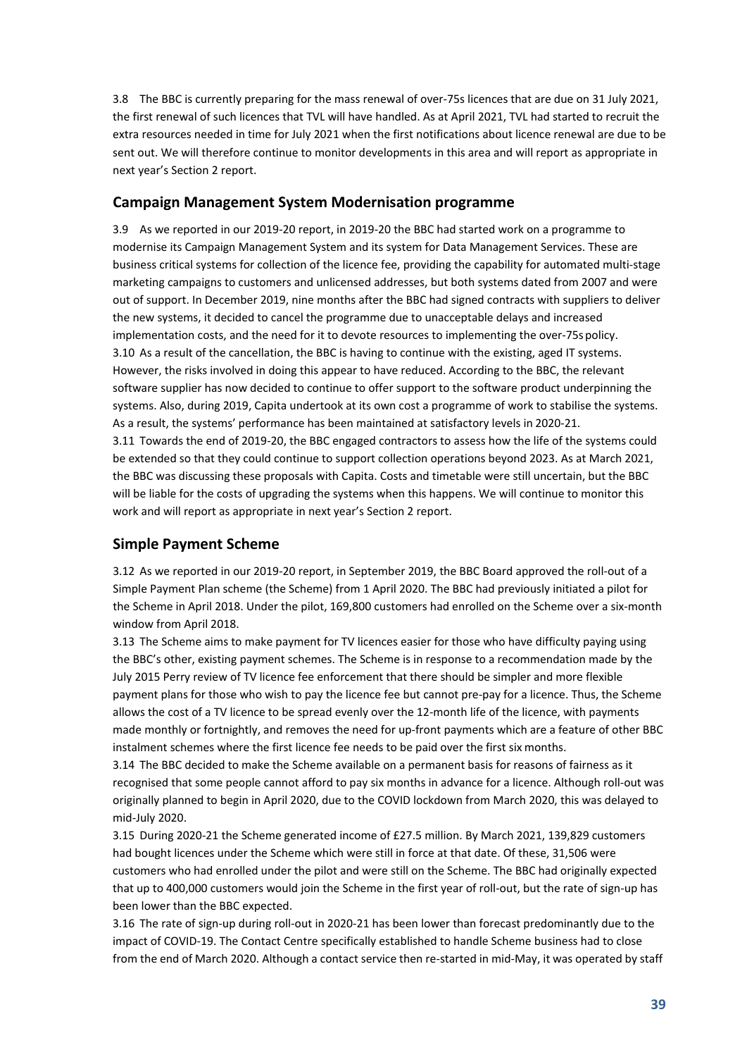3.8 The BBC is currently preparing for the mass renewal of over-75s licences that are due on 31 July 2021, the first renewal of such licences that TVL will have handled. As at April 2021, TVL had started to recruit the extra resources needed in time for July 2021 when the first notifications about licence renewal are due to be sent out. We will therefore continue to monitor developments in this area and will report as appropriate in next year's Section 2 report.

## Campaign Management System Modernisation programme

3.9 As we reported in our 2019-20 report, in 2019-20 the BBC had started work on a programme to modernise its Campaign Management System and its system for Data Management Services. These are business critical systems for collection of the licence fee, providing the capability for automated multi-stage marketing campaigns to customers and unlicensed addresses, but both systems dated from 2007 and were out of support. In December 2019, nine months after the BBC had signed contracts with suppliers to deliver the new systems, it decided to cancel the programme due to unacceptable delays and increased implementation costs, and the need for it to devote resources to implementing the over-75s policy.

3.10 As a result of the cancellation, the BBC is having to continue with the existing, aged IT systems. However, the risks involved in doing this appear to have reduced. According to the BBC, the relevant software supplier has now decided to continue to offer support to the software product underpinning the systems. Also, during 2019, Capita undertook at its own cost a programme of work to stabilise the systems. As a result, the systems' performance has been maintained at satisfactory levels in 2020-21.

3.11 Towards the end of 2019-20, the BBC engaged contractors to assess how the life of the systems could be extended so that they could continue to support collection operations beyond 2023. As at March 2021, the BBC was discussing these proposals with Capita. Costs and timetable were still uncertain, but the BBC will be liable for the costs of upgrading the systems when this happens. We will continue to monitor this work and will report as appropriate in next year's Section 2 report.

## Simple Payment Scheme

3.12 As we reported in our 2019-20 report, in September 2019, the BBC Board approved the roll-out of a Simple Payment Plan scheme (the Scheme) from 1 April 2020. The BBC had previously initiated a pilot for the Scheme in April 2018. Under the pilot, 169,800 customers had enrolled on the Scheme over a six-month window from April 2018.

3.13 The Scheme aims to make payment for TV licences easier for those who have difficulty paying using the BBC's other, existing payment schemes. The Scheme is in response to a recommendation made by the July 2015 Perry review of TV licence fee enforcement that there should be simpler and more flexible payment plans for those who wish to pay the licence fee but cannot pre-pay for a licence. Thus, the Scheme allows the cost of a TV licence to be spread evenly over the 12-month life of the licence, with payments made monthly or fortnightly, and removes the need for up-front payments which are a feature of other BBC instalment schemes where the first licence fee needs to be paid over the first six months.

3.14 The BBC decided to make the Scheme available on a permanent basis for reasons of fairness as it recognised that some people cannot afford to pay six months in advance for a licence. Although roll-out was originally planned to begin in April 2020, due to the COVID lockdown from March 2020, this was delayed to mid-July 2020.

3.15 During 2020-21 the Scheme generated income of £27.5 million. By March 2021, 139,829 customers had bought licences under the Scheme which were still in force at that date. Of these, 31,506 were customers who had enrolled under the pilot and were still on the Scheme. The BBC had originally expected that up to 400,000 customers would join the Scheme in the first year of roll-out, but the rate of sign-up has been lower than the BBC expected.

3.16 The rate of sign-up during roll-out in 2020-21 has been lower than forecast predominantly due to the impact of COVID-19. The Contact Centre specifically established to handle Scheme business had to close from the end of March 2020. Although a contact service then re-started in mid-May, it was operated by staff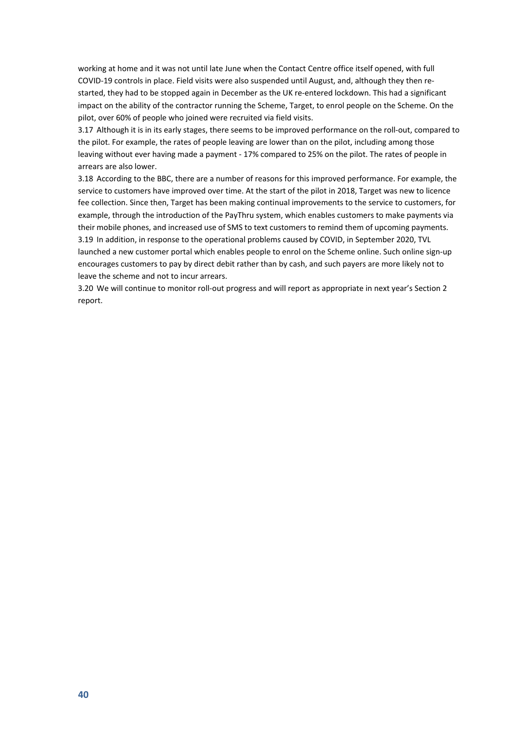working at home and it was not until late June when the Contact Centre office itself opened, with full COVID-19 controls in place. Field visits were also suspended until August, and, although they then re-started, they had to be stopped again in December as the UK re-entered lockdown. This had a significant impact on the ability of the contractor running the Scheme, Target, to enrol people on the Scheme. On the pilot, over 60% of people who joined were recruited via field visits.

3.17 Although it is in its early stages, there seems to be improved performance on the roll-out, compared to the pilot. For example, the rates of people leaving are lower than on the pilot, including among those leaving without ever having made a payment - 17% compared to 25% on the pilot. The rates of people in arrears are also lower.

3.18 According to the BBC, there are a number of reasons for this improved performance. For example, the service to customers have improved over time. At the start of the pilot in 2018, Target was new to licence fee collection. Since then, Target has been making continual improvements to the service to customers, for example, through the introduction of the PayThru system, which enables customers to make payments via their mobile phones, and increased use of SMS to text customers to remind them of upcoming payments.

3.19 In addition, in response to the operational problems caused by COVID, in September 2020, TVL launched a new customer portal which enables people to enrol on the Scheme online. Such online sign-up encourages customers to pay by direct debit rather than by cash, and such payers are more likely not to leave the scheme and not to incur arrears.

3.20 We will continue to monitor roll-out progress and will report as appropriate in next year's Section 2 report.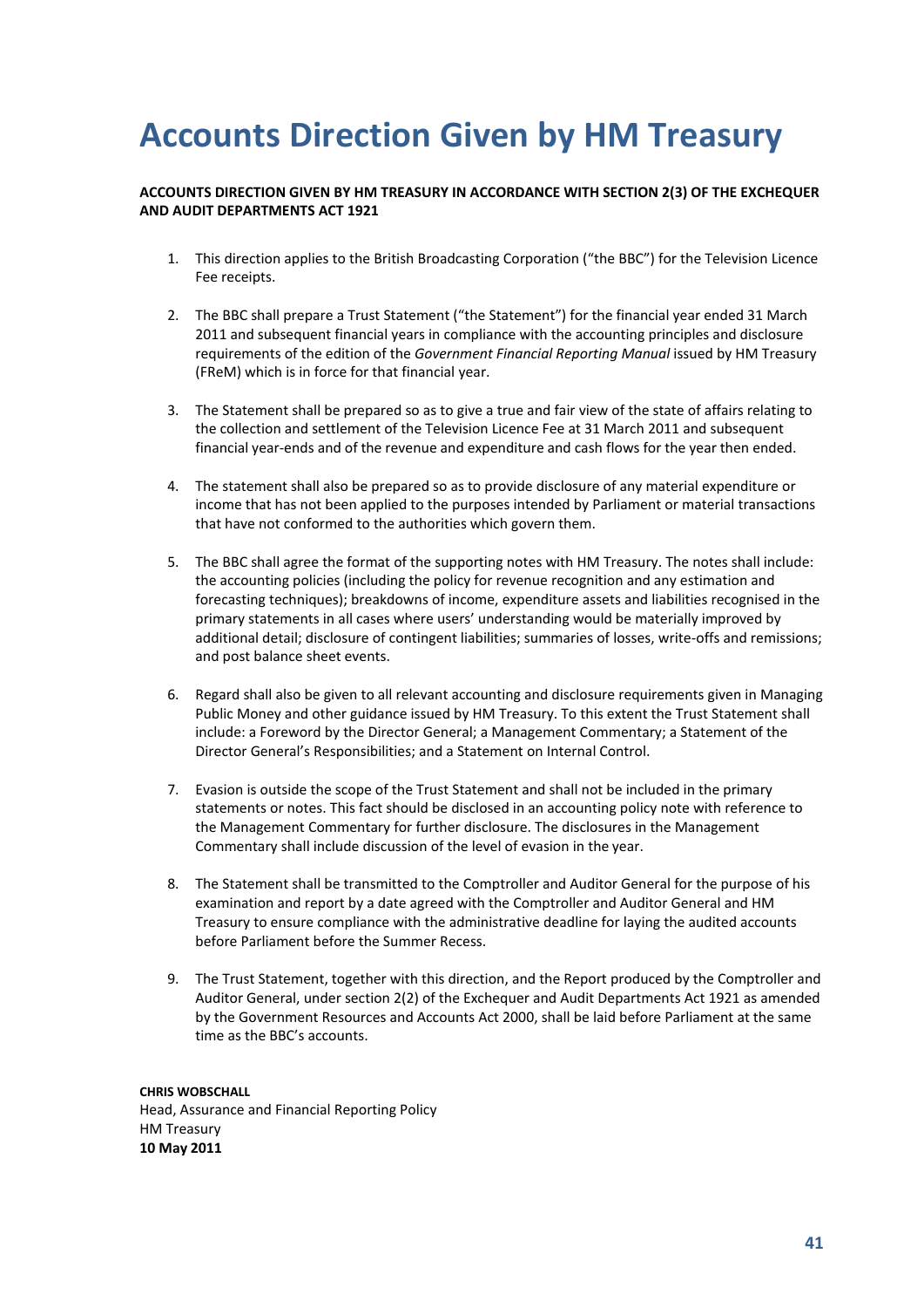# Accounts Direction Given by HM Treasury

**ACCOUNTS DIRECTION GIVEN BY HM TREASURY IN ACCORDANCE WITH SECTION 2(3) OF THE EXCHEQUER AND AUDIT DEPARTMENTS ACT 1921**

1. This direction applies to the British Broadcasting Corporation ("the BBC") for the Television Licence Fee receipts.

2. The BBC shall prepare a Trust Statement ("the Statement") for the financial year ended 31 March 2011 and subsequent financial years in compliance with the accounting principles and disclosure requirements of the edition of the *Government Financial Reporting Manual* issued by HM Treasury (FReM) which is in force for that financial year.

3. The Statement shall be prepared so as to give a true and fair view of the state of affairs relating to the collection and settlement of the Television Licence Fee at 31 March 2011 and subsequent financial year-ends and of the revenue and expenditure and cash flows for the year then ended.

4. The statement shall also be prepared so as to provide disclosure of any material expenditure or income that has not been applied to the purposes intended by Parliament or material transactions that have not conformed to the authorities which govern them.

5. The BBC shall agree the format of the supporting notes with HM Treasury. The notes shall include: the accounting policies (including the policy for revenue recognition and any estimation and forecasting techniques); breakdowns of income, expenditure assets and liabilities recognised in the primary statements in all cases where users' understanding would be materially improved by additional detail; disclosure of contingent liabilities; summaries of losses, write-offs and remissions; and post balance sheet events.

6. Regard shall also be given to all relevant accounting and disclosure requirements given in Managing Public Money and other guidance issued by HM Treasury. To this extent the Trust Statement shall include: a Foreword by the Director General; a Management Commentary; a Statement of the Director General's Responsibilities; and a Statement on Internal Control.

7. Evasion is outside the scope of the Trust Statement and shall not be included in the primary statements or notes. This fact should be disclosed in an accounting policy note with reference to the Management Commentary for further disclosure. The disclosures in the Management Commentary shall include discussion of the level of evasion in the year.

8. The Statement shall be transmitted to the Comptroller and Auditor General for the purpose of his examination and report by a date agreed with the Comptroller and Auditor General and HM Treasury to ensure compliance with the administrative deadline for laying the audited accounts before Parliament before the Summer Recess.

9. The Trust Statement, together with this direction, and the Report produced by the Comptroller and Auditor General, under section 2(2) of the Exchequer and Audit Departments Act 1921 as amended by the Government Resources and Accounts Act 2000, shall be laid before Parliament at the same time as the BBC's accounts.

**CHRIS WOBSCHALL**
Head, Assurance and Financial Reporting Policy
HM Treasury
**10 May 2011**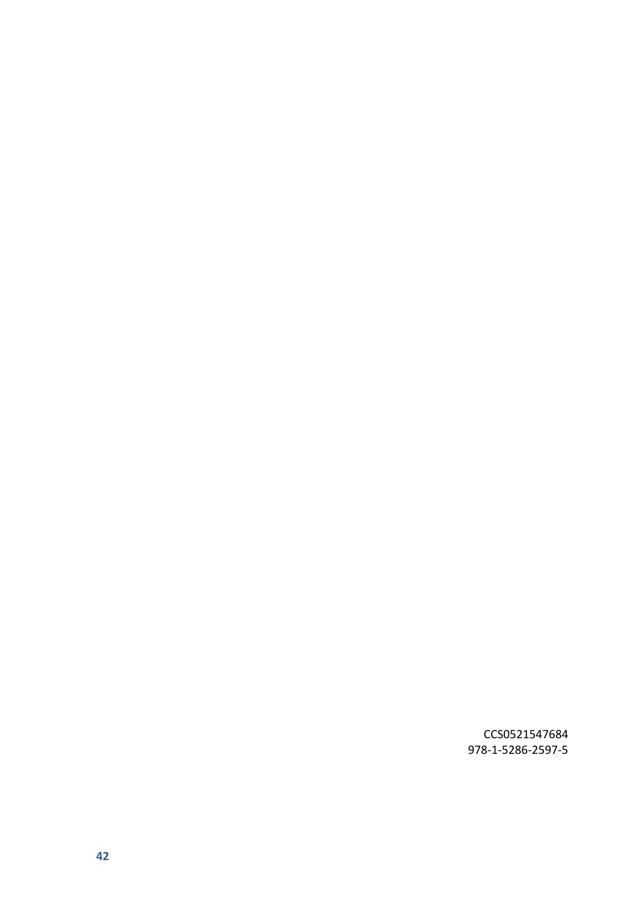CCS0521547684
978-1-5286-2597-5